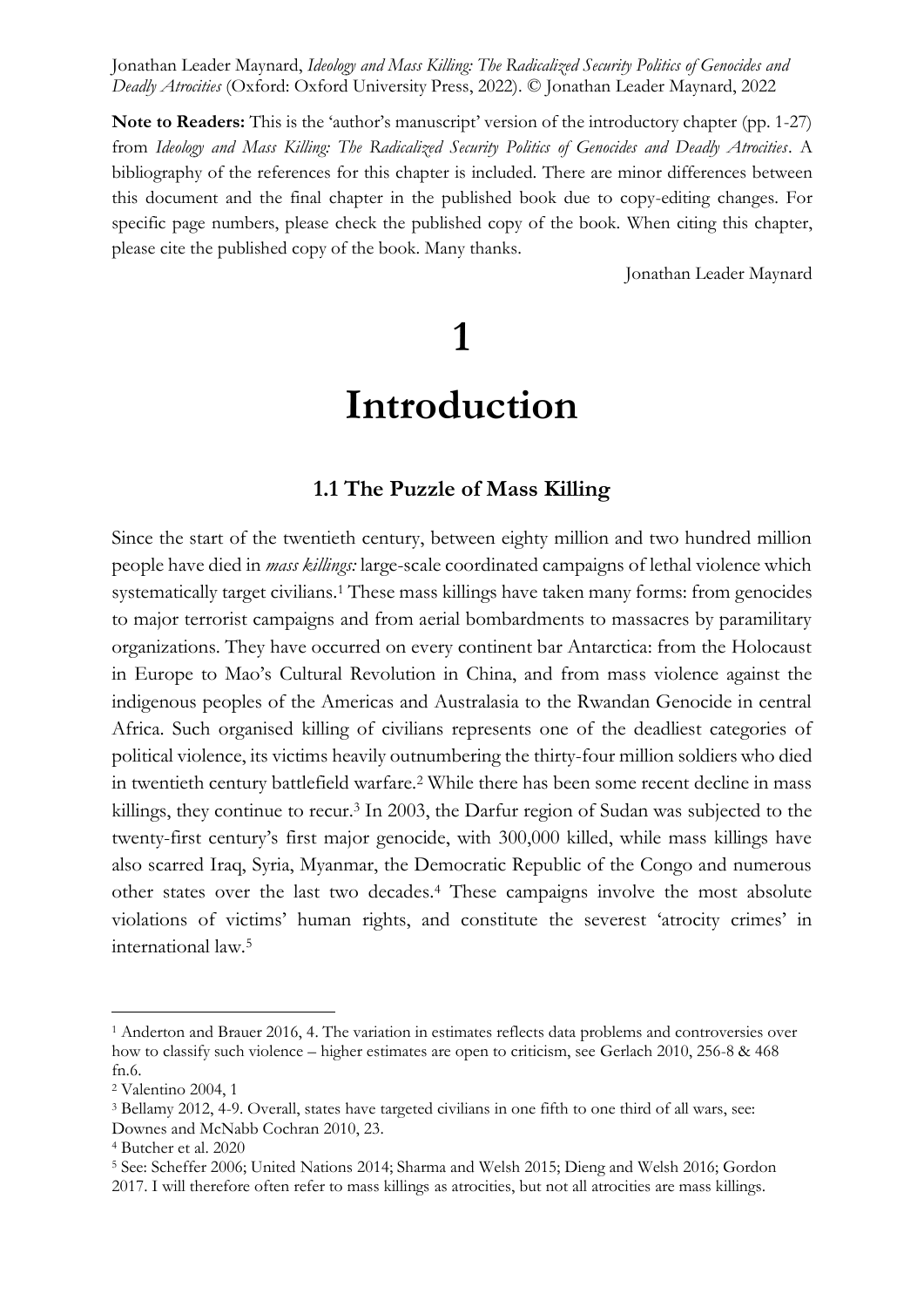Jonathan Leader Maynard, *Ideology and Mass Killing: The Radicalized Security Politics of Genocides and Deadly Atrocities* (Oxford: Oxford University Press, 2022). © Jonathan Leader Maynard, 2022

**Note to Readers:** This is the 'author's manuscript' version of the introductory chapter (pp. 1-27) from *Ideology and Mass Killing: The Radicalized Security Politics of Genocides and Deadly Atrocities*. A bibliography of the references for this chapter is included. There are minor differences between this document and the final chapter in the published book due to copy-editing changes. For specific page numbers, please check the published copy of the book. When citing this chapter, please cite the published copy of the book. Many thanks.

Jonathan Leader Maynard

# 1

# Introduction

## 1.1 The Puzzle of Mass Killing

Since the start of the twentieth century, between eighty million and two hundred million people have died in *mass killings:* large-scale coordinated campaigns of lethal violence which systematically target civilians.[1] These mass killings have taken many forms: from genocides to major terrorist campaigns and from aerial bombardments to massacres by paramilitary organizations. They have occurred on every continent bar Antarctica: from the Holocaust in Europe to Mao's Cultural Revolution in China, and from mass violence against the indigenous peoples of the Americas and Australasia to the Rwandan Genocide in central Africa. Such organised killing of civilians represents one of the deadliest categories of political violence, its victims heavily outnumbering the thirty-four million soldiers who died in twentieth century battlefield warfare.[2] While there has been some recent decline in mass killings, they continue to recur.[3] In 2003, the Darfur region of Sudan was subjected to the twenty-first century's first major genocide, with 300,000 killed, while mass killings have also scarred Iraq, Syria, Myanmar, the Democratic Republic of the Congo and numerous other states over the last two decades.[4] These campaigns involve the most absolute violations of victims' human rights, and constitute the severest 'atrocity crimes' in international law.[5]

---

[1] Anderton and Brauer 2016, 4. The variation in estimates reflects data problems and controversies over how to classify such violence – higher estimates are open to criticism, see Gerlach 2010, 256-8 & 468 fn.6.

[2] Valentino 2004, 1

[3] Bellamy 2012, 4-9. Overall, states have targeted civilians in one fifth to one third of all wars, see: Downes and McNabb Cochran 2010, 23.

[4] Butcher et al. 2020

[5] See: Scheffer 2006; United Nations 2014; Sharma and Welsh 2015; Dieng and Welsh 2016; Gordon 2017. I will therefore often refer to mass killings as atrocities, but not all atrocities are mass killings.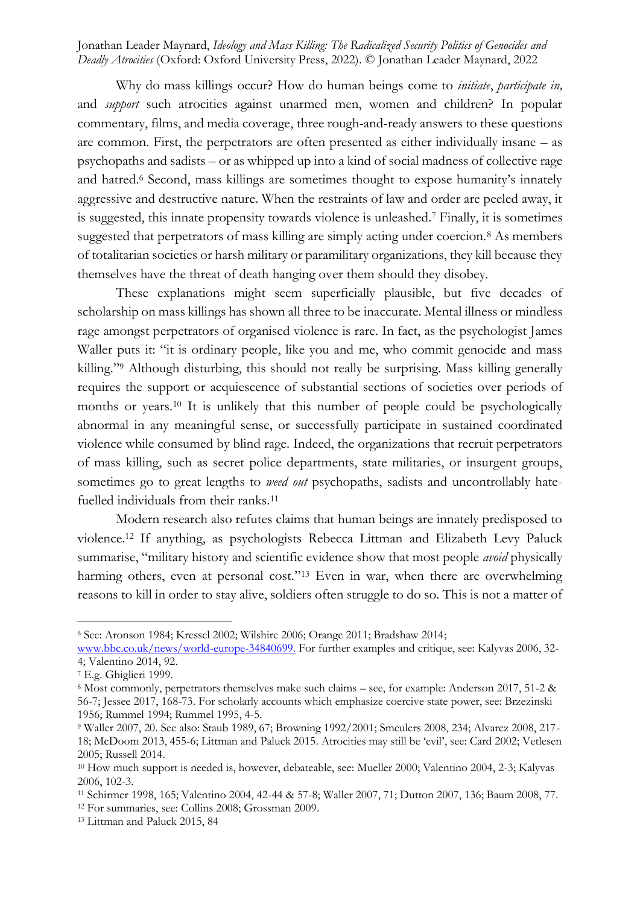Why do mass killings occur? How do human beings come to *initiate*, *participate in,* and *support* such atrocities against unarmed men, women and children? In popular commentary, films, and media coverage, three rough-and-ready answers to these questions are common. First, the perpetrators are often presented as either individually insane – as psychopaths and sadists – or as whipped up into a kind of social madness of collective rage and hatred.[6] Second, mass killings are sometimes thought to expose humanity's innately aggressive and destructive nature. When the restraints of law and order are peeled away, it is suggested, this innate propensity towards violence is unleashed.[7] Finally, it is sometimes suggested that perpetrators of mass killing are simply acting under coercion.[8] As members of totalitarian societies or harsh military or paramilitary organizations, they kill because they themselves have the threat of death hanging over them should they disobey.

These explanations might seem superficially plausible, but five decades of scholarship on mass killings has shown all three to be inaccurate. Mental illness or mindless rage amongst perpetrators of organised violence is rare. In fact, as the psychologist James Waller puts it: "it is ordinary people, like you and me, who commit genocide and mass killing."[9] Although disturbing, this should not really be surprising. Mass killing generally requires the support or acquiescence of substantial sections of societies over periods of months or years.[10] It is unlikely that this number of people could be psychologically abnormal in any meaningful sense, or successfully participate in sustained coordinated violence while consumed by blind rage. Indeed, the organizations that recruit perpetrators of mass killing, such as secret police departments, state militaries, or insurgent groups, sometimes go to great lengths to *weed out* psychopaths, sadists and uncontrollably hate-fuelled individuals from their ranks.[11]

Modern research also refutes claims that human beings are innately predisposed to violence.[12] If anything, as psychologists Rebecca Littman and Elizabeth Levy Paluck summarise, "military history and scientific evidence show that most people *avoid* physically harming others, even at personal cost."[13] Even in war, when there are overwhelming reasons to kill in order to stay alive, soldiers often struggle to do so. This is not a matter of

---

[6] See: Aronson 1984; Kressel 2002; Wilshire 2006; Orange 2011; Bradshaw 2014; www.bbc.co.uk/news/world-europe-34840699. For further examples and critique, see: Kalyvas 2006, 32-4; Valentino 2014, 92.

[7] E.g. Ghiglieri 1999.

[8] Most commonly, perpetrators themselves make such claims – see, for example: Anderson 2017, 51-2 & 56-7; Jessee 2017, 168-73. For scholarly accounts which emphasize coercive state power, see: Brzezinski 1956; Rummel 1994; Rummel 1995, 4-5.

[9] Waller 2007, 20. See also: Staub 1989, 67; Browning 1992/2001; Smeulers 2008, 234; Alvarez 2008, 217-18; McDoom 2013, 455-6; Littman and Paluck 2015. Atrocities may still be 'evil', see: Card 2002; Vetlesen 2005; Russell 2014.

[10] How much support is needed is, however, debateable, see: Mueller 2000; Valentino 2004, 2-3; Kalyvas 2006, 102-3.

[11] Schirmer 1998, 165; Valentino 2004, 42-44 & 57-8; Waller 2007, 71; Dutton 2007, 136; Baum 2008, 77.

[12] For summaries, see: Collins 2008; Grossman 2009.

[13] Littman and Paluck 2015, 84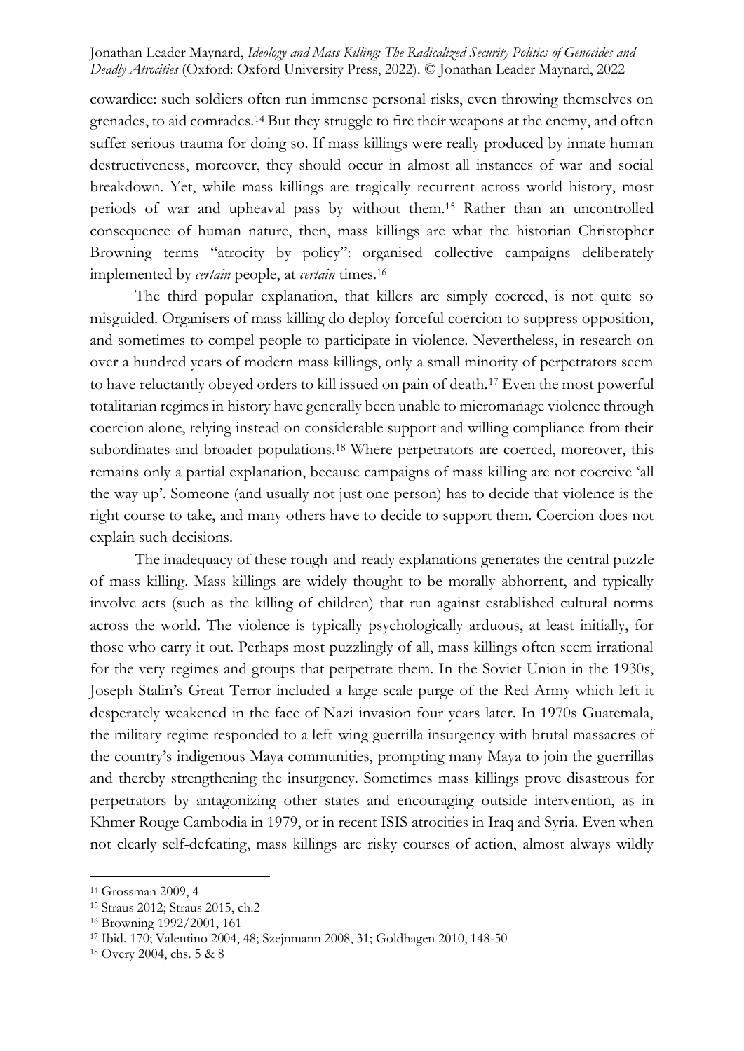cowardice: such soldiers often run immense personal risks, even throwing themselves on grenades, to aid comrades.[14] But they struggle to fire their weapons at the enemy, and often suffer serious trauma for doing so. If mass killings were really produced by innate human destructiveness, moreover, they should occur in almost all instances of war and social breakdown. Yet, while mass killings are tragically recurrent across world history, most periods of war and upheaval pass by without them.[15] Rather than an uncontrolled consequence of human nature, then, mass killings are what the historian Christopher Browning terms "atrocity by policy": organised collective campaigns deliberately implemented by *certain* people, at *certain* times.[16]

The third popular explanation, that killers are simply coerced, is not quite so misguided. Organisers of mass killing do deploy forceful coercion to suppress opposition, and sometimes to compel people to participate in violence. Nevertheless, in research on over a hundred years of modern mass killings, only a small minority of perpetrators seem to have reluctantly obeyed orders to kill issued on pain of death.[17] Even the most powerful totalitarian regimes in history have generally been unable to micromanage violence through coercion alone, relying instead on considerable support and willing compliance from their subordinates and broader populations.[18] Where perpetrators are coerced, moreover, this remains only a partial explanation, because campaigns of mass killing are not coercive 'all the way up'. Someone (and usually not just one person) has to decide that violence is the right course to take, and many others have to decide to support them. Coercion does not explain such decisions.

The inadequacy of these rough-and-ready explanations generates the central puzzle of mass killing. Mass killings are widely thought to be morally abhorrent, and typically involve acts (such as the killing of children) that run against established cultural norms across the world. The violence is typically psychologically arduous, at least initially, for those who carry it out. Perhaps most puzzlingly of all, mass killings often seem irrational for the very regimes and groups that perpetrate them. In the Soviet Union in the 1930s, Joseph Stalin's Great Terror included a large-scale purge of the Red Army which left it desperately weakened in the face of Nazi invasion four years later. In 1970s Guatemala, the military regime responded to a left-wing guerrilla insurgency with brutal massacres of the country's indigenous Maya communities, prompting many Maya to join the guerrillas and thereby strengthening the insurgency. Sometimes mass killings prove disastrous for perpetrators by antagonizing other states and encouraging outside intervention, as in Khmer Rouge Cambodia in 1979, or in recent ISIS atrocities in Iraq and Syria. Even when not clearly self-defeating, mass killings are risky courses of action, almost always wildly

---

[14] Grossman 2009, 4

[15] Straus 2012; Straus 2015, ch.2

[16] Browning 1992/2001, 161

[17] Ibid. 170; Valentino 2004, 48; Szejnmann 2008, 31; Goldhagen 2010, 148-50

[18] Overy 2004, chs. 5 & 8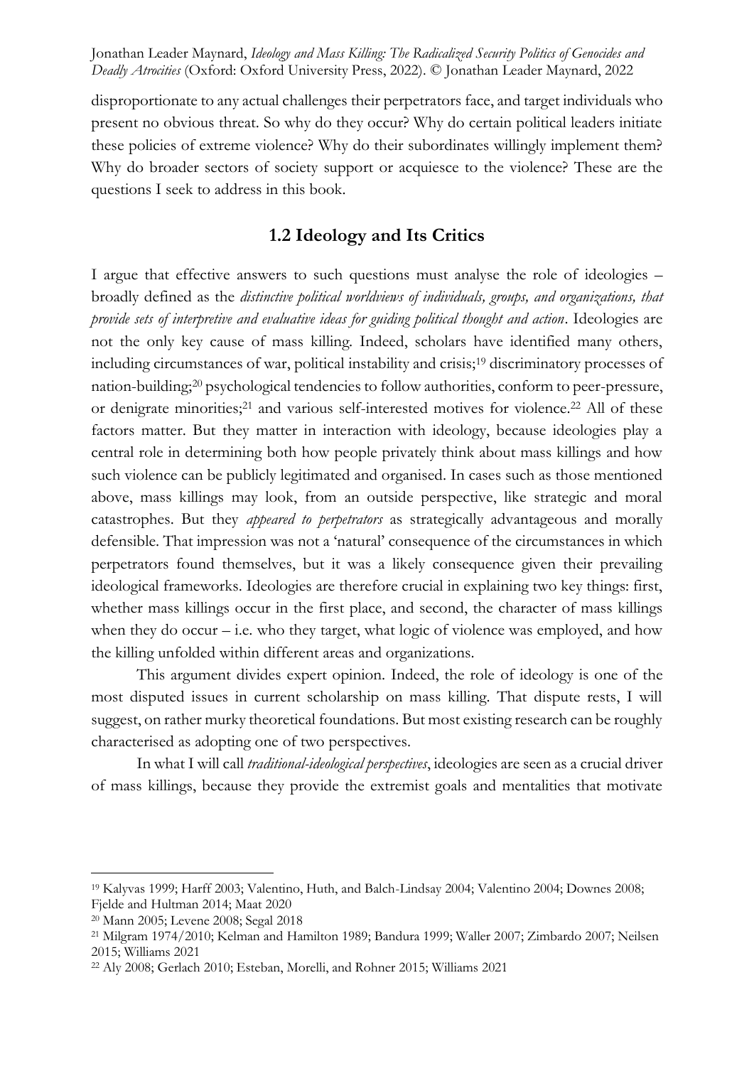disproportionate to any actual challenges their perpetrators face, and target individuals who present no obvious threat. So why do they occur? Why do certain political leaders initiate these policies of extreme violence? Why do their subordinates willingly implement them? Why do broader sectors of society support or acquiesce to the violence? These are the questions I seek to address in this book.

## 1.2 Ideology and Its Critics

I argue that effective answers to such questions must analyse the role of ideologies – broadly defined as the *distinctive political worldviews of individuals, groups, and organizations, that provide sets of interpretive and evaluative ideas for guiding political thought and action*. Ideologies are not the only key cause of mass killing. Indeed, scholars have identified many others, including circumstances of war, political instability and crisis;[19] discriminatory processes of nation-building;[20] psychological tendencies to follow authorities, conform to peer-pressure, or denigrate minorities;[21] and various self-interested motives for violence.[22] All of these factors matter. But they matter in interaction with ideology, because ideologies play a central role in determining both how people privately think about mass killings and how such violence can be publicly legitimated and organised. In cases such as those mentioned above, mass killings may look, from an outside perspective, like strategic and moral catastrophes. But they *appeared to perpetrators* as strategically advantageous and morally defensible. That impression was not a 'natural' consequence of the circumstances in which perpetrators found themselves, but it was a likely consequence given their prevailing ideological frameworks. Ideologies are therefore crucial in explaining two key things: first, whether mass killings occur in the first place, and second, the character of mass killings when they do occur – i.e. who they target, what logic of violence was employed, and how the killing unfolded within different areas and organizations.

This argument divides expert opinion. Indeed, the role of ideology is one of the most disputed issues in current scholarship on mass killing. That dispute rests, I will suggest, on rather murky theoretical foundations. But most existing research can be roughly characterised as adopting one of two perspectives.

In what I will call *traditional-ideological perspectives*, ideologies are seen as a crucial driver of mass killings, because they provide the extremist goals and mentalities that motivate

---

[19] Kalyvas 1999; Harff 2003; Valentino, Huth, and Balch-Lindsay 2004; Valentino 2004; Downes 2008; Fjelde and Hultman 2014; Maat 2020

[20] Mann 2005; Levene 2008; Segal 2018

[21] Milgram 1974/2010; Kelman and Hamilton 1989; Bandura 1999; Waller 2007; Zimbardo 2007; Neilsen 2015; Williams 2021

[22] Aly 2008; Gerlach 2010; Esteban, Morelli, and Rohner 2015; Williams 2021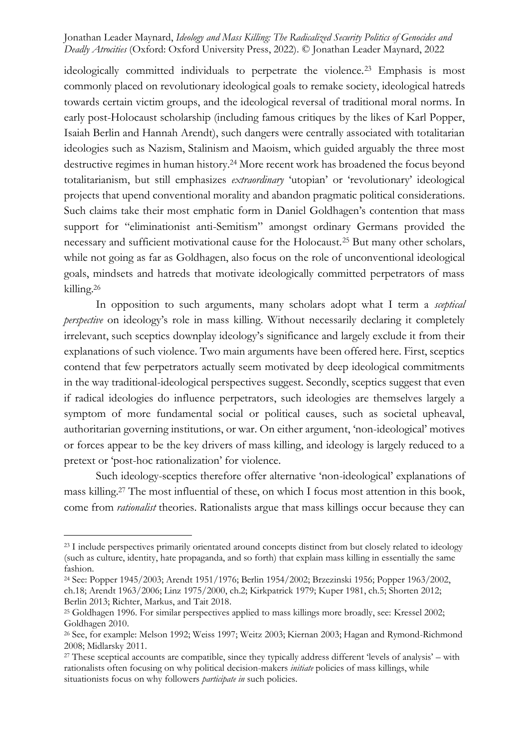ideologically committed individuals to perpetrate the violence.[23] Emphasis is most commonly placed on revolutionary ideological goals to remake society, ideological hatreds towards certain victim groups, and the ideological reversal of traditional moral norms. In early post-Holocaust scholarship (including famous critiques by the likes of Karl Popper, Isaiah Berlin and Hannah Arendt), such dangers were centrally associated with totalitarian ideologies such as Nazism, Stalinism and Maoism, which guided arguably the three most destructive regimes in human history.[24] More recent work has broadened the focus beyond totalitarianism, but still emphasizes *extraordinary* 'utopian' or 'revolutionary' ideological projects that upend conventional morality and abandon pragmatic political considerations. Such claims take their most emphatic form in Daniel Goldhagen's contention that mass support for "eliminationist anti-Semitism" amongst ordinary Germans provided the necessary and sufficient motivational cause for the Holocaust.[25] But many other scholars, while not going as far as Goldhagen, also focus on the role of unconventional ideological goals, mindsets and hatreds that motivate ideologically committed perpetrators of mass killing.[26]

In opposition to such arguments, many scholars adopt what I term a *sceptical perspective* on ideology's role in mass killing. Without necessarily declaring it completely irrelevant, such sceptics downplay ideology's significance and largely exclude it from their explanations of such violence. Two main arguments have been offered here. First, sceptics contend that few perpetrators actually seem motivated by deep ideological commitments in the way traditional-ideological perspectives suggest. Secondly, sceptics suggest that even if radical ideologies do influence perpetrators, such ideologies are themselves largely a symptom of more fundamental social or political causes, such as societal upheaval, authoritarian governing institutions, or war. On either argument, 'non-ideological' motives or forces appear to be the key drivers of mass killing, and ideology is largely reduced to a pretext or 'post-hoc rationalization' for violence.

Such ideology-sceptics therefore offer alternative 'non-ideological' explanations of mass killing.[27] The most influential of these, on which I focus most attention in this book, come from *rationalist* theories. Rationalists argue that mass killings occur because they can

---

[23] I include perspectives primarily orientated around concepts distinct from but closely related to ideology (such as culture, identity, hate propaganda, and so forth) that explain mass killing in essentially the same fashion.

[24] See: Popper 1945/2003; Arendt 1951/1976; Berlin 1954/2002; Brzezinski 1956; Popper 1963/2002, ch.18; Arendt 1963/2006; Linz 1975/2000, ch.2; Kirkpatrick 1979; Kuper 1981, ch.5; Shorten 2012; Berlin 2013; Richter, Markus, and Tait 2018.

[25] Goldhagen 1996. For similar perspectives applied to mass killings more broadly, see: Kressel 2002; Goldhagen 2010.

[26] See, for example: Melson 1992; Weiss 1997; Weitz 2003; Kiernan 2003; Hagan and Rymond-Richmond 2008; Midlarsky 2011.

[27] These sceptical accounts are compatible, since they typically address different 'levels of analysis' – with rationalists often focusing on why political decision-makers *initiate* policies of mass killings, while situationists focus on why followers *participate in* such policies.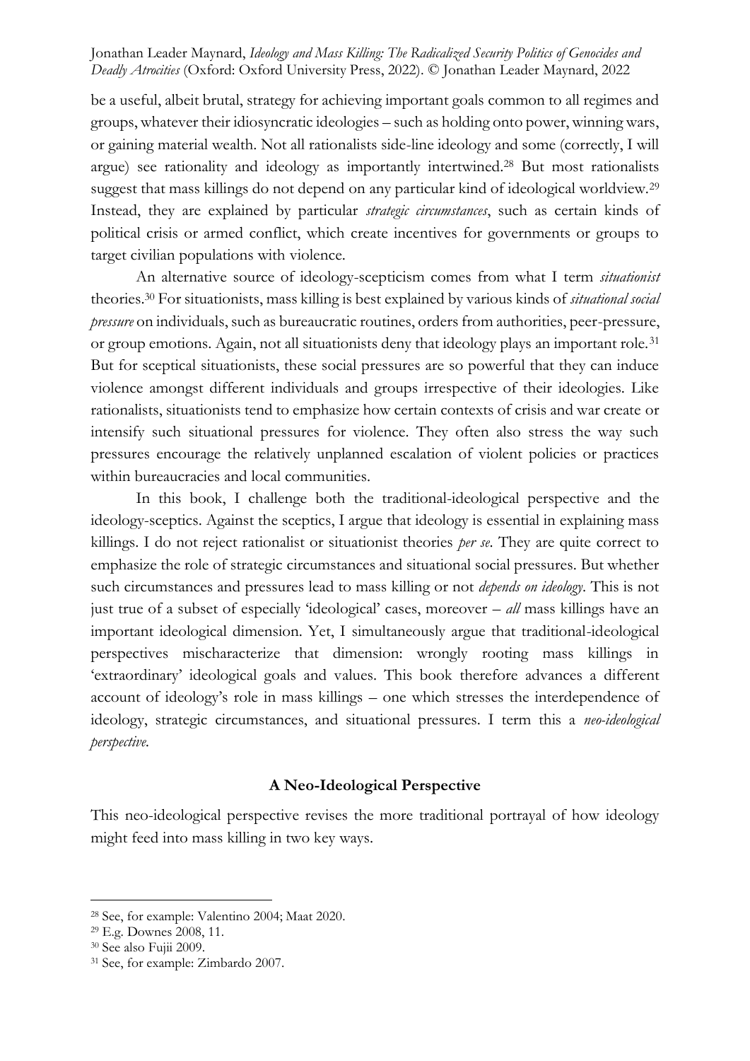be a useful, albeit brutal, strategy for achieving important goals common to all regimes and groups, whatever their idiosyncratic ideologies – such as holding onto power, winning wars, or gaining material wealth. Not all rationalists side-line ideology and some (correctly, I will argue) see rationality and ideology as importantly intertwined.[28] But most rationalists suggest that mass killings do not depend on any particular kind of ideological worldview.[29] Instead, they are explained by particular *strategic circumstances*, such as certain kinds of political crisis or armed conflict, which create incentives for governments or groups to target civilian populations with violence.

An alternative source of ideology-scepticism comes from what I term *situationist* theories.[30] For situationists, mass killing is best explained by various kinds of *situational social pressure* on individuals, such as bureaucratic routines, orders from authorities, peer-pressure, or group emotions. Again, not all situationists deny that ideology plays an important role.[31] But for sceptical situationists, these social pressures are so powerful that they can induce violence amongst different individuals and groups irrespective of their ideologies. Like rationalists, situationists tend to emphasize how certain contexts of crisis and war create or intensify such situational pressures for violence. They often also stress the way such pressures encourage the relatively unplanned escalation of violent policies or practices within bureaucracies and local communities.

In this book, I challenge both the traditional-ideological perspective and the ideology-sceptics. Against the sceptics, I argue that ideology is essential in explaining mass killings. I do not reject rationalist or situationist theories *per se*. They are quite correct to emphasize the role of strategic circumstances and situational social pressures. But whether such circumstances and pressures lead to mass killing or not *depends on ideology*. This is not just true of a subset of especially 'ideological' cases, moreover – *all* mass killings have an important ideological dimension. Yet, I simultaneously argue that traditional-ideological perspectives mischaracterize that dimension: wrongly rooting mass killings in 'extraordinary' ideological goals and values. This book therefore advances a different account of ideology's role in mass killings – one which stresses the interdependence of ideology, strategic circumstances, and situational pressures. I term this a *neo-ideological perspective*.

### A Neo-Ideological Perspective

This neo-ideological perspective revises the more traditional portrayal of how ideology might feed into mass killing in two key ways.

---

[28] See, for example: Valentino 2004; Maat 2020.

[29] E.g. Downes 2008, 11.

[30] See also Fujii 2009.

[31] See, for example: Zimbardo 2007.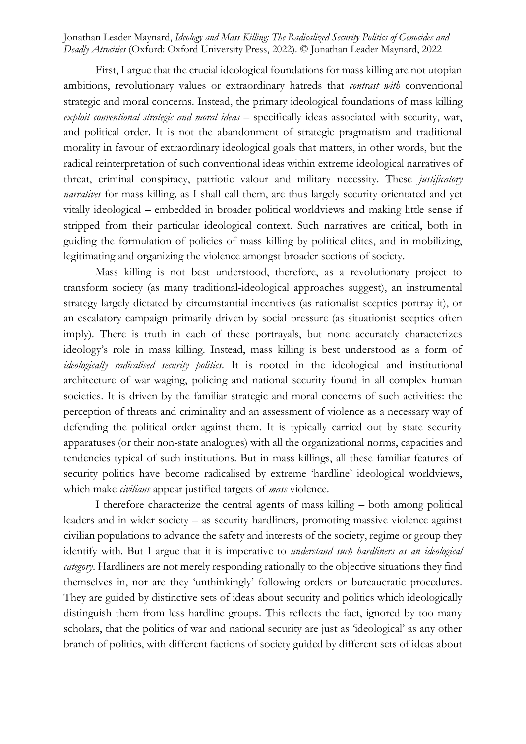First, I argue that the crucial ideological foundations for mass killing are not utopian ambitions, revolutionary values or extraordinary hatreds that *contrast with* conventional strategic and moral concerns. Instead, the primary ideological foundations of mass killing *exploit conventional strategic and moral ideas* – specifically ideas associated with security, war, and political order. It is not the abandonment of strategic pragmatism and traditional morality in favour of extraordinary ideological goals that matters, in other words, but the radical reinterpretation of such conventional ideas within extreme ideological narratives of threat, criminal conspiracy, patriotic valour and military necessity. These *justificatory narratives* for mass killing*,* as I shall call them, are thus largely security-orientated and yet vitally ideological – embedded in broader political worldviews and making little sense if stripped from their particular ideological context. Such narratives are critical, both in guiding the formulation of policies of mass killing by political elites, and in mobilizing, legitimating and organizing the violence amongst broader sections of society.

Mass killing is not best understood, therefore, as a revolutionary project to transform society (as many traditional-ideological approaches suggest), an instrumental strategy largely dictated by circumstantial incentives (as rationalist-sceptics portray it), or an escalatory campaign primarily driven by social pressure (as situationist-sceptics often imply). There is truth in each of these portrayals, but none accurately characterizes ideology's role in mass killing. Instead, mass killing is best understood as a form of *ideologically radicalised security politics*. It is rooted in the ideological and institutional architecture of war-waging, policing and national security found in all complex human societies. It is driven by the familiar strategic and moral concerns of such activities: the perception of threats and criminality and an assessment of violence as a necessary way of defending the political order against them. It is typically carried out by state security apparatuses (or their non-state analogues) with all the organizational norms, capacities and tendencies typical of such institutions. But in mass killings, all these familiar features of security politics have become radicalised by extreme 'hardline' ideological worldviews, which make *civilians* appear justified targets of *mass* violence.

I therefore characterize the central agents of mass killing – both among political leaders and in wider society – as security hardliners*,* promoting massive violence against civilian populations to advance the safety and interests of the society, regime or group they identify with. But I argue that it is imperative to *understand such hardliners as an ideological category*. Hardliners are not merely responding rationally to the objective situations they find themselves in, nor are they 'unthinkingly' following orders or bureaucratic procedures. They are guided by distinctive sets of ideas about security and politics which ideologically distinguish them from less hardline groups. This reflects the fact, ignored by too many scholars, that the politics of war and national security are just as 'ideological' as any other branch of politics, with different factions of society guided by different sets of ideas about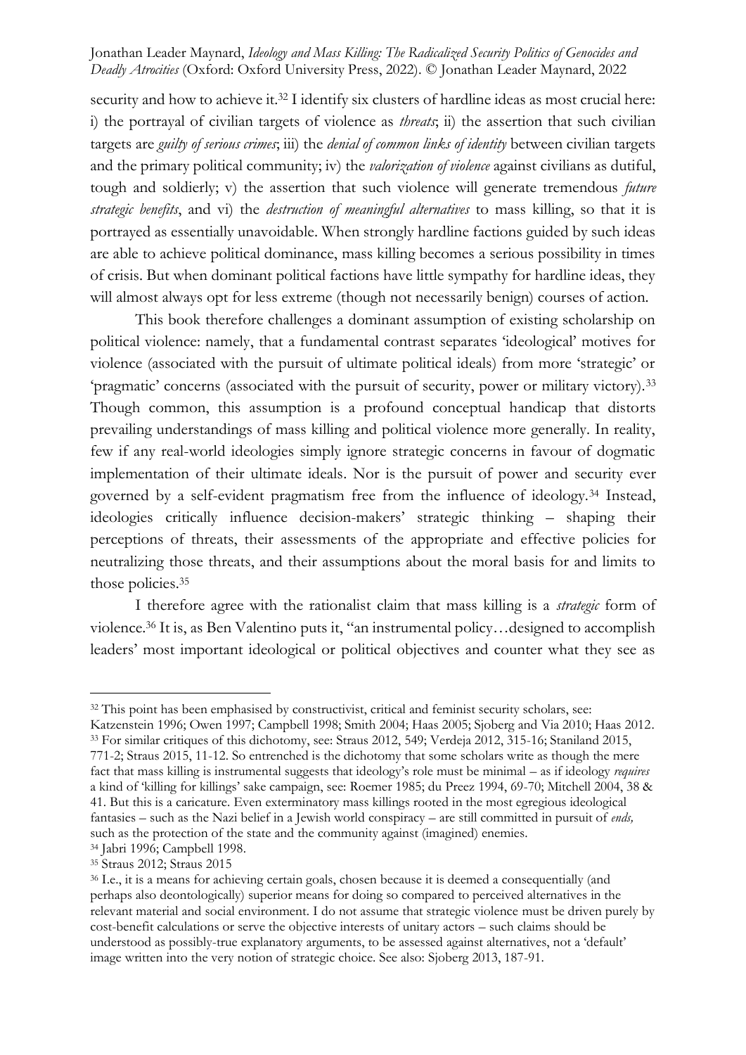security and how to achieve it.[32] I identify six clusters of hardline ideas as most crucial here: i) the portrayal of civilian targets of violence as *threats*; ii) the assertion that such civilian targets are *guilty of serious crimes*; iii) the *denial of common links of identity* between civilian targets and the primary political community; iv) the *valorization of violence* against civilians as dutiful, tough and soldierly; v) the assertion that such violence will generate tremendous *future strategic benefits*, and vi) the *destruction of meaningful alternatives* to mass killing, so that it is portrayed as essentially unavoidable. When strongly hardline factions guided by such ideas are able to achieve political dominance, mass killing becomes a serious possibility in times of crisis. But when dominant political factions have little sympathy for hardline ideas, they will almost always opt for less extreme (though not necessarily benign) courses of action.

This book therefore challenges a dominant assumption of existing scholarship on political violence: namely, that a fundamental contrast separates 'ideological' motives for violence (associated with the pursuit of ultimate political ideals) from more 'strategic' or 'pragmatic' concerns (associated with the pursuit of security, power or military victory).[33] Though common, this assumption is a profound conceptual handicap that distorts prevailing understandings of mass killing and political violence more generally. In reality, few if any real-world ideologies simply ignore strategic concerns in favour of dogmatic implementation of their ultimate ideals. Nor is the pursuit of power and security ever governed by a self-evident pragmatism free from the influence of ideology.[34] Instead, ideologies critically influence decision-makers' strategic thinking – shaping their perceptions of threats, their assessments of the appropriate and effective policies for neutralizing those threats, and their assumptions about the moral basis for and limits to those policies.[35]

I therefore agree with the rationalist claim that mass killing is a *strategic* form of violence.[36] It is, as Ben Valentino puts it, "an instrumental policy…designed to accomplish leaders' most important ideological or political objectives and counter what they see as

---

[32] This point has been emphasised by constructivist, critical and feminist security scholars, see: Katzenstein 1996; Owen 1997; Campbell 1998; Smith 2004; Haas 2005; Sjoberg and Via 2010; Haas 2012.

[33] For similar critiques of this dichotomy, see: Straus 2012, 549; Verdeja 2012, 315-16; Staniland 2015, 771-2; Straus 2015, 11-12. So entrenched is the dichotomy that some scholars write as though the mere fact that mass killing is instrumental suggests that ideology's role must be minimal – as if ideology *requires* a kind of 'killing for killings' sake campaign, see: Roemer 1985; du Preez 1994, 69-70; Mitchell 2004, 38 & 41. But this is a caricature. Even exterminatory mass killings rooted in the most egregious ideological fantasies – such as the Nazi belief in a Jewish world conspiracy – are still committed in pursuit of *ends,* such as the protection of the state and the community against (imagined) enemies.

[34] Jabri 1996; Campbell 1998.

[35] Straus 2012; Straus 2015

[36] I.e., it is a means for achieving certain goals, chosen because it is deemed a consequentially (and perhaps also deontologically) superior means for doing so compared to perceived alternatives in the relevant material and social environment. I do not assume that strategic violence must be driven purely by cost-benefit calculations or serve the objective interests of unitary actors – such claims should be understood as possibly-true explanatory arguments, to be assessed against alternatives, not a 'default' image written into the very notion of strategic choice. See also: Sjoberg 2013, 187-91.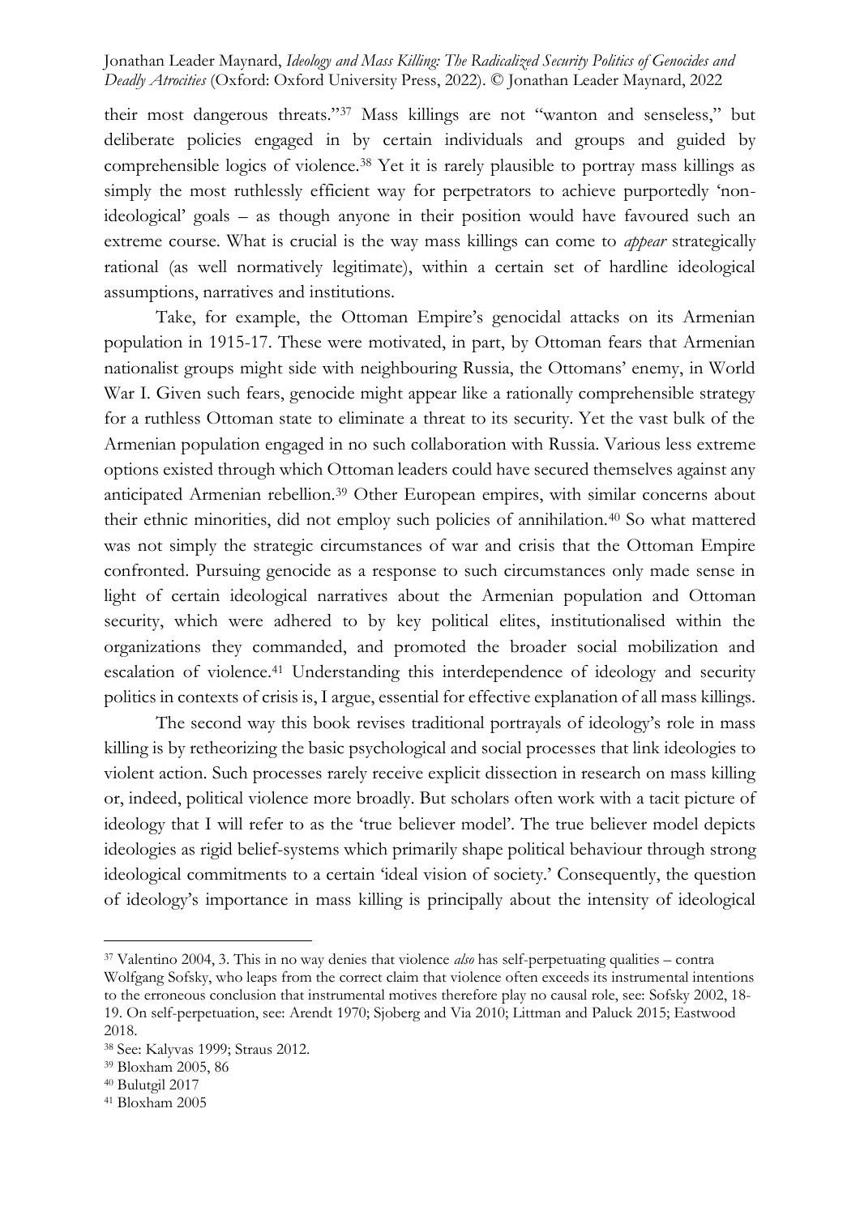their most dangerous threats."[37] Mass killings are not "wanton and senseless," but deliberate policies engaged in by certain individuals and groups and guided by comprehensible logics of violence.[38] Yet it is rarely plausible to portray mass killings as simply the most ruthlessly efficient way for perpetrators to achieve purportedly 'non-ideological' goals – as though anyone in their position would have favoured such an extreme course. What is crucial is the way mass killings can come to *appear* strategically rational (as well normatively legitimate), within a certain set of hardline ideological assumptions, narratives and institutions.

Take, for example, the Ottoman Empire's genocidal attacks on its Armenian population in 1915-17. These were motivated, in part, by Ottoman fears that Armenian nationalist groups might side with neighbouring Russia, the Ottomans' enemy, in World War I. Given such fears, genocide might appear like a rationally comprehensible strategy for a ruthless Ottoman state to eliminate a threat to its security. Yet the vast bulk of the Armenian population engaged in no such collaboration with Russia. Various less extreme options existed through which Ottoman leaders could have secured themselves against any anticipated Armenian rebellion.[39] Other European empires, with similar concerns about their ethnic minorities, did not employ such policies of annihilation.[40] So what mattered was not simply the strategic circumstances of war and crisis that the Ottoman Empire confronted. Pursuing genocide as a response to such circumstances only made sense in light of certain ideological narratives about the Armenian population and Ottoman security, which were adhered to by key political elites, institutionalised within the organizations they commanded, and promoted the broader social mobilization and escalation of violence.[41] Understanding this interdependence of ideology and security politics in contexts of crisis is, I argue, essential for effective explanation of all mass killings.

The second way this book revises traditional portrayals of ideology's role in mass killing is by retheorizing the basic psychological and social processes that link ideologies to violent action. Such processes rarely receive explicit dissection in research on mass killing or, indeed, political violence more broadly. But scholars often work with a tacit picture of ideology that I will refer to as the 'true believer model'. The true believer model depicts ideologies as rigid belief-systems which primarily shape political behaviour through strong ideological commitments to a certain 'ideal vision of society.' Consequently, the question of ideology's importance in mass killing is principally about the intensity of ideological

---

[37] Valentino 2004, 3. This in no way denies that violence *also* has self-perpetuating qualities – contra Wolfgang Sofsky, who leaps from the correct claim that violence often exceeds its instrumental intentions to the erroneous conclusion that instrumental motives therefore play no causal role, see: Sofsky 2002, 18-19. On self-perpetuation, see: Arendt 1970; Sjoberg and Via 2010; Littman and Paluck 2015; Eastwood 2018.

[38] See: Kalyvas 1999; Straus 2012.

[39] Bloxham 2005, 86

[40] Bulutgil 2017

[41] Bloxham 2005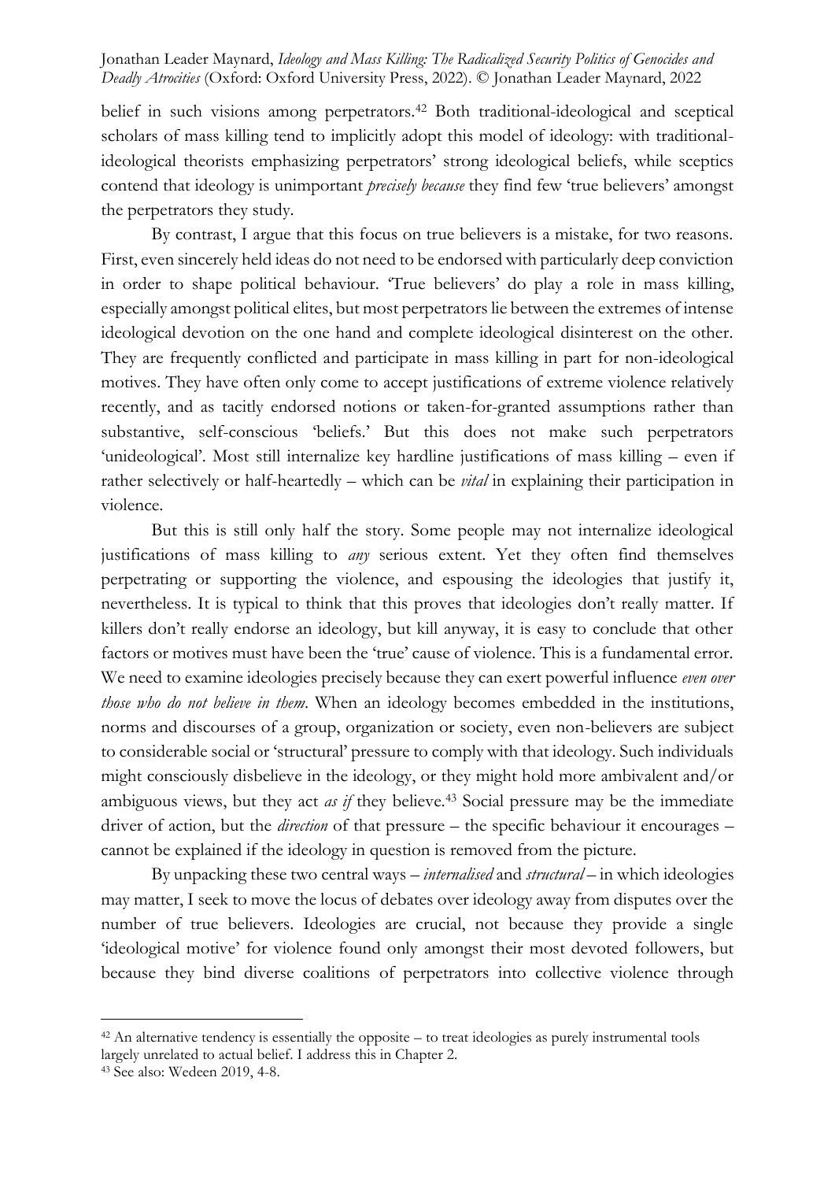belief in such visions among perpetrators.[42] Both traditional-ideological and sceptical scholars of mass killing tend to implicitly adopt this model of ideology: with traditional-ideological theorists emphasizing perpetrators' strong ideological beliefs, while sceptics contend that ideology is unimportant *precisely because* they find few 'true believers' amongst the perpetrators they study.

By contrast, I argue that this focus on true believers is a mistake, for two reasons. First, even sincerely held ideas do not need to be endorsed with particularly deep conviction in order to shape political behaviour. 'True believers' do play a role in mass killing, especially amongst political elites, but most perpetrators lie between the extremes of intense ideological devotion on the one hand and complete ideological disinterest on the other. They are frequently conflicted and participate in mass killing in part for non-ideological motives. They have often only come to accept justifications of extreme violence relatively recently, and as tacitly endorsed notions or taken-for-granted assumptions rather than substantive, self-conscious 'beliefs.' But this does not make such perpetrators 'unideological'. Most still internalize key hardline justifications of mass killing – even if rather selectively or half-heartedly – which can be *vital* in explaining their participation in violence.

But this is still only half the story. Some people may not internalize ideological justifications of mass killing to *any* serious extent. Yet they often find themselves perpetrating or supporting the violence, and espousing the ideologies that justify it, nevertheless. It is typical to think that this proves that ideologies don't really matter. If killers don't really endorse an ideology, but kill anyway, it is easy to conclude that other factors or motives must have been the 'true' cause of violence. This is a fundamental error. We need to examine ideologies precisely because they can exert powerful influence *even over those who do not believe in them*. When an ideology becomes embedded in the institutions, norms and discourses of a group, organization or society, even non-believers are subject to considerable social or 'structural' pressure to comply with that ideology. Such individuals might consciously disbelieve in the ideology, or they might hold more ambivalent and/or ambiguous views, but they act *as if* they believe.[43] Social pressure may be the immediate driver of action, but the *direction* of that pressure – the specific behaviour it encourages – cannot be explained if the ideology in question is removed from the picture.

By unpacking these two central ways – *internalised* and *structural* – in which ideologies may matter, I seek to move the locus of debates over ideology away from disputes over the number of true believers. Ideologies are crucial, not because they provide a single 'ideological motive' for violence found only amongst their most devoted followers, but because they bind diverse coalitions of perpetrators into collective violence through

[42] An alternative tendency is essentially the opposite – to treat ideologies as purely instrumental tools largely unrelated to actual belief. I address this in Chapter 2.

[43] See also: Wedeen 2019, 4-8.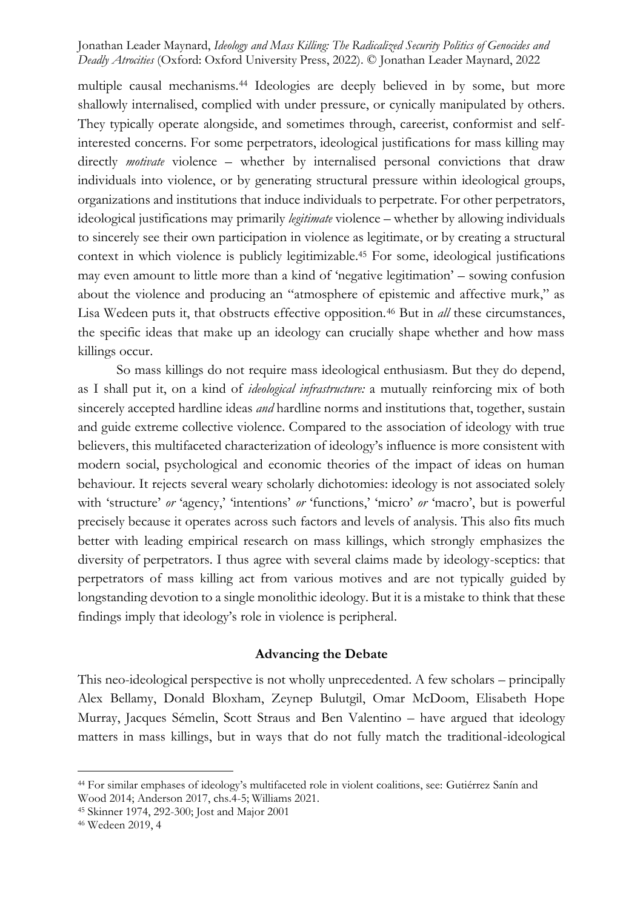multiple causal mechanisms.[44] Ideologies are deeply believed in by some, but more shallowly internalised, complied with under pressure, or cynically manipulated by others. They typically operate alongside, and sometimes through, careerist, conformist and self-interested concerns. For some perpetrators, ideological justifications for mass killing may directly *motivate* violence – whether by internalised personal convictions that draw individuals into violence, or by generating structural pressure within ideological groups, organizations and institutions that induce individuals to perpetrate. For other perpetrators, ideological justifications may primarily *legitimate* violence – whether by allowing individuals to sincerely see their own participation in violence as legitimate, or by creating a structural context in which violence is publicly legitimizable.[45] For some, ideological justifications may even amount to little more than a kind of 'negative legitimation' – sowing confusion about the violence and producing an "atmosphere of epistemic and affective murk," as Lisa Wedeen puts it, that obstructs effective opposition.[46] But in *all* these circumstances, the specific ideas that make up an ideology can crucially shape whether and how mass killings occur.

So mass killings do not require mass ideological enthusiasm. But they do depend, as I shall put it, on a kind of *ideological infrastructure:* a mutually reinforcing mix of both sincerely accepted hardline ideas *and* hardline norms and institutions that, together, sustain and guide extreme collective violence. Compared to the association of ideology with true believers, this multifaceted characterization of ideology's influence is more consistent with modern social, psychological and economic theories of the impact of ideas on human behaviour. It rejects several weary scholarly dichotomies: ideology is not associated solely with 'structure' *or* 'agency,' 'intentions' *or* 'functions,' 'micro' *or* 'macro', but is powerful precisely because it operates across such factors and levels of analysis. This also fits much better with leading empirical research on mass killings, which strongly emphasizes the diversity of perpetrators. I thus agree with several claims made by ideology-sceptics: that perpetrators of mass killing act from various motives and are not typically guided by longstanding devotion to a single monolithic ideology. But it is a mistake to think that these findings imply that ideology's role in violence is peripheral.

## Advancing the Debate

This neo-ideological perspective is not wholly unprecedented. A few scholars – principally Alex Bellamy, Donald Bloxham, Zeynep Bulutgil, Omar McDoom, Elisabeth Hope Murray, Jacques Sémelin, Scott Straus and Ben Valentino – have argued that ideology matters in mass killings, but in ways that do not fully match the traditional-ideological

---

[44] For similar emphases of ideology's multifaceted role in violent coalitions, see: Gutiérrez Sanín and Wood 2014; Anderson 2017, chs.4-5; Williams 2021.

[45] Skinner 1974, 292-300; Jost and Major 2001

[46] Wedeen 2019, 4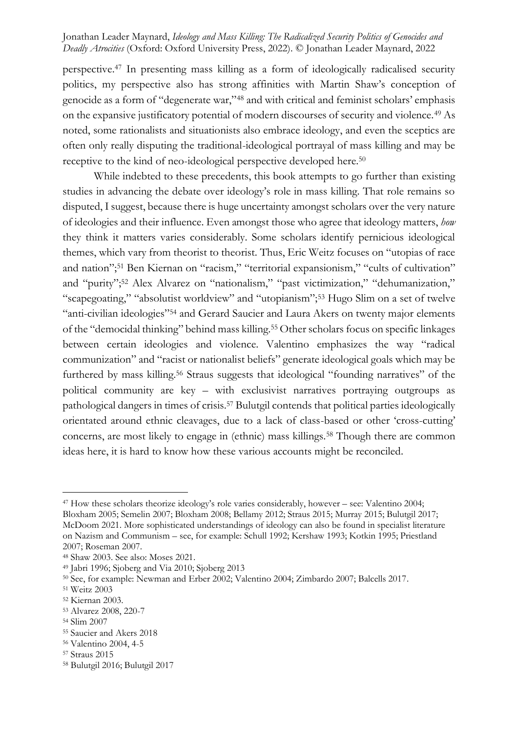perspective.[47] In presenting mass killing as a form of ideologically radicalised security politics, my perspective also has strong affinities with Martin Shaw's conception of genocide as a form of "degenerate war,"[48] and with critical and feminist scholars' emphasis on the expansive justificatory potential of modern discourses of security and violence.[49] As noted, some rationalists and situationists also embrace ideology, and even the sceptics are often only really disputing the traditional-ideological portrayal of mass killing and may be receptive to the kind of neo-ideological perspective developed here.[50]

While indebted to these precedents, this book attempts to go further than existing studies in advancing the debate over ideology's role in mass killing. That role remains so disputed, I suggest, because there is huge uncertainty amongst scholars over the very nature of ideologies and their influence. Even amongst those who agree that ideology matters, *how* they think it matters varies considerably. Some scholars identify pernicious ideological themes, which vary from theorist to theorist. Thus, Eric Weitz focuses on "utopias of race and nation";[51] Ben Kiernan on "racism," "territorial expansionism," "cults of cultivation" and "purity";[52] Alex Alvarez on "nationalism," "past victimization," "dehumanization," "scapegoating," "absolutist worldview" and "utopianism";[53] Hugo Slim on a set of twelve "anti-civilian ideologies"[54] and Gerard Saucier and Laura Akers on twenty major elements of the "democidal thinking" behind mass killing.[55] Other scholars focus on specific linkages between certain ideologies and violence. Valentino emphasizes the way "radical communization" and "racist or nationalist beliefs" generate ideological goals which may be furthered by mass killing.[56] Straus suggests that ideological "founding narratives" of the political community are key – with exclusivist narratives portraying outgroups as pathological dangers in times of crisis.[57] Bulutgil contends that political parties ideologically orientated around ethnic cleavages, due to a lack of class-based or other 'cross-cutting' concerns, are most likely to engage in (ethnic) mass killings.[58] Though there are common ideas here, it is hard to know how these various accounts might be reconciled.

---

[47] How these scholars theorize ideology's role varies considerably, however – see: Valentino 2004; Bloxham 2005; Semelin 2007; Bloxham 2008; Bellamy 2012; Straus 2015; Murray 2015; Bulutgil 2017; McDoom 2021. More sophisticated understandings of ideology can also be found in specialist literature on Nazism and Communism – see, for example: Schull 1992; Kershaw 1993; Kotkin 1995; Priestland 2007; Roseman 2007.

[48] Shaw 2003. See also: Moses 2021.

[49] Jabri 1996; Sjoberg and Via 2010; Sjoberg 2013

[50] See, for example: Newman and Erber 2002; Valentino 2004; Zimbardo 2007; Balcells 2017.

[51] Weitz 2003

[52] Kiernan 2003.

[53] Alvarez 2008, 220-7

[54] Slim 2007

[55] Saucier and Akers 2018

[56] Valentino 2004, 4-5

[57] Straus 2015

[58] Bulutgil 2016; Bulutgil 2017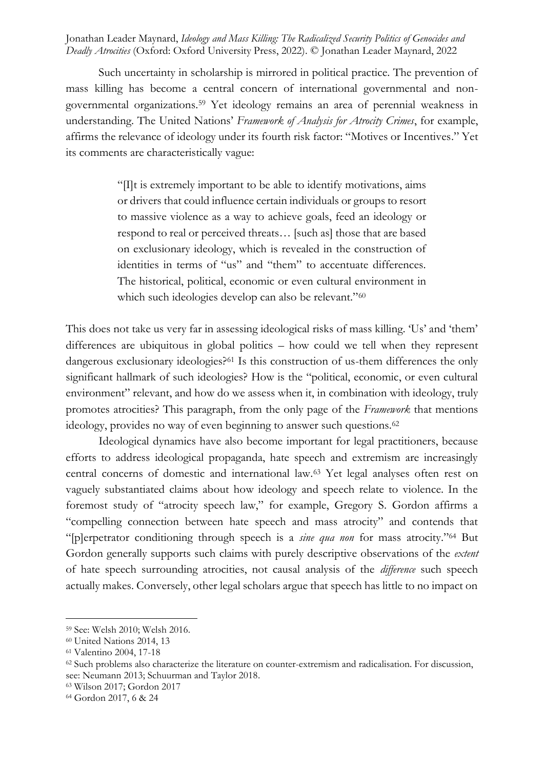Such uncertainty in scholarship is mirrored in political practice. The prevention of mass killing has become a central concern of international governmental and non-governmental organizations.[59] Yet ideology remains an area of perennial weakness in understanding. The United Nations' *Framework of Analysis for Atrocity Crimes*, for example, affirms the relevance of ideology under its fourth risk factor: "Motives or Incentives." Yet its comments are characteristically vague:

> "[I]t is extremely important to be able to identify motivations, aims or drivers that could influence certain individuals or groups to resort to massive violence as a way to achieve goals, feed an ideology or respond to real or perceived threats… [such as] those that are based on exclusionary ideology, which is revealed in the construction of identities in terms of "us" and "them" to accentuate differences. The historical, political, economic or even cultural environment in which such ideologies develop can also be relevant."[60]

This does not take us very far in assessing ideological risks of mass killing. 'Us' and 'them' differences are ubiquitous in global politics – how could we tell when they represent dangerous exclusionary ideologies?[61] Is this construction of us-them differences the only significant hallmark of such ideologies? How is the "political, economic, or even cultural environment" relevant, and how do we assess when it, in combination with ideology, truly promotes atrocities? This paragraph, from the only page of the *Framework* that mentions ideology, provides no way of even beginning to answer such questions.[62]

Ideological dynamics have also become important for legal practitioners, because efforts to address ideological propaganda, hate speech and extremism are increasingly central concerns of domestic and international law.[63] Yet legal analyses often rest on vaguely substantiated claims about how ideology and speech relate to violence. In the foremost study of "atrocity speech law," for example, Gregory S. Gordon affirms a "compelling connection between hate speech and mass atrocity" and contends that "[p]erpetrator conditioning through speech is a *sine qua non* for mass atrocity."[64] But Gordon generally supports such claims with purely descriptive observations of the *extent* of hate speech surrounding atrocities, not causal analysis of the *difference* such speech actually makes. Conversely, other legal scholars argue that speech has little to no impact on

---

[59] See: Welsh 2010; Welsh 2016.

[60] United Nations 2014, 13

[61] Valentino 2004, 17-18

[62] Such problems also characterize the literature on counter-extremism and radicalisation. For discussion, see: Neumann 2013; Schuurman and Taylor 2018.

[63] Wilson 2017; Gordon 2017

[64] Gordon 2017, 6 & 24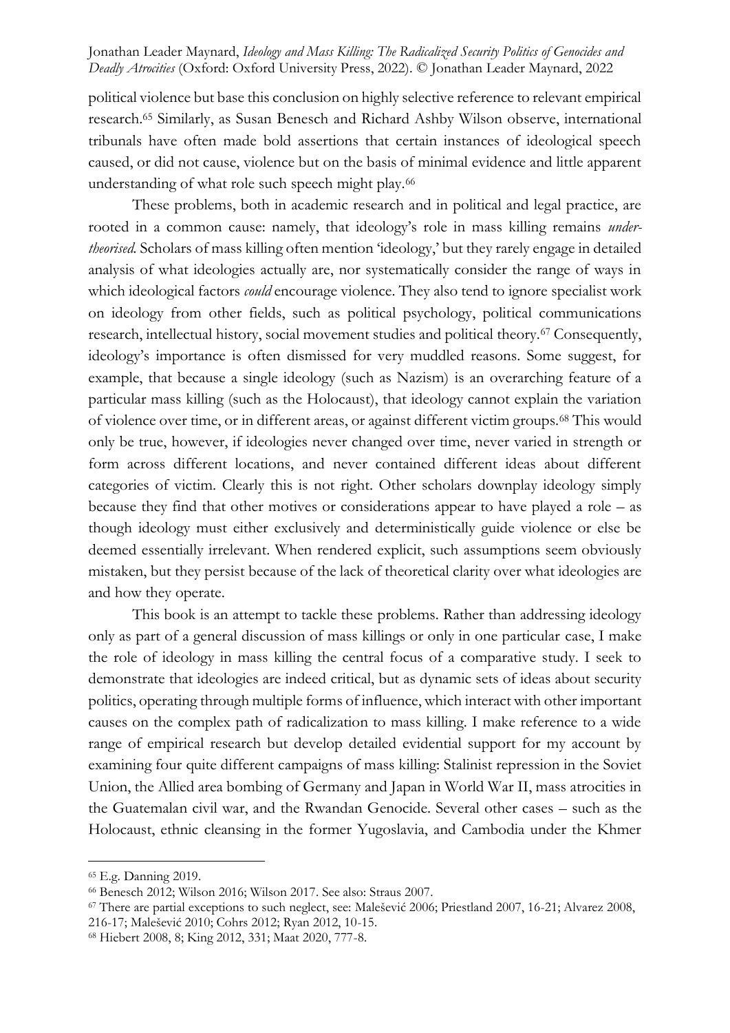political violence but base this conclusion on highly selective reference to relevant empirical research.[65] Similarly, as Susan Benesch and Richard Ashby Wilson observe, international tribunals have often made bold assertions that certain instances of ideological speech caused, or did not cause, violence but on the basis of minimal evidence and little apparent understanding of what role such speech might play.[66]

These problems, both in academic research and in political and legal practice, are rooted in a common cause: namely, that ideology's role in mass killing remains *under-theorised*. Scholars of mass killing often mention 'ideology,' but they rarely engage in detailed analysis of what ideologies actually are, nor systematically consider the range of ways in which ideological factors *could* encourage violence. They also tend to ignore specialist work on ideology from other fields, such as political psychology, political communications research, intellectual history, social movement studies and political theory.[67] Consequently, ideology's importance is often dismissed for very muddled reasons. Some suggest, for example, that because a single ideology (such as Nazism) is an overarching feature of a particular mass killing (such as the Holocaust), that ideology cannot explain the variation of violence over time, or in different areas, or against different victim groups.[68] This would only be true, however, if ideologies never changed over time, never varied in strength or form across different locations, and never contained different ideas about different categories of victim. Clearly this is not right. Other scholars downplay ideology simply because they find that other motives or considerations appear to have played a role – as though ideology must either exclusively and deterministically guide violence or else be deemed essentially irrelevant. When rendered explicit, such assumptions seem obviously mistaken, but they persist because of the lack of theoretical clarity over what ideologies are and how they operate.

This book is an attempt to tackle these problems. Rather than addressing ideology only as part of a general discussion of mass killings or only in one particular case, I make the role of ideology in mass killing the central focus of a comparative study. I seek to demonstrate that ideologies are indeed critical, but as dynamic sets of ideas about security politics, operating through multiple forms of influence, which interact with other important causes on the complex path of radicalization to mass killing. I make reference to a wide range of empirical research but develop detailed evidential support for my account by examining four quite different campaigns of mass killing: Stalinist repression in the Soviet Union, the Allied area bombing of Germany and Japan in World War II, mass atrocities in the Guatemalan civil war, and the Rwandan Genocide. Several other cases – such as the Holocaust, ethnic cleansing in the former Yugoslavia, and Cambodia under the Khmer

---

[65] E.g. Danning 2019.

[66] Benesch 2012; Wilson 2016; Wilson 2017. See also: Straus 2007.

[67] There are partial exceptions to such neglect, see: Malešević 2006; Priestland 2007, 16-21; Alvarez 2008, 216-17; Malešević 2010; Cohrs 2012; Ryan 2012, 10-15.

[68] Hiebert 2008, 8; King 2012, 331; Maat 2020, 777-8.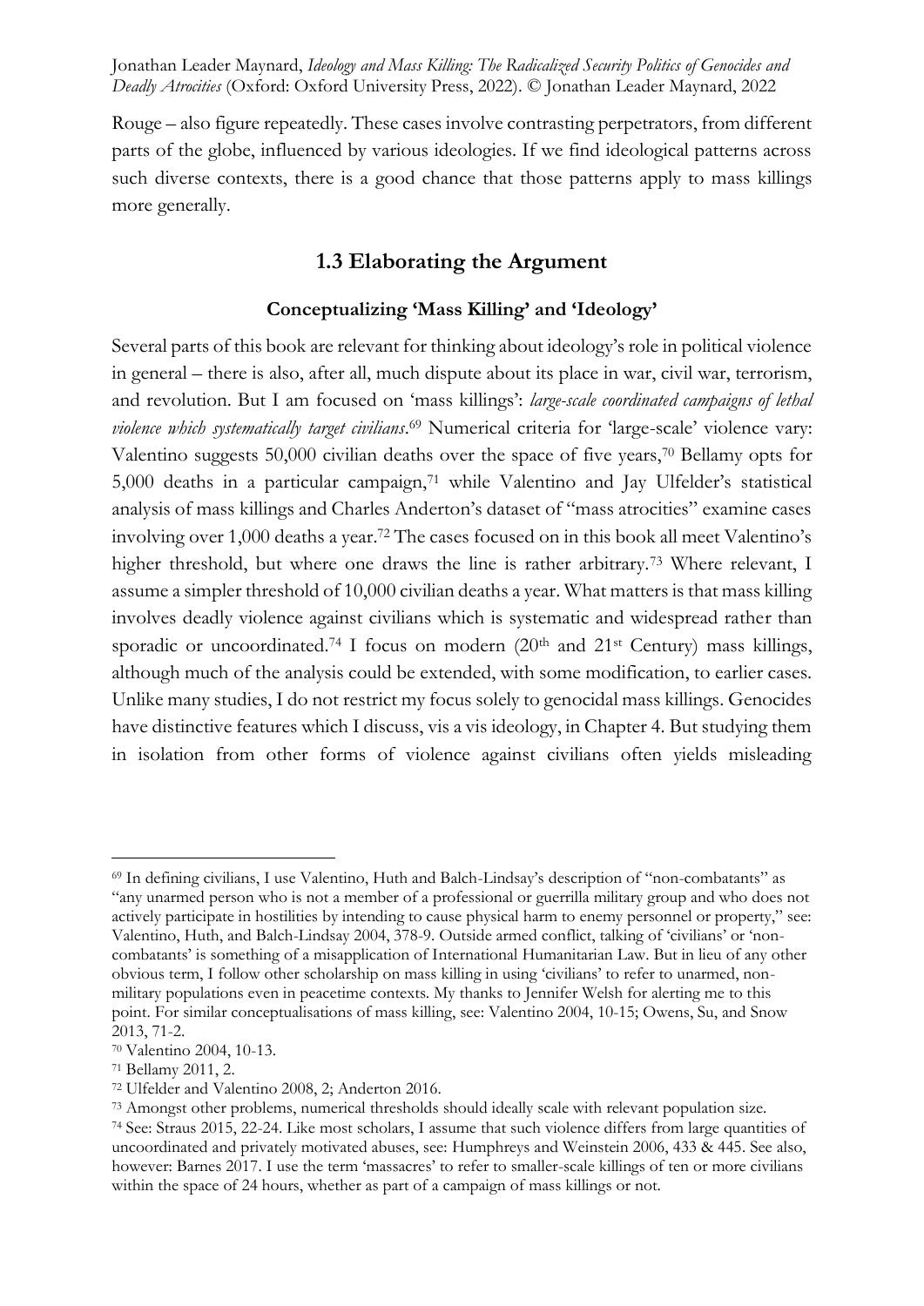Rouge – also figure repeatedly. These cases involve contrasting perpetrators, from different parts of the globe, influenced by various ideologies. If we find ideological patterns across such diverse contexts, there is a good chance that those patterns apply to mass killings more generally.

## 1.3 Elaborating the Argument

### Conceptualizing 'Mass Killing' and 'Ideology'

Several parts of this book are relevant for thinking about ideology's role in political violence in general – there is also, after all, much dispute about its place in war, civil war, terrorism, and revolution. But I am focused on 'mass killings': *large-scale coordinated campaigns of lethal violence which systematically target civilians*.[69] Numerical criteria for 'large-scale' violence vary: Valentino suggests 50,000 civilian deaths over the space of five years,[70] Bellamy opts for 5,000 deaths in a particular campaign,[71] while Valentino and Jay Ulfelder's statistical analysis of mass killings and Charles Anderton's dataset of "mass atrocities" examine cases involving over 1,000 deaths a year.[72] The cases focused on in this book all meet Valentino's higher threshold, but where one draws the line is rather arbitrary.[73] Where relevant, I assume a simpler threshold of 10,000 civilian deaths a year. What matters is that mass killing involves deadly violence against civilians which is systematic and widespread rather than sporadic or uncoordinated.[74] I focus on modern (20th and 21st Century) mass killings, although much of the analysis could be extended, with some modification, to earlier cases. Unlike many studies, I do not restrict my focus solely to genocidal mass killings. Genocides have distinctive features which I discuss, vis a vis ideology, in Chapter 4. But studying them in isolation from other forms of violence against civilians often yields misleading

---

[69] In defining civilians, I use Valentino, Huth and Balch-Lindsay's description of "non-combatants" as "any unarmed person who is not a member of a professional or guerrilla military group and who does not actively participate in hostilities by intending to cause physical harm to enemy personnel or property," see: Valentino, Huth, and Balch-Lindsay 2004, 378-9. Outside armed conflict, talking of 'civilians' or 'non-combatants' is something of a misapplication of International Humanitarian Law. But in lieu of any other obvious term, I follow other scholarship on mass killing in using 'civilians' to refer to unarmed, non-military populations even in peacetime contexts. My thanks to Jennifer Welsh for alerting me to this point. For similar conceptualisations of mass killing, see: Valentino 2004, 10-15; Owens, Su, and Snow 2013, 71-2.

[70] Valentino 2004, 10-13.

[71] Bellamy 2011, 2.

[72] Ulfelder and Valentino 2008, 2; Anderton 2016.

[73] Amongst other problems, numerical thresholds should ideally scale with relevant population size.

[74] See: Straus 2015, 22-24. Like most scholars, I assume that such violence differs from large quantities of uncoordinated and privately motivated abuses, see: Humphreys and Weinstein 2006, 433 & 445. See also, however: Barnes 2017. I use the term 'massacres' to refer to smaller-scale killings of ten or more civilians within the space of 24 hours, whether as part of a campaign of mass killings or not.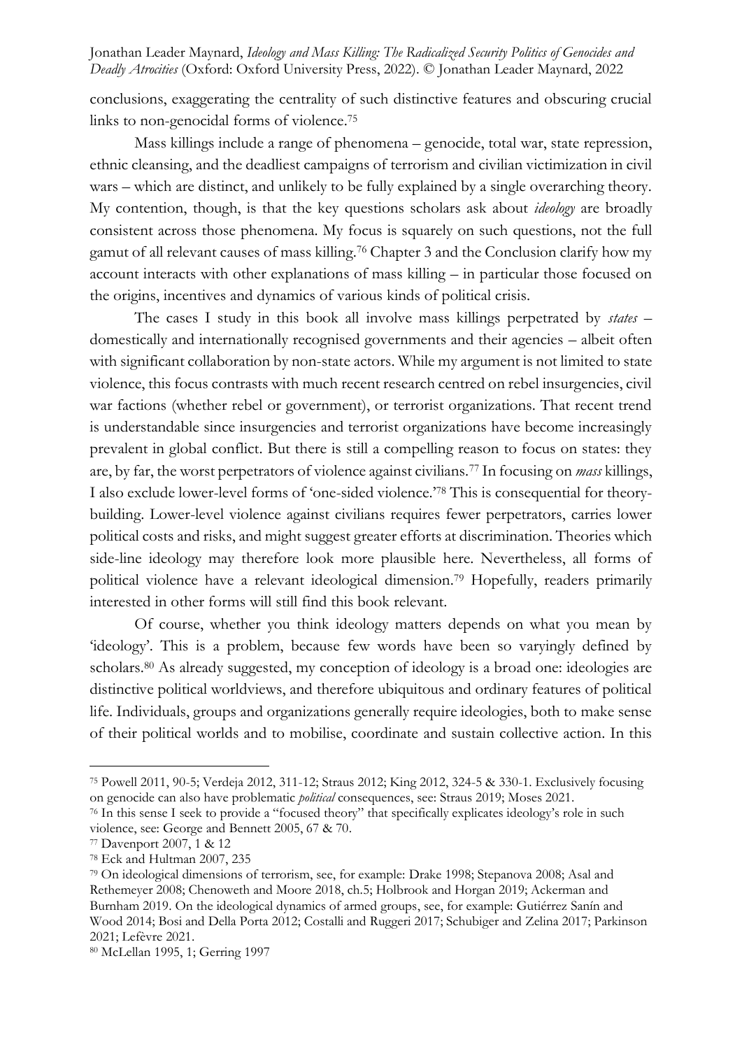conclusions, exaggerating the centrality of such distinctive features and obscuring crucial links to non-genocidal forms of violence.[75]

Mass killings include a range of phenomena – genocide, total war, state repression, ethnic cleansing, and the deadliest campaigns of terrorism and civilian victimization in civil wars – which are distinct, and unlikely to be fully explained by a single overarching theory. My contention, though, is that the key questions scholars ask about *ideology* are broadly consistent across those phenomena. My focus is squarely on such questions, not the full gamut of all relevant causes of mass killing.[76] Chapter 3 and the Conclusion clarify how my account interacts with other explanations of mass killing – in particular those focused on the origins, incentives and dynamics of various kinds of political crisis.

The cases I study in this book all involve mass killings perpetrated by *states* – domestically and internationally recognised governments and their agencies – albeit often with significant collaboration by non-state actors. While my argument is not limited to state violence, this focus contrasts with much recent research centred on rebel insurgencies, civil war factions (whether rebel or government), or terrorist organizations. That recent trend is understandable since insurgencies and terrorist organizations have become increasingly prevalent in global conflict. But there is still a compelling reason to focus on states: they are, by far, the worst perpetrators of violence against civilians.[77] In focusing on *mass* killings, I also exclude lower-level forms of 'one-sided violence.'[78] This is consequential for theory-building. Lower-level violence against civilians requires fewer perpetrators, carries lower political costs and risks, and might suggest greater efforts at discrimination. Theories which side-line ideology may therefore look more plausible here. Nevertheless, all forms of political violence have a relevant ideological dimension.[79] Hopefully, readers primarily interested in other forms will still find this book relevant.

Of course, whether you think ideology matters depends on what you mean by 'ideology'. This is a problem, because few words have been so varyingly defined by scholars.[80] As already suggested, my conception of ideology is a broad one: ideologies are distinctive political worldviews, and therefore ubiquitous and ordinary features of political life. Individuals, groups and organizations generally require ideologies, both to make sense of their political worlds and to mobilise, coordinate and sustain collective action. In this

---

[75] Powell 2011, 90-5; Verdeja 2012, 311-12; Straus 2012; King 2012, 324-5 & 330-1. Exclusively focusing on genocide can also have problematic *political* consequences, see: Straus 2019; Moses 2021.

[76] In this sense I seek to provide a "focused theory" that specifically explicates ideology's role in such violence, see: George and Bennett 2005, 67 & 70.

[77] Davenport 2007, 1 & 12

[78] Eck and Hultman 2007, 235

[79] On ideological dimensions of terrorism, see, for example: Drake 1998; Stepanova 2008; Asal and Rethemeyer 2008; Chenoweth and Moore 2018, ch.5; Holbrook and Horgan 2019; Ackerman and Burnham 2019. On the ideological dynamics of armed groups, see, for example: Gutiérrez Sanín and Wood 2014; Bosi and Della Porta 2012; Costalli and Ruggeri 2017; Schubiger and Zelina 2017; Parkinson 2021; Lefèvre 2021.

[80] McLellan 1995, 1; Gerring 1997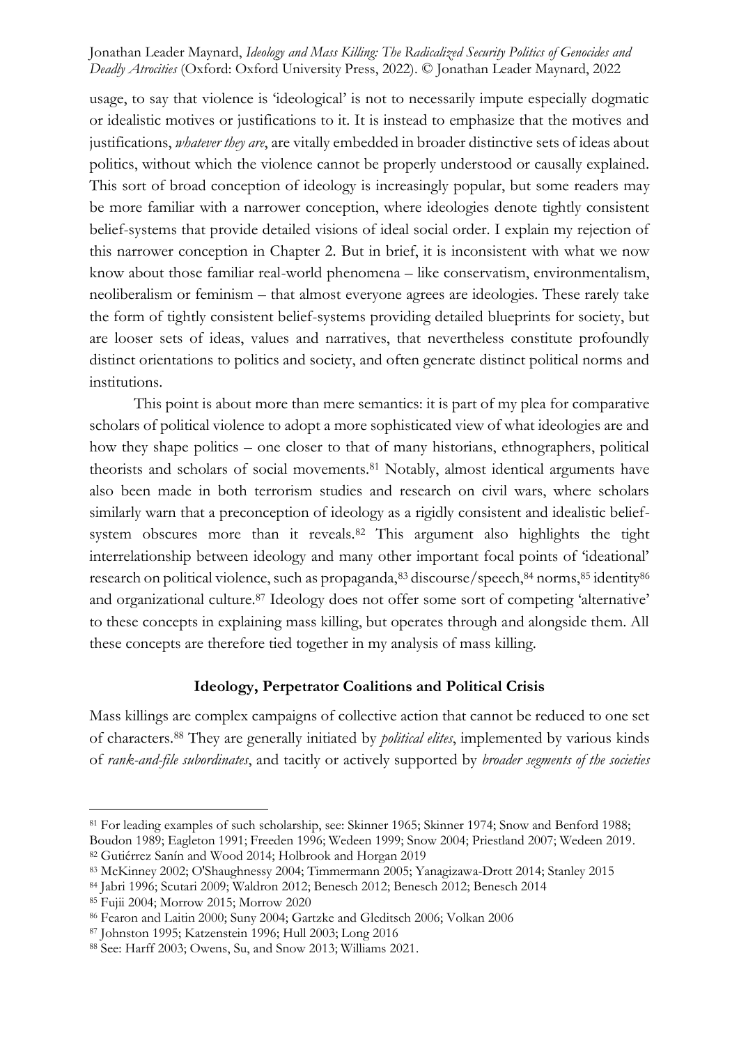usage, to say that violence is 'ideological' is not to necessarily impute especially dogmatic or idealistic motives or justifications to it. It is instead to emphasize that the motives and justifications, *whatever they are*, are vitally embedded in broader distinctive sets of ideas about politics, without which the violence cannot be properly understood or causally explained. This sort of broad conception of ideology is increasingly popular, but some readers may be more familiar with a narrower conception, where ideologies denote tightly consistent belief-systems that provide detailed visions of ideal social order. I explain my rejection of this narrower conception in Chapter 2. But in brief, it is inconsistent with what we now know about those familiar real-world phenomena – like conservatism, environmentalism, neoliberalism or feminism – that almost everyone agrees are ideologies. These rarely take the form of tightly consistent belief-systems providing detailed blueprints for society, but are looser sets of ideas, values and narratives, that nevertheless constitute profoundly distinct orientations to politics and society, and often generate distinct political norms and institutions.

This point is about more than mere semantics: it is part of my plea for comparative scholars of political violence to adopt a more sophisticated view of what ideologies are and how they shape politics – one closer to that of many historians, ethnographers, political theorists and scholars of social movements.[81] Notably, almost identical arguments have also been made in both terrorism studies and research on civil wars, where scholars similarly warn that a preconception of ideology as a rigidly consistent and idealistic belief-system obscures more than it reveals.[82] This argument also highlights the tight interrelationship between ideology and many other important focal points of 'ideational' research on political violence, such as propaganda,[83] discourse/speech,[84] norms,[85] identity[86] and organizational culture.[87] Ideology does not offer some sort of competing 'alternative' to these concepts in explaining mass killing, but operates through and alongside them. All these concepts are therefore tied together in my analysis of mass killing.

### Ideology, Perpetrator Coalitions and Political Crisis

Mass killings are complex campaigns of collective action that cannot be reduced to one set of characters.[88] They are generally initiated by *political elites*, implemented by various kinds of *rank-and-file subordinates*, and tacitly or actively supported by *broader segments of the societies*

---

[81] For leading examples of such scholarship, see: Skinner 1965; Skinner 1974; Snow and Benford 1988; Boudon 1989; Eagleton 1991; Freeden 1996; Wedeen 1999; Snow 2004; Priestland 2007; Wedeen 2019.
[82] Gutiérrez Sanín and Wood 2014; Holbrook and Horgan 2019
[83] McKinney 2002; O'Shaughnessy 2004; Timmermann 2005; Yanagizawa-Drott 2014; Stanley 2015
[84] Jabri 1996; Scutari 2009; Waldron 2012; Benesch 2012; Benesch 2012; Benesch 2014
[85] Fujii 2004; Morrow 2015; Morrow 2020
[86] Fearon and Laitin 2000; Suny 2004; Gartzke and Gleditsch 2006; Volkan 2006
[87] Johnston 1995; Katzenstein 1996; Hull 2003; Long 2016
[88] See: Harff 2003; Owens, Su, and Snow 2013; Williams 2021.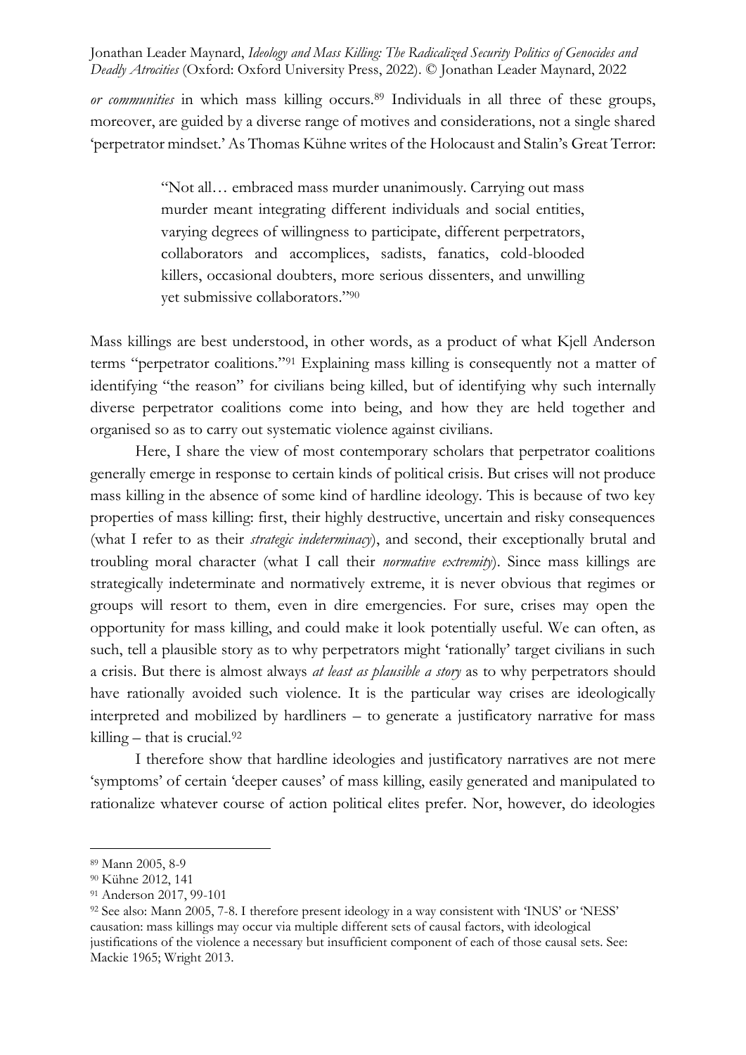*or communities* in which mass killing occurs.[89] Individuals in all three of these groups, moreover, are guided by a diverse range of motives and considerations, not a single shared 'perpetrator mindset.' As Thomas Kühne writes of the Holocaust and Stalin's Great Terror:

> "Not all… embraced mass murder unanimously. Carrying out mass murder meant integrating different individuals and social entities, varying degrees of willingness to participate, different perpetrators, collaborators and accomplices, sadists, fanatics, cold-blooded killers, occasional doubters, more serious dissenters, and unwilling yet submissive collaborators."[90]

Mass killings are best understood, in other words, as a product of what Kjell Anderson terms "perpetrator coalitions."[91] Explaining mass killing is consequently not a matter of identifying "the reason" for civilians being killed, but of identifying why such internally diverse perpetrator coalitions come into being, and how they are held together and organised so as to carry out systematic violence against civilians.

Here, I share the view of most contemporary scholars that perpetrator coalitions generally emerge in response to certain kinds of political crisis. But crises will not produce mass killing in the absence of some kind of hardline ideology. This is because of two key properties of mass killing: first, their highly destructive, uncertain and risky consequences (what I refer to as their *strategic indeterminacy*), and second, their exceptionally brutal and troubling moral character (what I call their *normative extremity*). Since mass killings are strategically indeterminate and normatively extreme, it is never obvious that regimes or groups will resort to them, even in dire emergencies. For sure, crises may open the opportunity for mass killing, and could make it look potentially useful. We can often, as such, tell a plausible story as to why perpetrators might 'rationally' target civilians in such a crisis. But there is almost always *at least as plausible a story* as to why perpetrators should have rationally avoided such violence. It is the particular way crises are ideologically interpreted and mobilized by hardliners – to generate a justificatory narrative for mass killing – that is crucial.[92]

I therefore show that hardline ideologies and justificatory narratives are not mere 'symptoms' of certain 'deeper causes' of mass killing, easily generated and manipulated to rationalize whatever course of action political elites prefer. Nor, however, do ideologies

---

[89] Mann 2005, 8-9

[90] Kühne 2012, 141

[91] Anderson 2017, 99-101

[92] See also: Mann 2005, 7-8. I therefore present ideology in a way consistent with 'INUS' or 'NESS' causation: mass killings may occur via multiple different sets of causal factors, with ideological justifications of the violence a necessary but insufficient component of each of those causal sets. See: Mackie 1965; Wright 2013.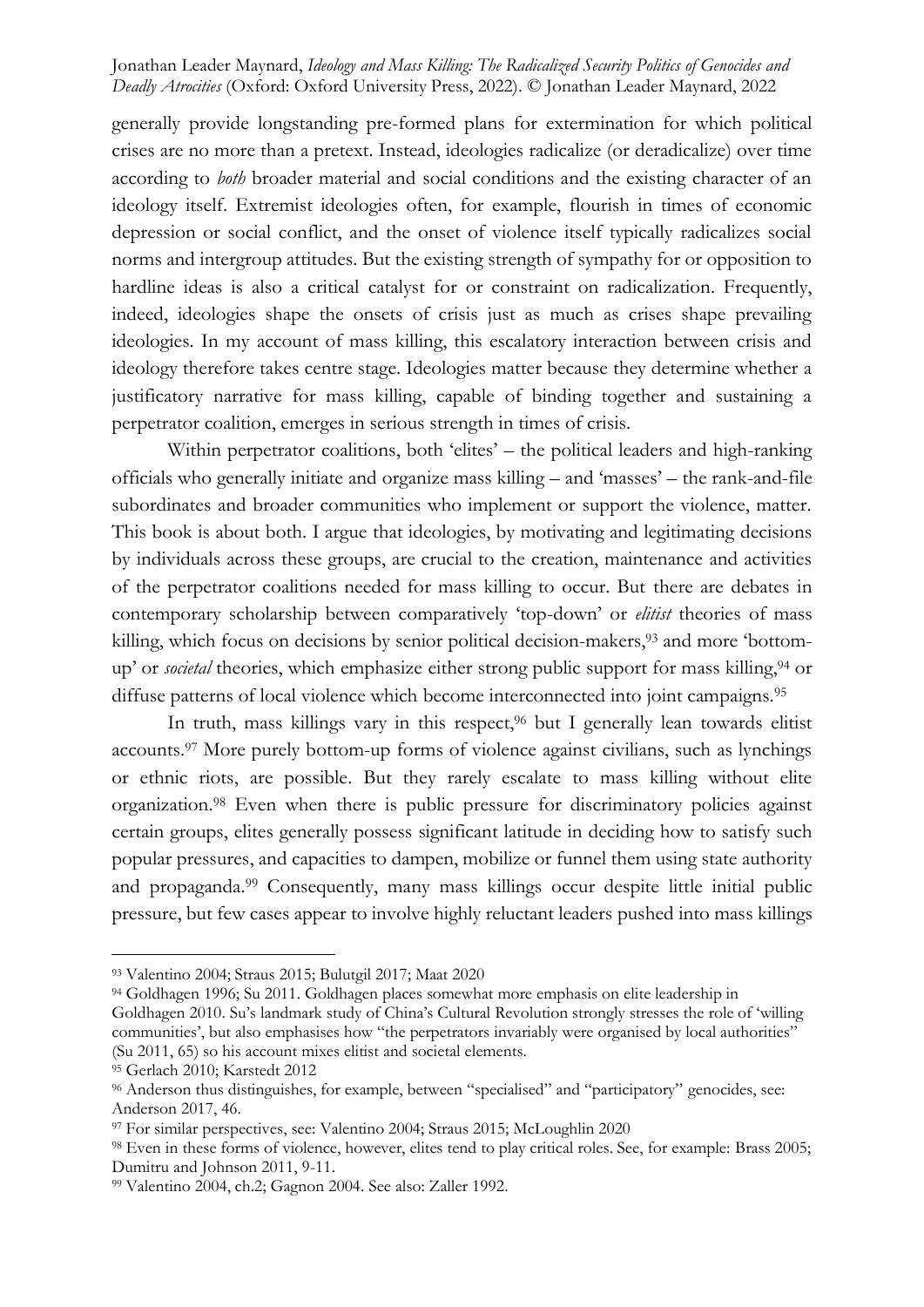generally provide longstanding pre-formed plans for extermination for which political crises are no more than a pretext. Instead, ideologies radicalize (or deradicalize) over time according to *both* broader material and social conditions and the existing character of an ideology itself. Extremist ideologies often, for example, flourish in times of economic depression or social conflict, and the onset of violence itself typically radicalizes social norms and intergroup attitudes. But the existing strength of sympathy for or opposition to hardline ideas is also a critical catalyst for or constraint on radicalization. Frequently, indeed, ideologies shape the onsets of crisis just as much as crises shape prevailing ideologies. In my account of mass killing, this escalatory interaction between crisis and ideology therefore takes centre stage. Ideologies matter because they determine whether a justificatory narrative for mass killing, capable of binding together and sustaining a perpetrator coalition, emerges in serious strength in times of crisis.

Within perpetrator coalitions, both 'elites' – the political leaders and high-ranking officials who generally initiate and organize mass killing – and 'masses' – the rank-and-file subordinates and broader communities who implement or support the violence, matter. This book is about both. I argue that ideologies, by motivating and legitimating decisions by individuals across these groups, are crucial to the creation, maintenance and activities of the perpetrator coalitions needed for mass killing to occur. But there are debates in contemporary scholarship between comparatively 'top-down' or *elitist* theories of mass killing, which focus on decisions by senior political decision-makers,[93] and more 'bottom-up' or *societal* theories, which emphasize either strong public support for mass killing,[94] or diffuse patterns of local violence which become interconnected into joint campaigns.[95]

In truth, mass killings vary in this respect,[96] but I generally lean towards elitist accounts.[97] More purely bottom-up forms of violence against civilians, such as lynchings or ethnic riots, are possible. But they rarely escalate to mass killing without elite organization.[98] Even when there is public pressure for discriminatory policies against certain groups, elites generally possess significant latitude in deciding how to satisfy such popular pressures, and capacities to dampen, mobilize or funnel them using state authority and propaganda.[99] Consequently, many mass killings occur despite little initial public pressure, but few cases appear to involve highly reluctant leaders pushed into mass killings

---

[93] Valentino 2004; Straus 2015; Bulutgil 2017; Maat 2020

[94] Goldhagen 1996; Su 2011. Goldhagen places somewhat more emphasis on elite leadership in Goldhagen 2010. Su's landmark study of China's Cultural Revolution strongly stresses the role of 'willing communities', but also emphasises how "the perpetrators invariably were organised by local authorities" (Su 2011, 65) so his account mixes elitist and societal elements.

[95] Gerlach 2010; Karstedt 2012

[96] Anderson thus distinguishes, for example, between "specialised" and "participatory" genocides, see: Anderson 2017, 46.

[97] For similar perspectives, see: Valentino 2004; Straus 2015; McLoughlin 2020

[98] Even in these forms of violence, however, elites tend to play critical roles. See, for example: Brass 2005; Dumitru and Johnson 2011, 9-11.

[99] Valentino 2004, ch.2; Gagnon 2004. See also: Zaller 1992.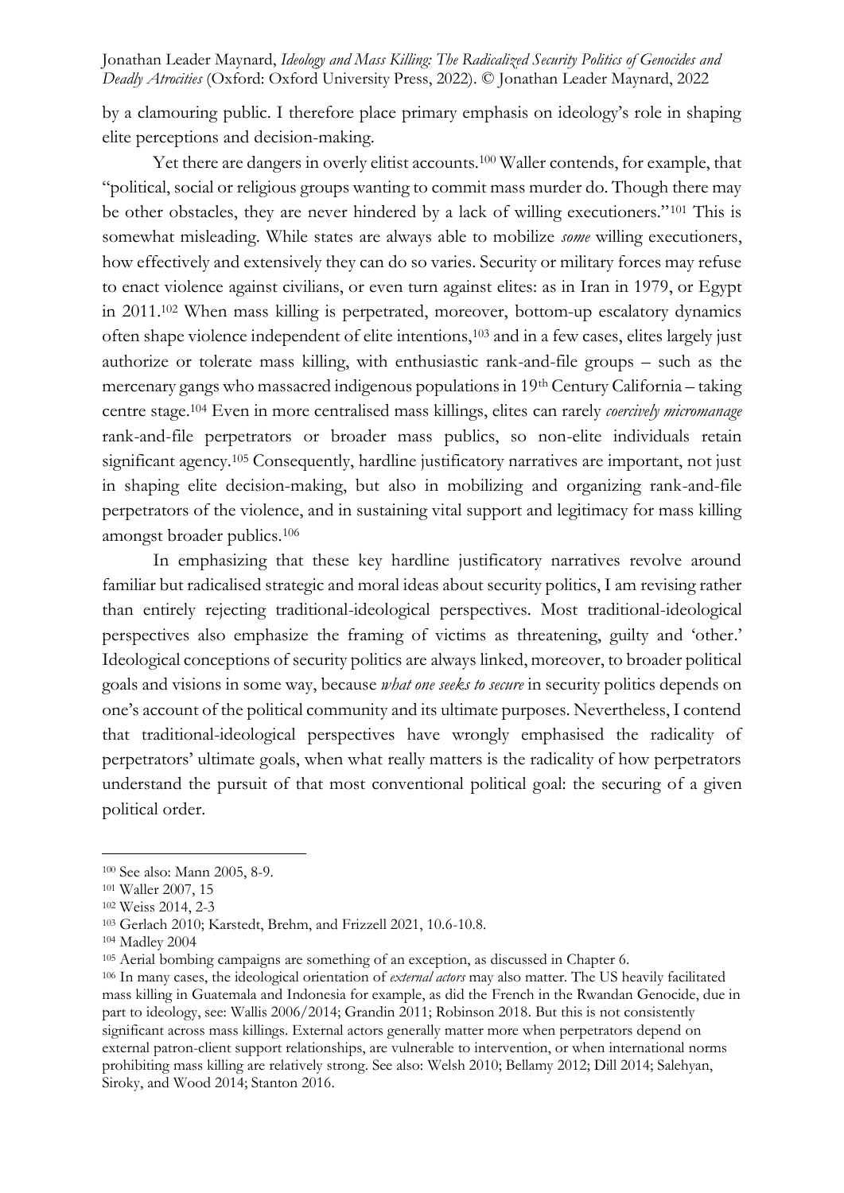by a clamouring public. I therefore place primary emphasis on ideology's role in shaping elite perceptions and decision-making.

Yet there are dangers in overly elitist accounts.[100] Waller contends, for example, that "political, social or religious groups wanting to commit mass murder do. Though there may be other obstacles, they are never hindered by a lack of willing executioners."[101] This is somewhat misleading. While states are always able to mobilize *some* willing executioners, how effectively and extensively they can do so varies. Security or military forces may refuse to enact violence against civilians, or even turn against elites: as in Iran in 1979, or Egypt in 2011.[102] When mass killing is perpetrated, moreover, bottom-up escalatory dynamics often shape violence independent of elite intentions,[103] and in a few cases, elites largely just authorize or tolerate mass killing, with enthusiastic rank-and-file groups – such as the mercenary gangs who massacred indigenous populations in 19th Century California – taking centre stage.[104] Even in more centralised mass killings, elites can rarely *coercively micromanage* rank-and-file perpetrators or broader mass publics, so non-elite individuals retain significant agency.[105] Consequently, hardline justificatory narratives are important, not just in shaping elite decision-making, but also in mobilizing and organizing rank-and-file perpetrators of the violence, and in sustaining vital support and legitimacy for mass killing amongst broader publics.[106]

In emphasizing that these key hardline justificatory narratives revolve around familiar but radicalised strategic and moral ideas about security politics, I am revising rather than entirely rejecting traditional-ideological perspectives. Most traditional-ideological perspectives also emphasize the framing of victims as threatening, guilty and 'other.' Ideological conceptions of security politics are always linked, moreover, to broader political goals and visions in some way, because *what one seeks to secure* in security politics depends on one's account of the political community and its ultimate purposes. Nevertheless, I contend that traditional-ideological perspectives have wrongly emphasised the radicality of perpetrators' ultimate goals, when what really matters is the radicality of how perpetrators understand the pursuit of that most conventional political goal: the securing of a given political order.

---

[100] See also: Mann 2005, 8-9.

[101] Waller 2007, 15

[102] Weiss 2014, 2-3

[103] Gerlach 2010; Karstedt, Brehm, and Frizzell 2021, 10.6-10.8.

[104] Madley 2004

[105] Aerial bombing campaigns are something of an exception, as discussed in Chapter 6.

[106] In many cases, the ideological orientation of *external actors* may also matter. The US heavily facilitated mass killing in Guatemala and Indonesia for example, as did the French in the Rwandan Genocide, due in part to ideology, see: Wallis 2006/2014; Grandin 2011; Robinson 2018. But this is not consistently significant across mass killings. External actors generally matter more when perpetrators depend on external patron-client support relationships, are vulnerable to intervention, or when international norms prohibiting mass killing are relatively strong. See also: Welsh 2010; Bellamy 2012; Dill 2014; Salehyan, Siroky, and Wood 2014; Stanton 2016.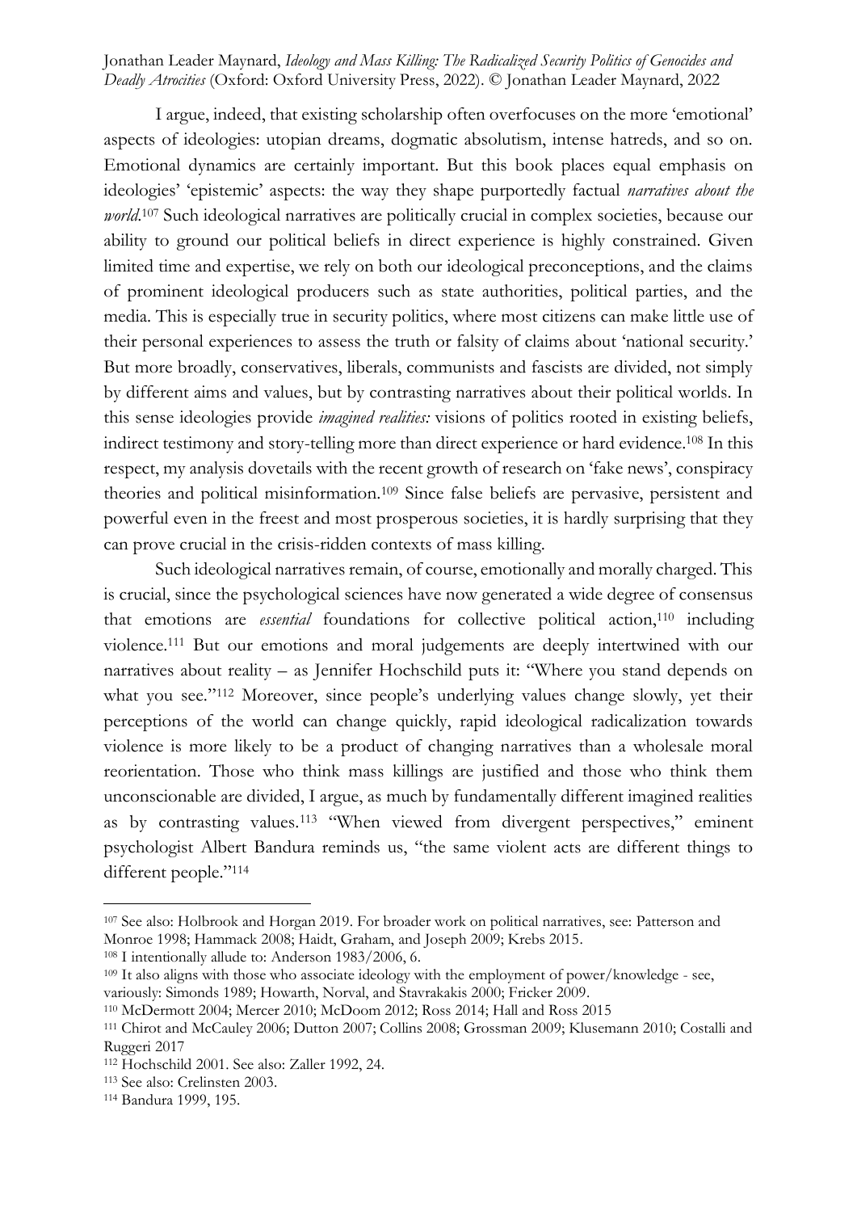I argue, indeed, that existing scholarship often overfocuses on the more 'emotional' aspects of ideologies: utopian dreams, dogmatic absolutism, intense hatreds, and so on. Emotional dynamics are certainly important. But this book places equal emphasis on ideologies' 'epistemic' aspects: the way they shape purportedly factual *narratives about the world*.[107] Such ideological narratives are politically crucial in complex societies, because our ability to ground our political beliefs in direct experience is highly constrained. Given limited time and expertise, we rely on both our ideological preconceptions, and the claims of prominent ideological producers such as state authorities, political parties, and the media. This is especially true in security politics, where most citizens can make little use of their personal experiences to assess the truth or falsity of claims about 'national security.' But more broadly, conservatives, liberals, communists and fascists are divided, not simply by different aims and values, but by contrasting narratives about their political worlds. In this sense ideologies provide *imagined realities:* visions of politics rooted in existing beliefs, indirect testimony and story-telling more than direct experience or hard evidence.[108] In this respect, my analysis dovetails with the recent growth of research on 'fake news', conspiracy theories and political misinformation.[109] Since false beliefs are pervasive, persistent and powerful even in the freest and most prosperous societies, it is hardly surprising that they can prove crucial in the crisis-ridden contexts of mass killing.

Such ideological narratives remain, of course, emotionally and morally charged. This is crucial, since the psychological sciences have now generated a wide degree of consensus that emotions are *essential* foundations for collective political action,[110] including violence.[111] But our emotions and moral judgements are deeply intertwined with our narratives about reality – as Jennifer Hochschild puts it: "Where you stand depends on what you see."[112] Moreover, since people's underlying values change slowly, yet their perceptions of the world can change quickly, rapid ideological radicalization towards violence is more likely to be a product of changing narratives than a wholesale moral reorientation. Those who think mass killings are justified and those who think them unconscionable are divided, I argue, as much by fundamentally different imagined realities as by contrasting values.[113] "When viewed from divergent perspectives," eminent psychologist Albert Bandura reminds us, "the same violent acts are different things to different people."[114]

---

[107] See also: Holbrook and Horgan 2019. For broader work on political narratives, see: Patterson and Monroe 1998; Hammack 2008; Haidt, Graham, and Joseph 2009; Krebs 2015.

[108] I intentionally allude to: Anderson 1983/2006, 6.

[109] It also aligns with those who associate ideology with the employment of power/knowledge - see, variously: Simonds 1989; Howarth, Norval, and Stavrakakis 2000; Fricker 2009.

[110] McDermott 2004; Mercer 2010; McDoom 2012; Ross 2014; Hall and Ross 2015

[111] Chirot and McCauley 2006; Dutton 2007; Collins 2008; Grossman 2009; Klusemann 2010; Costalli and Ruggeri 2017

[112] Hochschild 2001. See also: Zaller 1992, 24.

[113] See also: Crelinsten 2003.

[114] Bandura 1999, 195.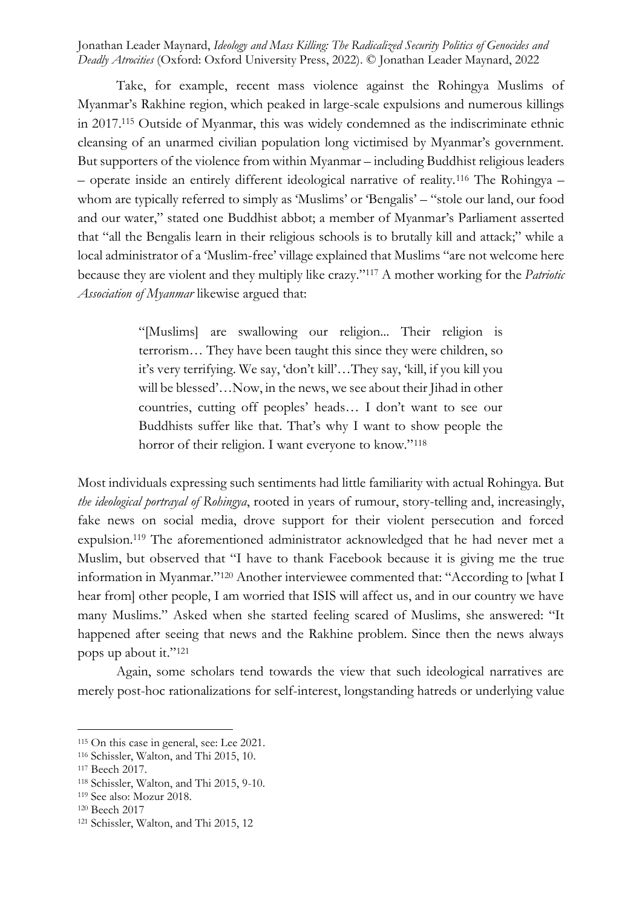Take, for example, recent mass violence against the Rohingya Muslims of Myanmar's Rakhine region, which peaked in large-scale expulsions and numerous killings in 2017.[115] Outside of Myanmar, this was widely condemned as the indiscriminate ethnic cleansing of an unarmed civilian population long victimised by Myanmar's government. But supporters of the violence from within Myanmar – including Buddhist religious leaders – operate inside an entirely different ideological narrative of reality.[116] The Rohingya – whom are typically referred to simply as 'Muslims' or 'Bengalis' – "stole our land, our food and our water," stated one Buddhist abbot; a member of Myanmar's Parliament asserted that "all the Bengalis learn in their religious schools is to brutally kill and attack;" while a local administrator of a 'Muslim-free' village explained that Muslims "are not welcome here because they are violent and they multiply like crazy."[117] A mother working for the *Patriotic Association of Myanmar* likewise argued that:

> "[Muslims] are swallowing our religion... Their religion is terrorism… They have been taught this since they were children, so it's very terrifying. We say, 'don't kill'…They say, 'kill, if you kill you will be blessed'…Now, in the news, we see about their Jihad in other countries, cutting off peoples' heads… I don't want to see our Buddhists suffer like that. That's why I want to show people the horror of their religion. I want everyone to know."[118]

Most individuals expressing such sentiments had little familiarity with actual Rohingya. But *the ideological portrayal of Rohingya*, rooted in years of rumour, story-telling and, increasingly, fake news on social media, drove support for their violent persecution and forced expulsion.[119] The aforementioned administrator acknowledged that he had never met a Muslim, but observed that "I have to thank Facebook because it is giving me the true information in Myanmar."[120] Another interviewee commented that: "According to [what I hear from] other people, I am worried that ISIS will affect us, and in our country we have many Muslims." Asked when she started feeling scared of Muslims, she answered: "It happened after seeing that news and the Rakhine problem. Since then the news always pops up about it."[121]

Again, some scholars tend towards the view that such ideological narratives are merely post-hoc rationalizations for self-interest, longstanding hatreds or underlying value

---

[115] On this case in general, see: Lee 2021.

[116] Schissler, Walton, and Thi 2015, 10.

[117] Beech 2017.

[118] Schissler, Walton, and Thi 2015, 9-10.

[119] See also: Mozur 2018.

[120] Beech 2017

[121] Schissler, Walton, and Thi 2015, 12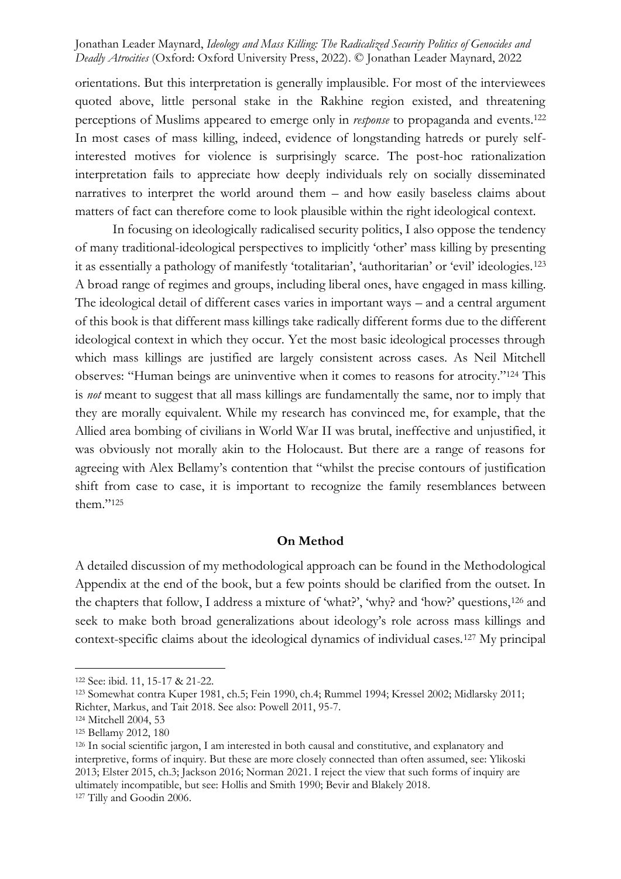orientations. But this interpretation is generally implausible. For most of the interviewees quoted above, little personal stake in the Rakhine region existed, and threatening perceptions of Muslims appeared to emerge only in *response* to propaganda and events.[122] In most cases of mass killing, indeed, evidence of longstanding hatreds or purely self-interested motives for violence is surprisingly scarce. The post-hoc rationalization interpretation fails to appreciate how deeply individuals rely on socially disseminated narratives to interpret the world around them – and how easily baseless claims about matters of fact can therefore come to look plausible within the right ideological context.

In focusing on ideologically radicalised security politics, I also oppose the tendency of many traditional-ideological perspectives to implicitly 'other' mass killing by presenting it as essentially a pathology of manifestly 'totalitarian', 'authoritarian' or 'evil' ideologies.[123] A broad range of regimes and groups, including liberal ones, have engaged in mass killing. The ideological detail of different cases varies in important ways – and a central argument of this book is that different mass killings take radically different forms due to the different ideological context in which they occur. Yet the most basic ideological processes through which mass killings are justified are largely consistent across cases. As Neil Mitchell observes: "Human beings are uninventive when it comes to reasons for atrocity."[124] This is *not* meant to suggest that all mass killings are fundamentally the same, nor to imply that they are morally equivalent. While my research has convinced me, for example, that the Allied area bombing of civilians in World War II was brutal, ineffective and unjustified, it was obviously not morally akin to the Holocaust. But there are a range of reasons for agreeing with Alex Bellamy's contention that "whilst the precise contours of justification shift from case to case, it is important to recognize the family resemblances between them."[125]

## On Method

A detailed discussion of my methodological approach can be found in the Methodological Appendix at the end of the book, but a few points should be clarified from the outset. In the chapters that follow, I address a mixture of 'what?', 'why? and 'how?' questions,[126] and seek to make both broad generalizations about ideology's role across mass killings and context-specific claims about the ideological dynamics of individual cases.[127] My principal

---

[122] See: ibid. 11, 15-17 & 21-22.

[123] Somewhat contra Kuper 1981, ch.5; Fein 1990, ch.4; Rummel 1994; Kressel 2002; Midlarsky 2011; Richter, Markus, and Tait 2018. See also: Powell 2011, 95-7.

[124] Mitchell 2004, 53

[125] Bellamy 2012, 180

[126] In social scientific jargon, I am interested in both causal and constitutive, and explanatory and interpretive, forms of inquiry. But these are more closely connected than often assumed, see: Ylikoski 2013; Elster 2015, ch.3; Jackson 2016; Norman 2021. I reject the view that such forms of inquiry are ultimately incompatible, but see: Hollis and Smith 1990; Bevir and Blakely 2018.

[127] Tilly and Goodin 2006.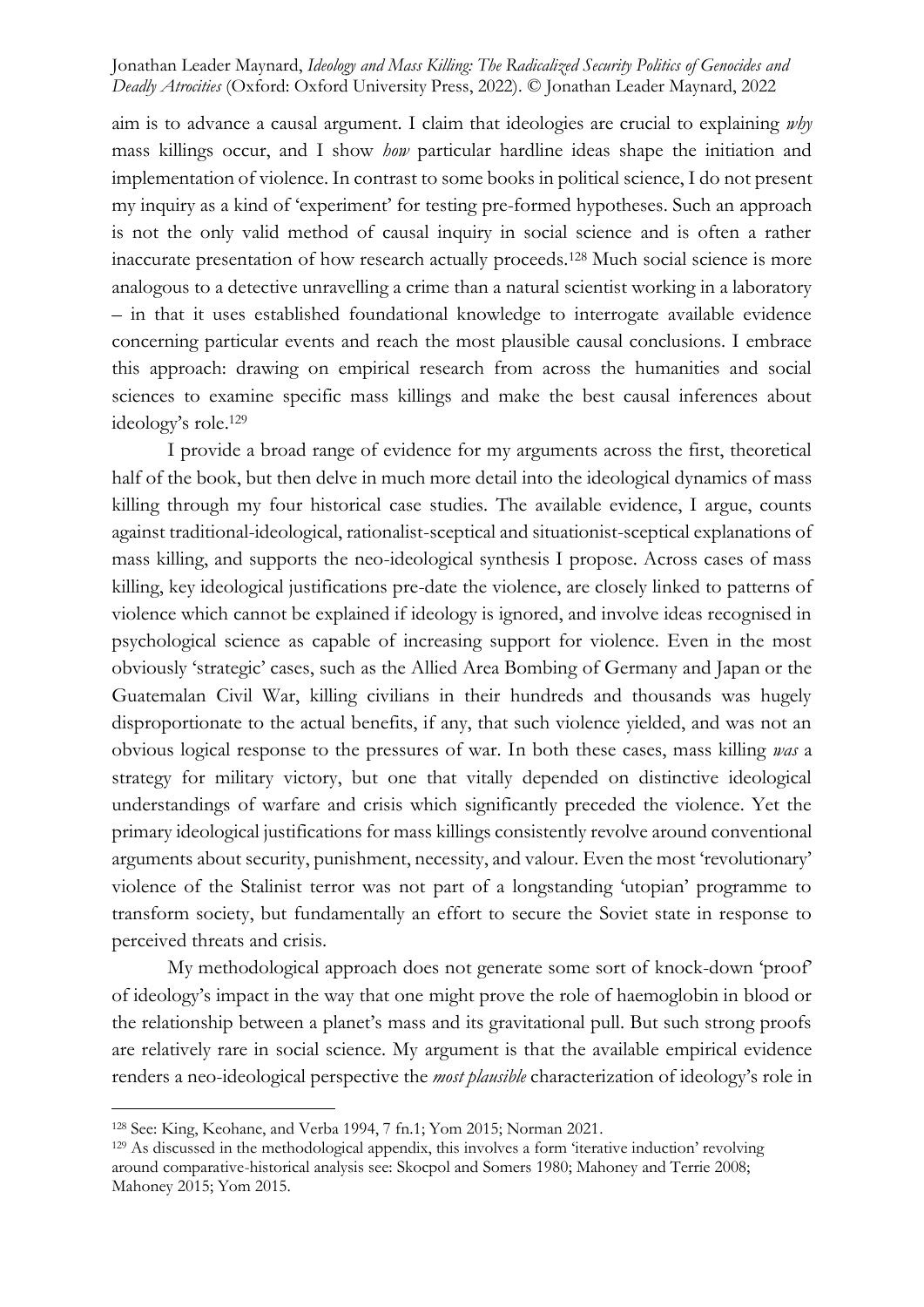aim is to advance a causal argument. I claim that ideologies are crucial to explaining *why* mass killings occur, and I show *how* particular hardline ideas shape the initiation and implementation of violence. In contrast to some books in political science, I do not present my inquiry as a kind of 'experiment' for testing pre-formed hypotheses. Such an approach is not the only valid method of causal inquiry in social science and is often a rather inaccurate presentation of how research actually proceeds.[128] Much social science is more analogous to a detective unravelling a crime than a natural scientist working in a laboratory – in that it uses established foundational knowledge to interrogate available evidence concerning particular events and reach the most plausible causal conclusions. I embrace this approach: drawing on empirical research from across the humanities and social sciences to examine specific mass killings and make the best causal inferences about ideology's role.[129]

I provide a broad range of evidence for my arguments across the first, theoretical half of the book, but then delve in much more detail into the ideological dynamics of mass killing through my four historical case studies. The available evidence, I argue, counts against traditional-ideological, rationalist-sceptical and situationist-sceptical explanations of mass killing, and supports the neo-ideological synthesis I propose. Across cases of mass killing, key ideological justifications pre-date the violence, are closely linked to patterns of violence which cannot be explained if ideology is ignored, and involve ideas recognised in psychological science as capable of increasing support for violence. Even in the most obviously 'strategic' cases, such as the Allied Area Bombing of Germany and Japan or the Guatemalan Civil War, killing civilians in their hundreds and thousands was hugely disproportionate to the actual benefits, if any, that such violence yielded, and was not an obvious logical response to the pressures of war. In both these cases, mass killing *was* a strategy for military victory, but one that vitally depended on distinctive ideological understandings of warfare and crisis which significantly preceded the violence. Yet the primary ideological justifications for mass killings consistently revolve around conventional arguments about security, punishment, necessity, and valour. Even the most 'revolutionary' violence of the Stalinist terror was not part of a longstanding 'utopian' programme to transform society, but fundamentally an effort to secure the Soviet state in response to perceived threats and crisis.

My methodological approach does not generate some sort of knock-down 'proof' of ideology's impact in the way that one might prove the role of haemoglobin in blood or the relationship between a planet's mass and its gravitational pull. But such strong proofs are relatively rare in social science. My argument is that the available empirical evidence renders a neo-ideological perspective the *most plausible* characterization of ideology's role in

---

[128] See: King, Keohane, and Verba 1994, 7 fn.1; Yom 2015; Norman 2021.

[129] As discussed in the methodological appendix, this involves a form 'iterative induction' revolving around comparative-historical analysis see: Skocpol and Somers 1980; Mahoney and Terrie 2008; Mahoney 2015; Yom 2015.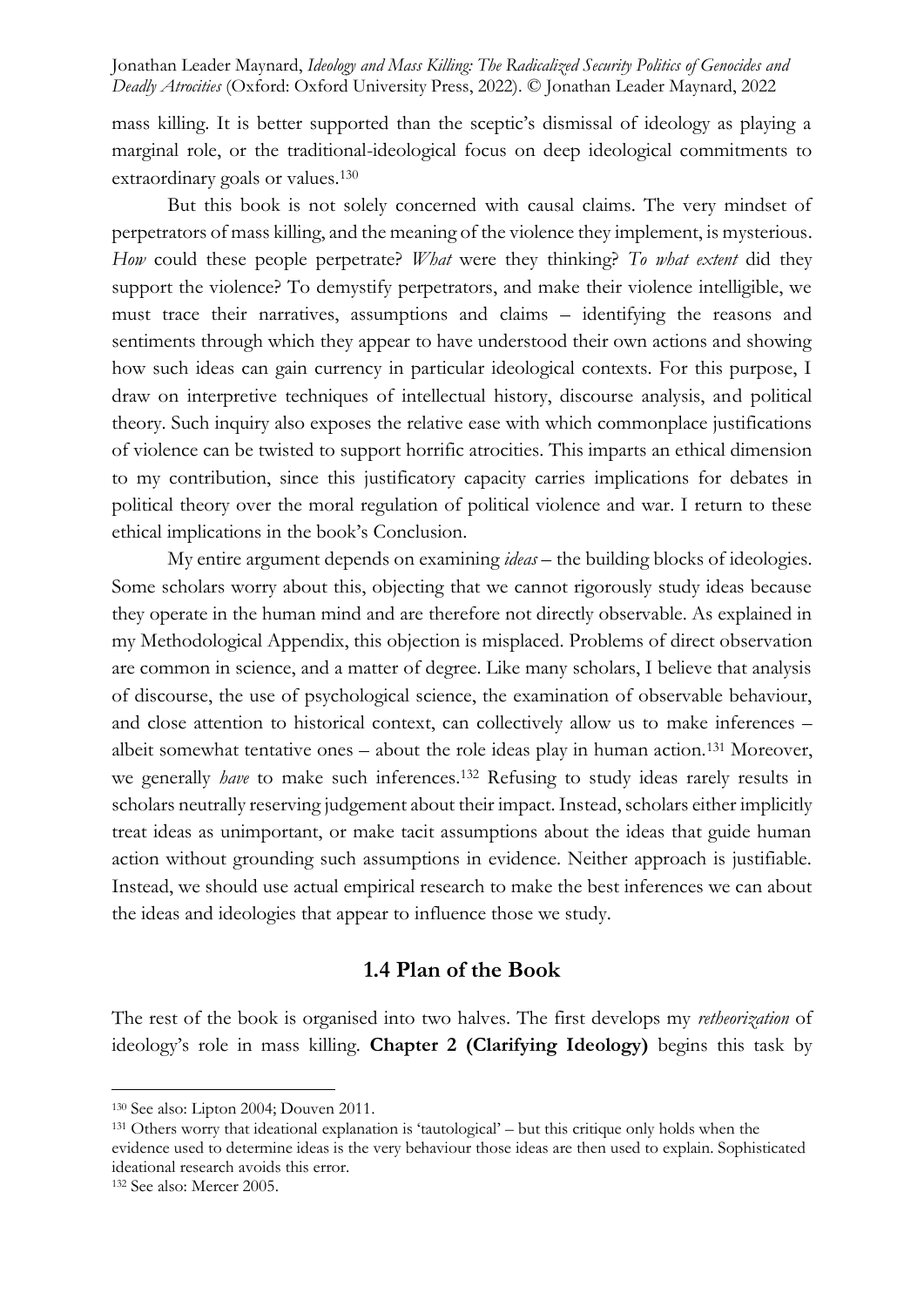mass killing. It is better supported than the sceptic's dismissal of ideology as playing a marginal role, or the traditional-ideological focus on deep ideological commitments to extraordinary goals or values.[130]

But this book is not solely concerned with causal claims. The very mindset of perpetrators of mass killing, and the meaning of the violence they implement, is mysterious. *How* could these people perpetrate? *What* were they thinking? *To what extent* did they support the violence? To demystify perpetrators, and make their violence intelligible, we must trace their narratives, assumptions and claims – identifying the reasons and sentiments through which they appear to have understood their own actions and showing how such ideas can gain currency in particular ideological contexts. For this purpose, I draw on interpretive techniques of intellectual history, discourse analysis, and political theory. Such inquiry also exposes the relative ease with which commonplace justifications of violence can be twisted to support horrific atrocities. This imparts an ethical dimension to my contribution, since this justificatory capacity carries implications for debates in political theory over the moral regulation of political violence and war. I return to these ethical implications in the book's Conclusion.

My entire argument depends on examining *ideas* – the building blocks of ideologies. Some scholars worry about this, objecting that we cannot rigorously study ideas because they operate in the human mind and are therefore not directly observable. As explained in my Methodological Appendix, this objection is misplaced. Problems of direct observation are common in science, and a matter of degree. Like many scholars, I believe that analysis of discourse, the use of psychological science, the examination of observable behaviour, and close attention to historical context, can collectively allow us to make inferences – albeit somewhat tentative ones – about the role ideas play in human action.[131] Moreover, we generally *have* to make such inferences.[132] Refusing to study ideas rarely results in scholars neutrally reserving judgement about their impact. Instead, scholars either implicitly treat ideas as unimportant, or make tacit assumptions about the ideas that guide human action without grounding such assumptions in evidence. Neither approach is justifiable. Instead, we should use actual empirical research to make the best inferences we can about the ideas and ideologies that appear to influence those we study.

## 1.4 Plan of the Book

The rest of the book is organised into two halves. The first develops my *retheorization* of ideology's role in mass killing. **Chapter 2 (Clarifying Ideology)** begins this task by

---

[130] See also: Lipton 2004; Douven 2011.

[131] Others worry that ideational explanation is 'tautological' – but this critique only holds when the evidence used to determine ideas is the very behaviour those ideas are then used to explain. Sophisticated ideational research avoids this error.

[132] See also: Mercer 2005.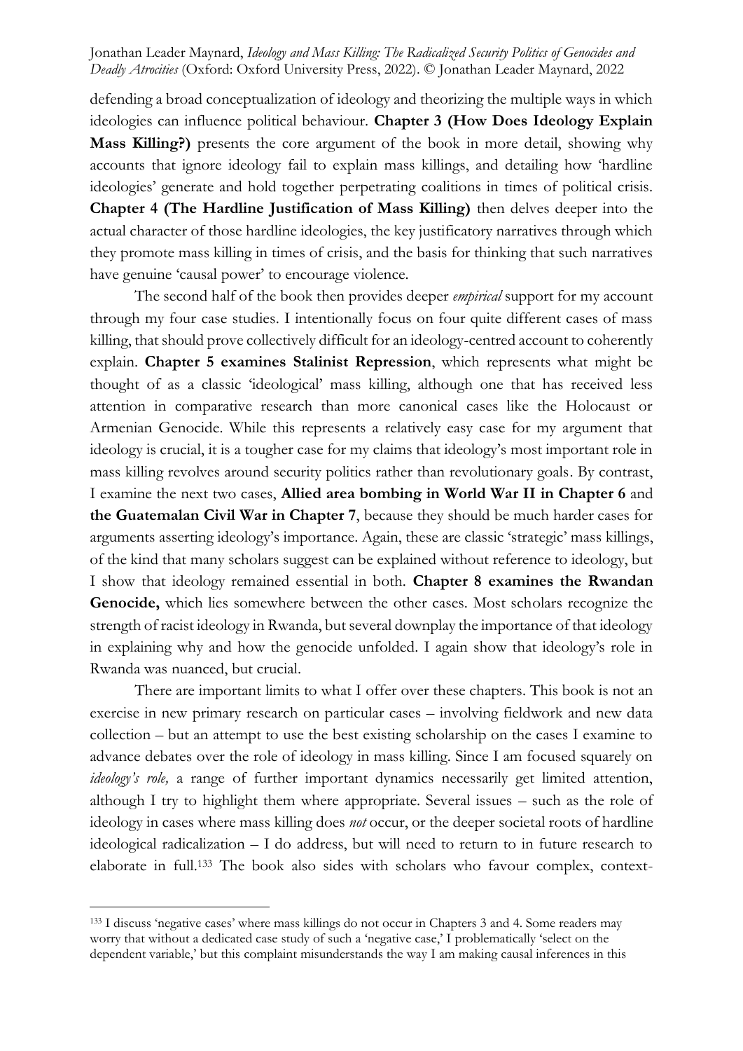defending a broad conceptualization of ideology and theorizing the multiple ways in which ideologies can influence political behaviour. **Chapter 3 (How Does Ideology Explain Mass Killing?)** presents the core argument of the book in more detail, showing why accounts that ignore ideology fail to explain mass killings, and detailing how 'hardline ideologies' generate and hold together perpetrating coalitions in times of political crisis. **Chapter 4 (The Hardline Justification of Mass Killing)** then delves deeper into the actual character of those hardline ideologies, the key justificatory narratives through which they promote mass killing in times of crisis, and the basis for thinking that such narratives have genuine 'causal power' to encourage violence.

The second half of the book then provides deeper *empirical* support for my account through my four case studies. I intentionally focus on four quite different cases of mass killing, that should prove collectively difficult for an ideology-centred account to coherently explain. **Chapter 5 examines Stalinist Repression**, which represents what might be thought of as a classic 'ideological' mass killing, although one that has received less attention in comparative research than more canonical cases like the Holocaust or Armenian Genocide. While this represents a relatively easy case for my argument that ideology is crucial, it is a tougher case for my claims that ideology's most important role in mass killing revolves around security politics rather than revolutionary goals. By contrast, I examine the next two cases, **Allied area bombing in World War II in Chapter 6** and **the Guatemalan Civil War in Chapter 7**, because they should be much harder cases for arguments asserting ideology's importance. Again, these are classic 'strategic' mass killings, of the kind that many scholars suggest can be explained without reference to ideology, but I show that ideology remained essential in both. **Chapter 8 examines the Rwandan Genocide,** which lies somewhere between the other cases. Most scholars recognize the strength of racist ideology in Rwanda, but several downplay the importance of that ideology in explaining why and how the genocide unfolded. I again show that ideology's role in Rwanda was nuanced, but crucial.

There are important limits to what I offer over these chapters. This book is not an exercise in new primary research on particular cases – involving fieldwork and new data collection – but an attempt to use the best existing scholarship on the cases I examine to advance debates over the role of ideology in mass killing. Since I am focused squarely on *ideology's role,* a range of further important dynamics necessarily get limited attention, although I try to highlight them where appropriate. Several issues – such as the role of ideology in cases where mass killing does *not* occur, or the deeper societal roots of hardline ideological radicalization – I do address, but will need to return to in future research to elaborate in full.[133] The book also sides with scholars who favour complex, context-

[133] I discuss 'negative cases' where mass killings do not occur in Chapters 3 and 4. Some readers may worry that without a dedicated case study of such a 'negative case,' I problematically 'select on the dependent variable,' but this complaint misunderstands the way I am making causal inferences in this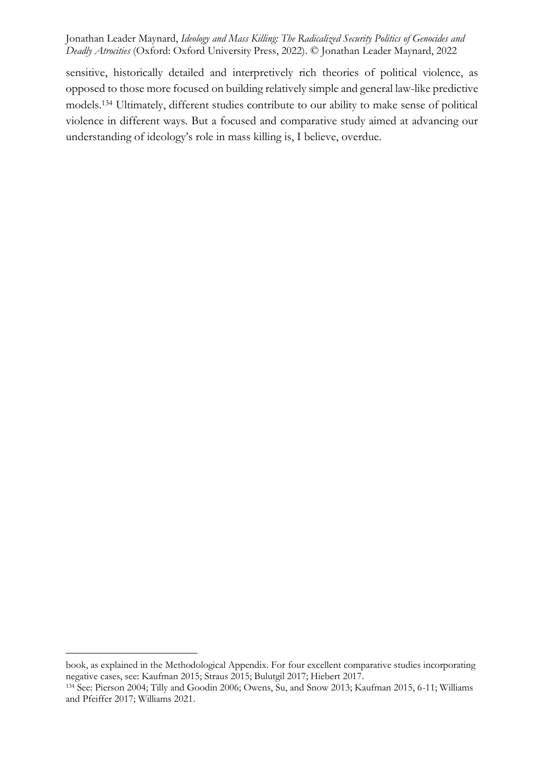sensitive, historically detailed and interpretively rich theories of political violence, as opposed to those more focused on building relatively simple and general law-like predictive models.[134] Ultimately, different studies contribute to our ability to make sense of political violence in different ways. But a focused and comparative study aimed at advancing our understanding of ideology's role in mass killing is, I believe, overdue.

---

book, as explained in the Methodological Appendix. For four excellent comparative studies incorporating negative cases, see: Kaufman 2015; Straus 2015; Bulutgil 2017; Hiebert 2017.

[134] See: Pierson 2004; Tilly and Goodin 2006; Owens, Su, and Snow 2013; Kaufman 2015, 6-11; Williams and Pfeiffer 2017; Williams 2021.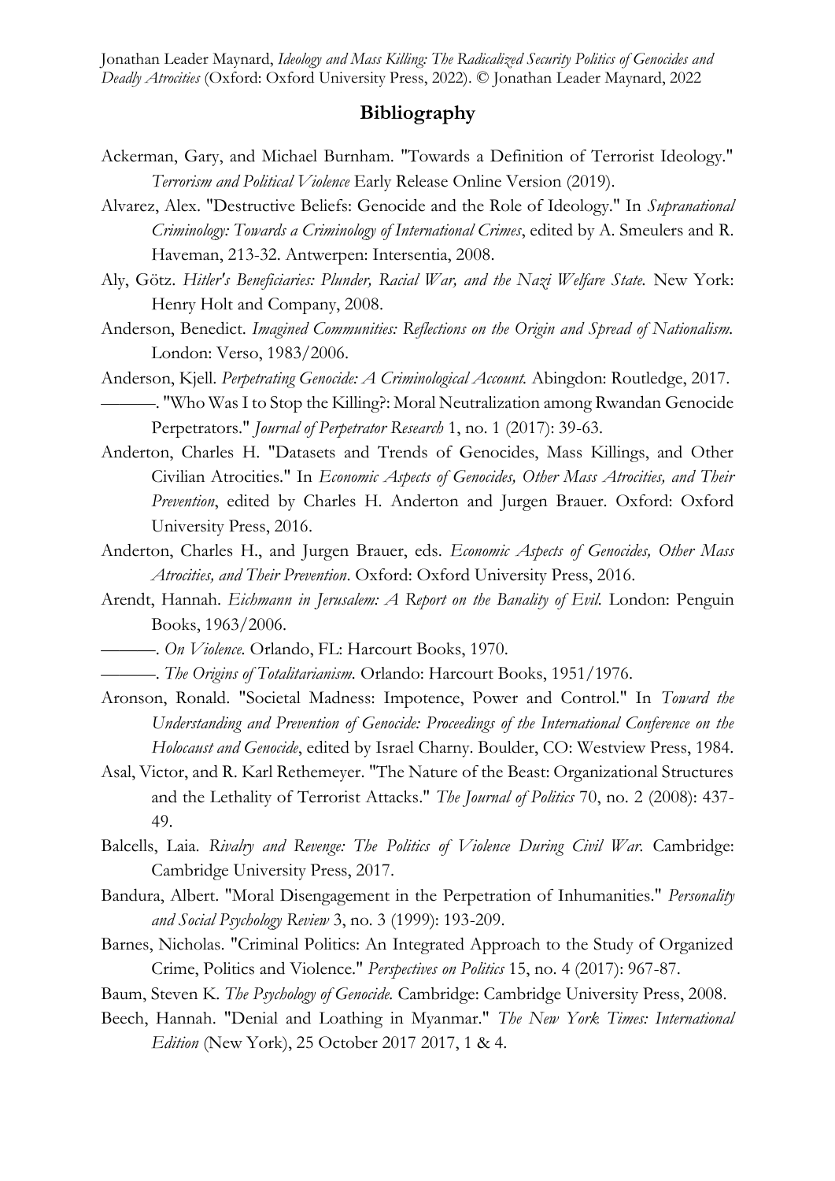## Bibliography

Ackerman, Gary, and Michael Burnham. "Towards a Definition of Terrorist Ideology." *Terrorism and Political Violence* Early Release Online Version (2019).

Alvarez, Alex. "Destructive Beliefs: Genocide and the Role of Ideology." In *Supranational Criminology: Towards a Criminology of International Crimes*, edited by A. Smeulers and R. Haveman, 213-32. Antwerpen: Intersentia, 2008.

Aly, Götz. *Hitler's Beneficiaries: Plunder, Racial War, and the Nazi Welfare State.* New York: Henry Holt and Company, 2008.

Anderson, Benedict. *Imagined Communities: Reflections on the Origin and Spread of Nationalism.* London: Verso, 1983/2006.

Anderson, Kjell. *Perpetrating Genocide: A Criminological Account.* Abingdon: Routledge, 2017.

———. "Who Was I to Stop the Killing?: Moral Neutralization among Rwandan Genocide Perpetrators." *Journal of Perpetrator Research* 1, no. 1 (2017): 39-63.

Anderton, Charles H. "Datasets and Trends of Genocides, Mass Killings, and Other Civilian Atrocities." In *Economic Aspects of Genocides, Other Mass Atrocities, and Their Prevention*, edited by Charles H. Anderton and Jurgen Brauer. Oxford: Oxford University Press, 2016.

Anderton, Charles H., and Jurgen Brauer, eds. *Economic Aspects of Genocides, Other Mass Atrocities, and Their Prevention*. Oxford: Oxford University Press, 2016.

Arendt, Hannah. *Eichmann in Jerusalem: A Report on the Banality of Evil.* London: Penguin Books, 1963/2006.

———. *On Violence.* Orlando, FL: Harcourt Books, 1970.

———. *The Origins of Totalitarianism.* Orlando: Harcourt Books, 1951/1976.

Aronson, Ronald. "Societal Madness: Impotence, Power and Control." In *Toward the Understanding and Prevention of Genocide: Proceedings of the International Conference on the Holocaust and Genocide*, edited by Israel Charny. Boulder, CO: Westview Press, 1984.

Asal, Victor, and R. Karl Rethemeyer. "The Nature of the Beast: Organizational Structures and the Lethality of Terrorist Attacks." *The Journal of Politics* 70, no. 2 (2008): 437-49.

Balcells, Laia. *Rivalry and Revenge: The Politics of Violence During Civil War.* Cambridge: Cambridge University Press, 2017.

Bandura, Albert. "Moral Disengagement in the Perpetration of Inhumanities." *Personality and Social Psychology Review* 3, no. 3 (1999): 193-209.

Barnes, Nicholas. "Criminal Politics: An Integrated Approach to the Study of Organized Crime, Politics and Violence." *Perspectives on Politics* 15, no. 4 (2017): 967-87.

Baum, Steven K. *The Psychology of Genocide.* Cambridge: Cambridge University Press, 2008.

Beech, Hannah. "Denial and Loathing in Myanmar." *The New York Times: International Edition* (New York), 25 October 2017 2017, 1 & 4.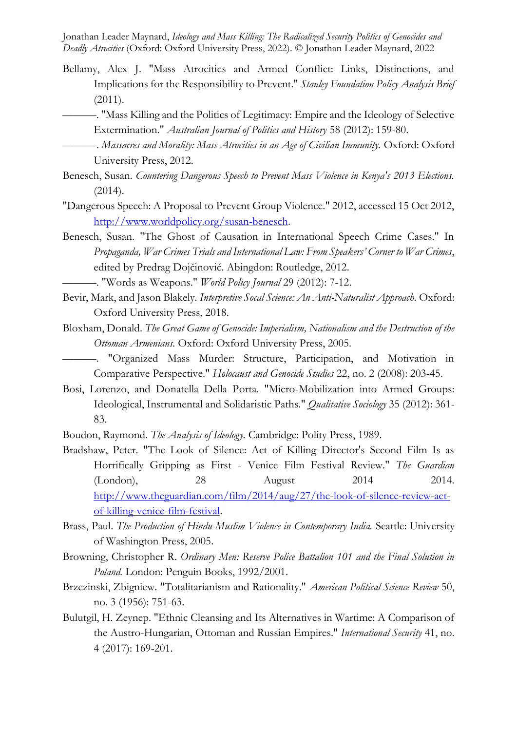Bellamy, Alex J. "Mass Atrocities and Armed Conflict: Links, Distinctions, and Implications for the Responsibility to Prevent." *Stanley Foundation Policy Analysis Brief* (2011).

———. "Mass Killing and the Politics of Legitimacy: Empire and the Ideology of Selective Extermination." *Australian Journal of Politics and History* 58 (2012): 159-80.

———. *Massacres and Morality: Mass Atrocities in an Age of Civilian Immunity.* Oxford: Oxford University Press, 2012.

Benesch, Susan. *Countering Dangerous Speech to Prevent Mass Violence in Kenya's 2013 Elections.* (2014).

"Dangerous Speech: A Proposal to Prevent Group Violence." 2012, accessed 15 Oct 2012, http://www.worldpolicy.org/susan-benesch.

Benesch, Susan. "The Ghost of Causation in International Speech Crime Cases." In *Propaganda, War Crimes Trials and International Law: From Speakers' Corner to War Crimes*, edited by Predrag Dojčinović. Abingdon: Routledge, 2012.

———. "Words as Weapons." *World Policy Journal* 29 (2012): 7-12.

Bevir, Mark, and Jason Blakely. *Interpretive Socal Science: An Anti-Naturalist Approach.* Oxford: Oxford University Press, 2018.

Bloxham, Donald. *The Great Game of Genocide: Imperialism, Nationalism and the Destruction of the Ottoman Armenians.* Oxford: Oxford University Press, 2005.

———. "Organized Mass Murder: Structure, Participation, and Motivation in Comparative Perspective." *Holocaust and Genocide Studies* 22, no. 2 (2008): 203-45.

Bosi, Lorenzo, and Donatella Della Porta. "Micro-Mobilization into Armed Groups: Ideological, Instrumental and Solidaristic Paths." *Qualitative Sociology* 35 (2012): 361-83.

Boudon, Raymond. *The Analysis of Ideology.* Cambridge: Polity Press, 1989.

Bradshaw, Peter. "The Look of Silence: Act of Killing Director's Second Film Is as Horrifically Gripping as First - Venice Film Festival Review." *The Guardian* (London), 28 August 2014 2014. http://www.theguardian.com/film/2014/aug/27/the-look-of-silence-review-act-of-killing-venice-film-festival.

Brass, Paul. *The Production of Hindu-Muslim Violence in Contemporary India.* Seattle: University of Washington Press, 2005.

Browning, Christopher R. *Ordinary Men: Reserve Police Battalion 101 and the Final Solution in Poland.* London: Penguin Books, 1992/2001.

Brzezinski, Zbigniew. "Totalitarianism and Rationality." *American Political Science Review* 50, no. 3 (1956): 751-63.

Bulutgil, H. Zeynep. "Ethnic Cleansing and Its Alternatives in Wartime: A Comparison of the Austro-Hungarian, Ottoman and Russian Empires." *International Security* 41, no. 4 (2017): 169-201.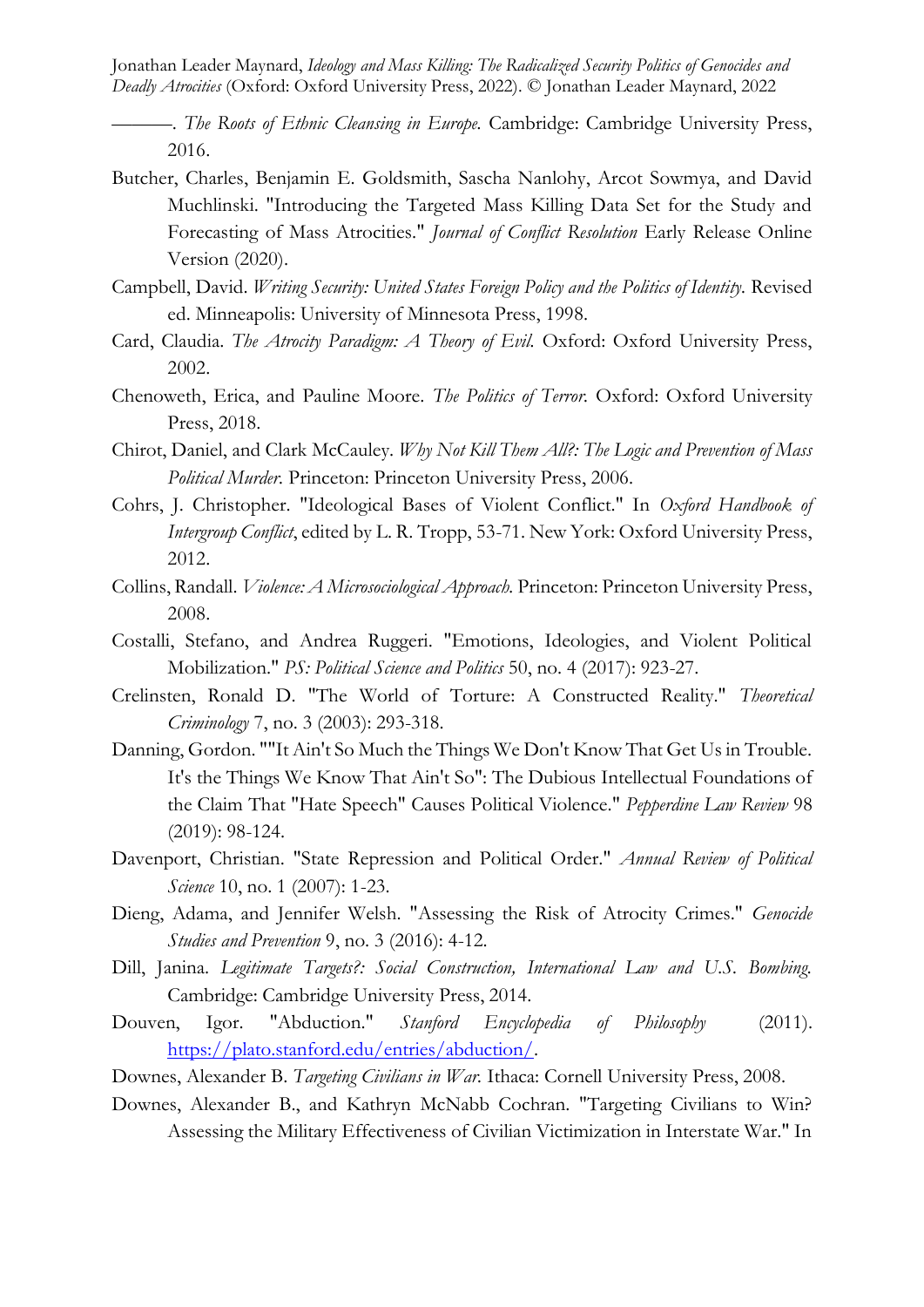———. *The Roots of Ethnic Cleansing in Europe.* Cambridge: Cambridge University Press, 2016.

Butcher, Charles, Benjamin E. Goldsmith, Sascha Nanlohy, Arcot Sowmya, and David Muchlinski. "Introducing the Targeted Mass Killing Data Set for the Study and Forecasting of Mass Atrocities." *Journal of Conflict Resolution* Early Release Online Version (2020).

Campbell, David. *Writing Security: United States Foreign Policy and the Politics of Identity.* Revised ed. Minneapolis: University of Minnesota Press, 1998.

Card, Claudia. *The Atrocity Paradigm: A Theory of Evil.* Oxford: Oxford University Press, 2002.

Chenoweth, Erica, and Pauline Moore. *The Politics of Terror.* Oxford: Oxford University Press, 2018.

Chirot, Daniel, and Clark McCauley. *Why Not Kill Them All?: The Logic and Prevention of Mass Political Murder.* Princeton: Princeton University Press, 2006.

Cohrs, J. Christopher. "Ideological Bases of Violent Conflict." In *Oxford Handbook of Intergroup Conflict*, edited by L. R. Tropp, 53-71. New York: Oxford University Press, 2012.

Collins, Randall. *Violence: A Microsociological Approach.* Princeton: Princeton University Press, 2008.

Costalli, Stefano, and Andrea Ruggeri. "Emotions, Ideologies, and Violent Political Mobilization." *PS: Political Science and Politics* 50, no. 4 (2017): 923-27.

Crelinsten, Ronald D. "The World of Torture: A Constructed Reality." *Theoretical Criminology* 7, no. 3 (2003): 293-318.

Danning, Gordon. ""It Ain't So Much the Things We Don't Know That Get Us in Trouble. It's the Things We Know That Ain't So": The Dubious Intellectual Foundations of the Claim That "Hate Speech" Causes Political Violence." *Pepperdine Law Review* 98 (2019): 98-124.

Davenport, Christian. "State Repression and Political Order." *Annual Review of Political Science* 10, no. 1 (2007): 1-23.

Dieng, Adama, and Jennifer Welsh. "Assessing the Risk of Atrocity Crimes." *Genocide Studies and Prevention* 9, no. 3 (2016): 4-12.

Dill, Janina. *Legitimate Targets?: Social Construction, International Law and U.S. Bombing.* Cambridge: Cambridge University Press, 2014.

Douven, Igor. "Abduction." *Stanford Encyclopedia of Philosophy* (2011). https://plato.stanford.edu/entries/abduction/.

Downes, Alexander B. *Targeting Civilians in War.* Ithaca: Cornell University Press, 2008.

Downes, Alexander B., and Kathryn McNabb Cochran. "Targeting Civilians to Win? Assessing the Military Effectiveness of Civilian Victimization in Interstate War." In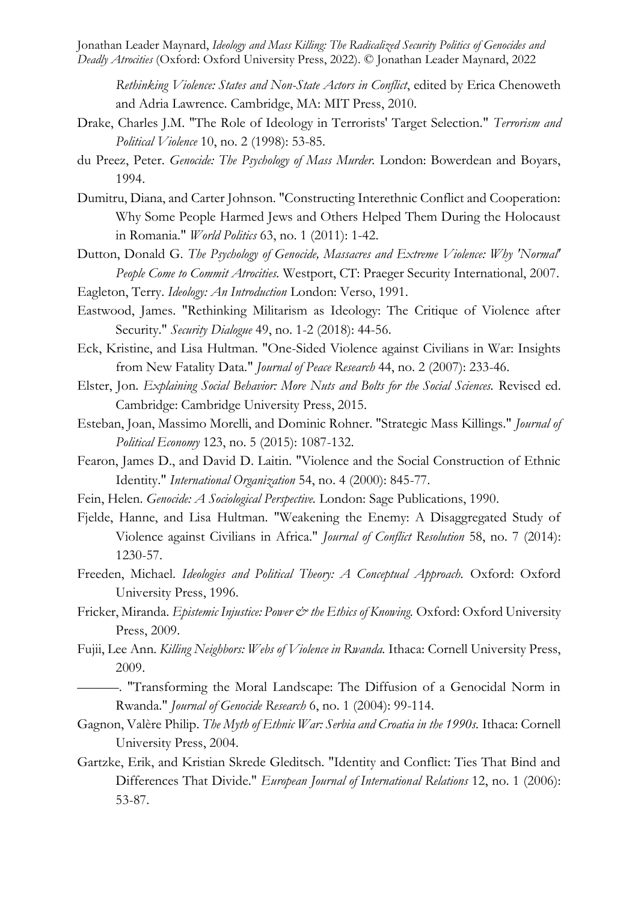*Rethinking Violence: States and Non-State Actors in Conflict*, edited by Erica Chenoweth and Adria Lawrence. Cambridge, MA: MIT Press, 2010.

Drake, Charles J.M. "The Role of Ideology in Terrorists' Target Selection." *Terrorism and Political Violence* 10, no. 2 (1998): 53-85.

du Preez, Peter. *Genocide: The Psychology of Mass Murder.* London: Bowerdean and Boyars, 1994.

Dumitru, Diana, and Carter Johnson. "Constructing Interethnic Conflict and Cooperation: Why Some People Harmed Jews and Others Helped Them During the Holocaust in Romania." *World Politics* 63, no. 1 (2011): 1-42.

Dutton, Donald G. *The Psychology of Genocide, Massacres and Extreme Violence: Why 'Normal' People Come to Commit Atrocities.* Westport, CT: Praeger Security International, 2007.

Eagleton, Terry. *Ideology: An Introduction* London: Verso, 1991.

Eastwood, James. "Rethinking Militarism as Ideology: The Critique of Violence after Security." *Security Dialogue* 49, no. 1-2 (2018): 44-56.

Eck, Kristine, and Lisa Hultman. "One-Sided Violence against Civilians in War: Insights from New Fatality Data." *Journal of Peace Research* 44, no. 2 (2007): 233-46.

Elster, Jon. *Explaining Social Behavior: More Nuts and Bolts for the Social Sciences.* Revised ed. Cambridge: Cambridge University Press, 2015.

Esteban, Joan, Massimo Morelli, and Dominic Rohner. "Strategic Mass Killings." *Journal of Political Economy* 123, no. 5 (2015): 1087-132.

Fearon, James D., and David D. Laitin. "Violence and the Social Construction of Ethnic Identity." *International Organization* 54, no. 4 (2000): 845-77.

Fein, Helen. *Genocide: A Sociological Perspective.* London: Sage Publications, 1990.

Fjelde, Hanne, and Lisa Hultman. "Weakening the Enemy: A Disaggregated Study of Violence against Civilians in Africa." *Journal of Conflict Resolution* 58, no. 7 (2014): 1230-57.

Freeden, Michael. *Ideologies and Political Theory: A Conceptual Approach.* Oxford: Oxford University Press, 1996.

Fricker, Miranda. *Epistemic Injustice: Power & the Ethics of Knowing.* Oxford: Oxford University Press, 2009.

Fujii, Lee Ann. *Killing Neighbors: Webs of Violence in Rwanda.* Ithaca: Cornell University Press, 2009.

———. "Transforming the Moral Landscape: The Diffusion of a Genocidal Norm in Rwanda." *Journal of Genocide Research* 6, no. 1 (2004): 99-114.

Gagnon, Valère Philip. *The Myth of Ethnic War: Serbia and Croatia in the 1990s.* Ithaca: Cornell University Press, 2004.

Gartzke, Erik, and Kristian Skrede Gleditsch. "Identity and Conflict: Ties That Bind and Differences That Divide." *European Journal of International Relations* 12, no. 1 (2006): 53-87.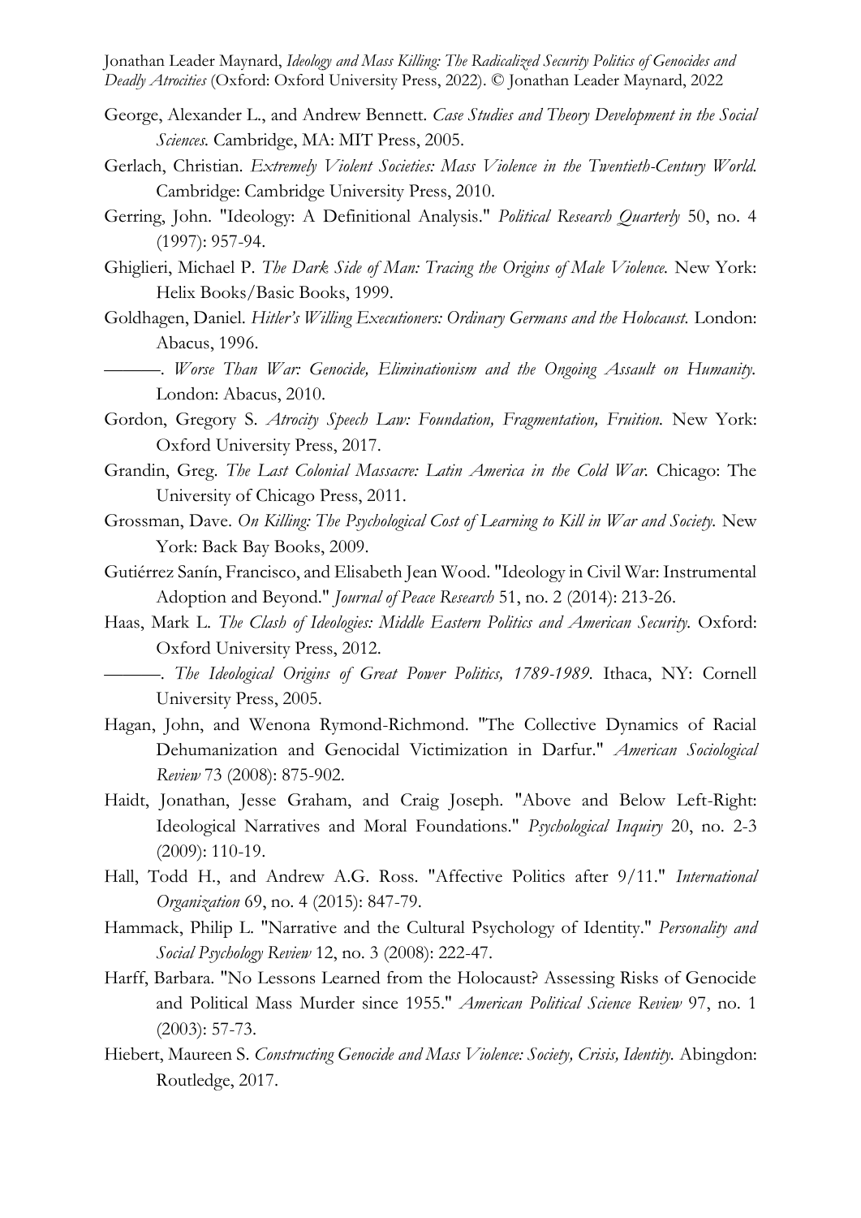George, Alexander L., and Andrew Bennett. *Case Studies and Theory Development in the Social Sciences.* Cambridge, MA: MIT Press, 2005.

Gerlach, Christian. *Extremely Violent Societies: Mass Violence in the Twentieth-Century World.* Cambridge: Cambridge University Press, 2010.

Gerring, John. "Ideology: A Definitional Analysis." *Political Research Quarterly* 50, no. 4 (1997): 957-94.

Ghiglieri, Michael P. *The Dark Side of Man: Tracing the Origins of Male Violence.* New York: Helix Books/Basic Books, 1999.

Goldhagen, Daniel. *Hitler's Willing Executioners: Ordinary Germans and the Holocaust.* London: Abacus, 1996.

———. *Worse Than War: Genocide, Eliminationism and the Ongoing Assault on Humanity.* London: Abacus, 2010.

Gordon, Gregory S. *Atrocity Speech Law: Foundation, Fragmentation, Fruition.* New York: Oxford University Press, 2017.

Grandin, Greg. *The Last Colonial Massacre: Latin America in the Cold War.* Chicago: The University of Chicago Press, 2011.

Grossman, Dave. *On Killing: The Psychological Cost of Learning to Kill in War and Society.* New York: Back Bay Books, 2009.

Gutiérrez Sanín, Francisco, and Elisabeth Jean Wood. "Ideology in Civil War: Instrumental Adoption and Beyond." *Journal of Peace Research* 51, no. 2 (2014): 213-26.

Haas, Mark L. *The Clash of Ideologies: Middle Eastern Politics and American Security.* Oxford: Oxford University Press, 2012.

———. *The Ideological Origins of Great Power Politics, 1789-1989.* Ithaca, NY: Cornell University Press, 2005.

Hagan, John, and Wenona Rymond-Richmond. "The Collective Dynamics of Racial Dehumanization and Genocidal Victimization in Darfur." *American Sociological Review* 73 (2008): 875-902.

Haidt, Jonathan, Jesse Graham, and Craig Joseph. "Above and Below Left-Right: Ideological Narratives and Moral Foundations." *Psychological Inquiry* 20, no. 2-3 (2009): 110-19.

Hall, Todd H., and Andrew A.G. Ross. "Affective Politics after 9/11." *International Organization* 69, no. 4 (2015): 847-79.

Hammack, Philip L. "Narrative and the Cultural Psychology of Identity." *Personality and Social Psychology Review* 12, no. 3 (2008): 222-47.

Harff, Barbara. "No Lessons Learned from the Holocaust? Assessing Risks of Genocide and Political Mass Murder since 1955." *American Political Science Review* 97, no. 1 (2003): 57-73.

Hiebert, Maureen S. *Constructing Genocide and Mass Violence: Society, Crisis, Identity.* Abingdon: Routledge, 2017.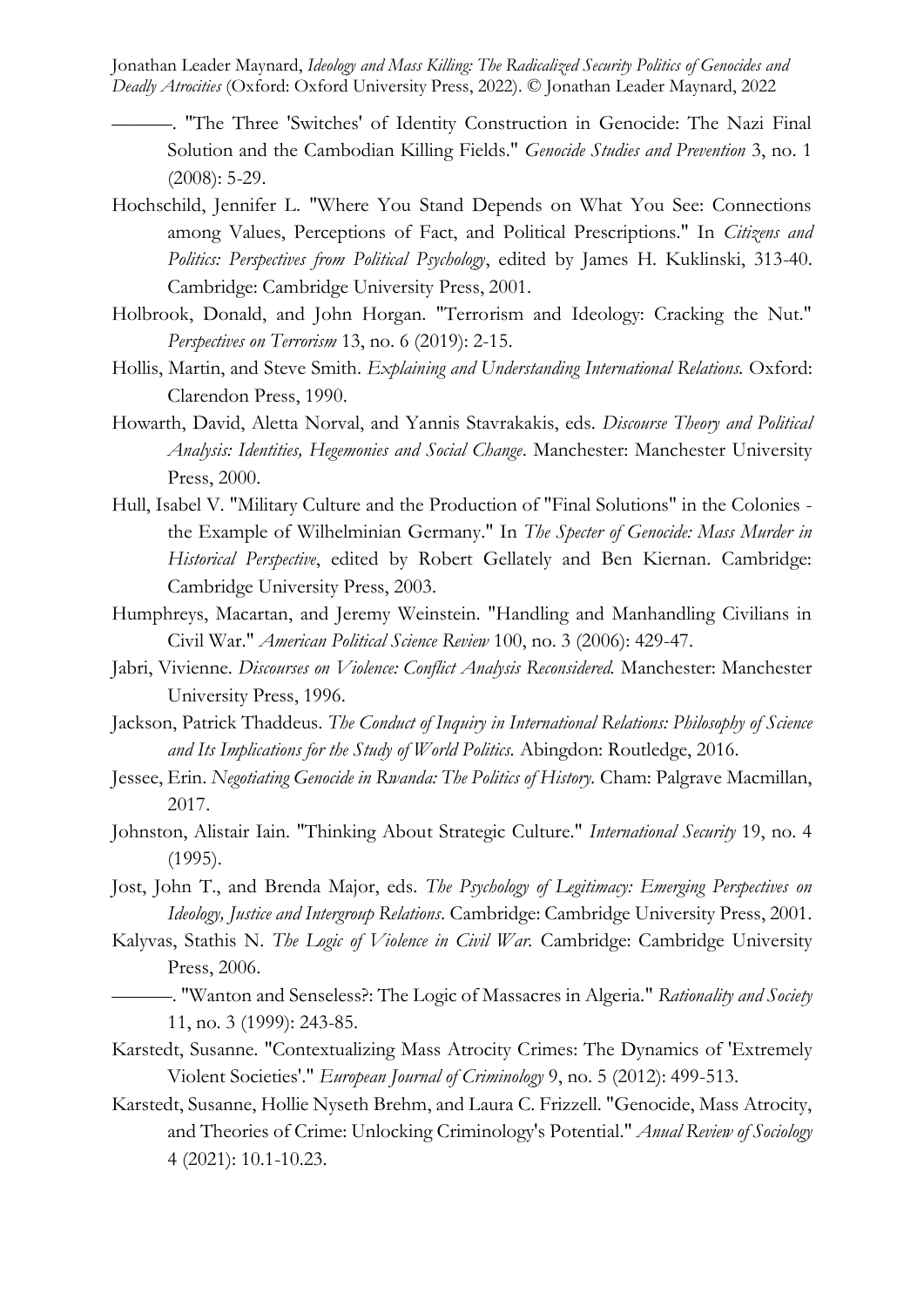———. "The Three 'Switches' of Identity Construction in Genocide: The Nazi Final Solution and the Cambodian Killing Fields." *Genocide Studies and Prevention* 3, no. 1 (2008): 5-29.

Hochschild, Jennifer L. "Where You Stand Depends on What You See: Connections among Values, Perceptions of Fact, and Political Prescriptions." In *Citizens and Politics: Perspectives from Political Psychology*, edited by James H. Kuklinski, 313-40. Cambridge: Cambridge University Press, 2001.

Holbrook, Donald, and John Horgan. "Terrorism and Ideology: Cracking the Nut." *Perspectives on Terrorism* 13, no. 6 (2019): 2-15.

Hollis, Martin, and Steve Smith. *Explaining and Understanding International Relations.* Oxford: Clarendon Press, 1990.

Howarth, David, Aletta Norval, and Yannis Stavrakakis, eds. *Discourse Theory and Political Analysis: Identities, Hegemonies and Social Change*. Manchester: Manchester University Press, 2000.

Hull, Isabel V. "Military Culture and the Production of "Final Solutions" in the Colonies - the Example of Wilhelminian Germany." In *The Specter of Genocide: Mass Murder in Historical Perspective*, edited by Robert Gellately and Ben Kiernan. Cambridge: Cambridge University Press, 2003.

Humphreys, Macartan, and Jeremy Weinstein. "Handling and Manhandling Civilians in Civil War." *American Political Science Review* 100, no. 3 (2006): 429-47.

Jabri, Vivienne. *Discourses on Violence: Conflict Analysis Reconsidered.* Manchester: Manchester University Press, 1996.

Jackson, Patrick Thaddeus. *The Conduct of Inquiry in International Relations: Philosophy of Science and Its Implications for the Study of World Politics.* Abingdon: Routledge, 2016.

Jessee, Erin. *Negotiating Genocide in Rwanda: The Politics of History.* Cham: Palgrave Macmillan, 2017.

Johnston, Alistair Iain. "Thinking About Strategic Culture." *International Security* 19, no. 4 (1995).

Jost, John T., and Brenda Major, eds. *The Psychology of Legitimacy: Emerging Perspectives on Ideology, Justice and Intergroup Relations*. Cambridge: Cambridge University Press, 2001.

Kalyvas, Stathis N. *The Logic of Violence in Civil War.* Cambridge: Cambridge University Press, 2006.

———. "Wanton and Senseless?: The Logic of Massacres in Algeria." *Rationality and Society* 11, no. 3 (1999): 243-85.

Karstedt, Susanne. "Contextualizing Mass Atrocity Crimes: The Dynamics of 'Extremely Violent Societies'." *European Journal of Criminology* 9, no. 5 (2012): 499-513.

Karstedt, Susanne, Hollie Nyseth Brehm, and Laura C. Frizzell. "Genocide, Mass Atrocity, and Theories of Crime: Unlocking Criminology's Potential." *Anual Review of Sociology* 4 (2021): 10.1-10.23.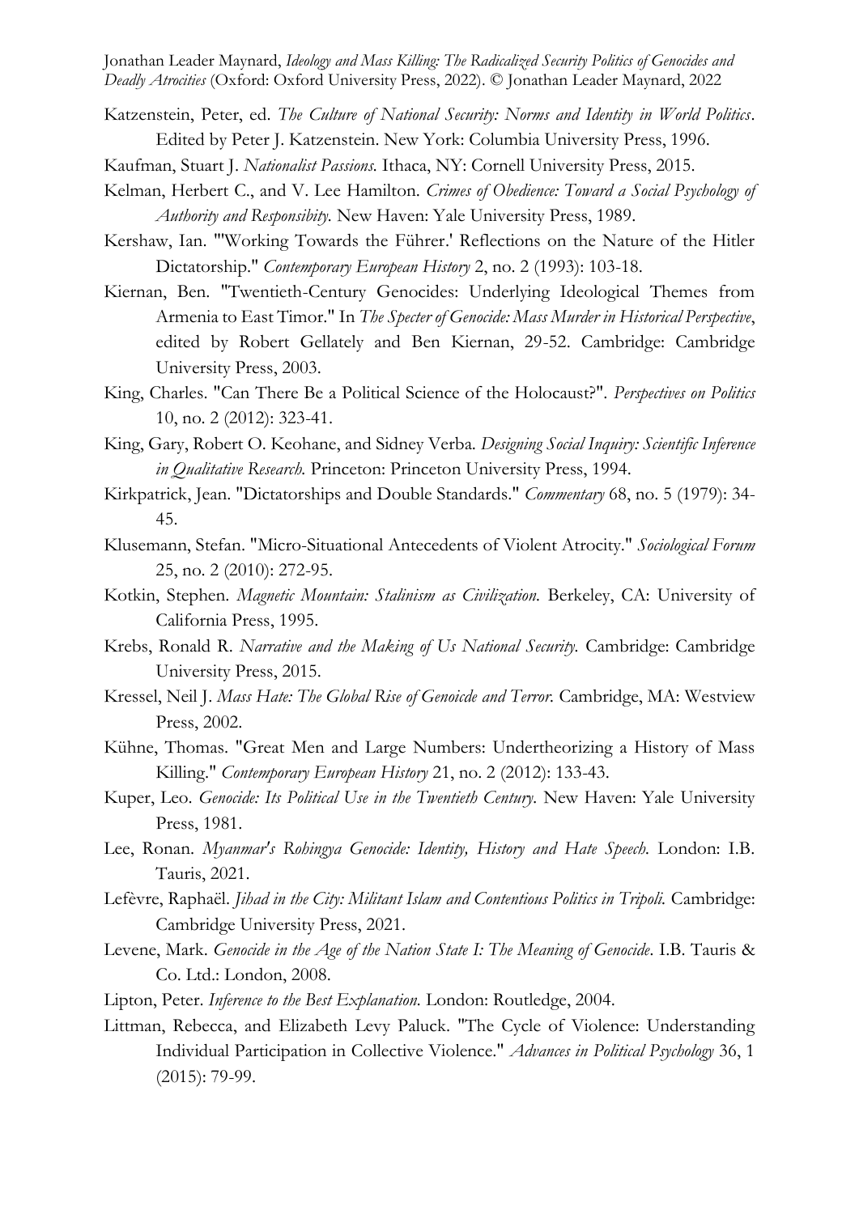Katzenstein, Peter, ed. *The Culture of National Security: Norms and Identity in World Politics*. Edited by Peter J. Katzenstein. New York: Columbia University Press, 1996.

Kaufman, Stuart J. *Nationalist Passions.* Ithaca, NY: Cornell University Press, 2015.

Kelman, Herbert C., and V. Lee Hamilton. *Crimes of Obedience: Toward a Social Psychology of Authority and Responsibity.* New Haven: Yale University Press, 1989.

Kershaw, Ian. "'Working Towards the Führer.' Reflections on the Nature of the Hitler Dictatorship." *Contemporary European History* 2, no. 2 (1993): 103-18.

Kiernan, Ben. "Twentieth-Century Genocides: Underlying Ideological Themes from Armenia to East Timor." In *The Specter of Genocide: Mass Murder in Historical Perspective*, edited by Robert Gellately and Ben Kiernan, 29-52. Cambridge: Cambridge University Press, 2003.

King, Charles. "Can There Be a Political Science of the Holocaust?". *Perspectives on Politics* 10, no. 2 (2012): 323-41.

King, Gary, Robert O. Keohane, and Sidney Verba. *Designing Social Inquiry: Scientific Inference in Qualitative Research.* Princeton: Princeton University Press, 1994.

Kirkpatrick, Jean. "Dictatorships and Double Standards." *Commentary* 68, no. 5 (1979): 34-45.

Klusemann, Stefan. "Micro-Situational Antecedents of Violent Atrocity." *Sociological Forum* 25, no. 2 (2010): 272-95.

Kotkin, Stephen. *Magnetic Mountain: Stalinism as Civilization.* Berkeley, CA: University of California Press, 1995.

Krebs, Ronald R. *Narrative and the Making of Us National Security.* Cambridge: Cambridge University Press, 2015.

Kressel, Neil J. *Mass Hate: The Global Rise of Genoicde and Terror.* Cambridge, MA: Westview Press, 2002.

Kühne, Thomas. "Great Men and Large Numbers: Undertheorizing a History of Mass Killing." *Contemporary European History* 21, no. 2 (2012): 133-43.

Kuper, Leo. *Genocide: Its Political Use in the Twentieth Century.* New Haven: Yale University Press, 1981.

Lee, Ronan. *Myanmar's Rohingya Genocide: Identity, History and Hate Speech.* London: I.B. Tauris, 2021.

Lefèvre, Raphaël. *Jihad in the City: Militant Islam and Contentious Politics in Tripoli.* Cambridge: Cambridge University Press, 2021.

Levene, Mark. *Genocide in the Age of the Nation State I: The Meaning of Genocide*. I.B. Tauris & Co. Ltd.: London, 2008.

Lipton, Peter. *Inference to the Best Explanation.* London: Routledge, 2004.

Littman, Rebecca, and Elizabeth Levy Paluck. "The Cycle of Violence: Understanding Individual Participation in Collective Violence." *Advances in Political Psychology* 36, 1 (2015): 79-99.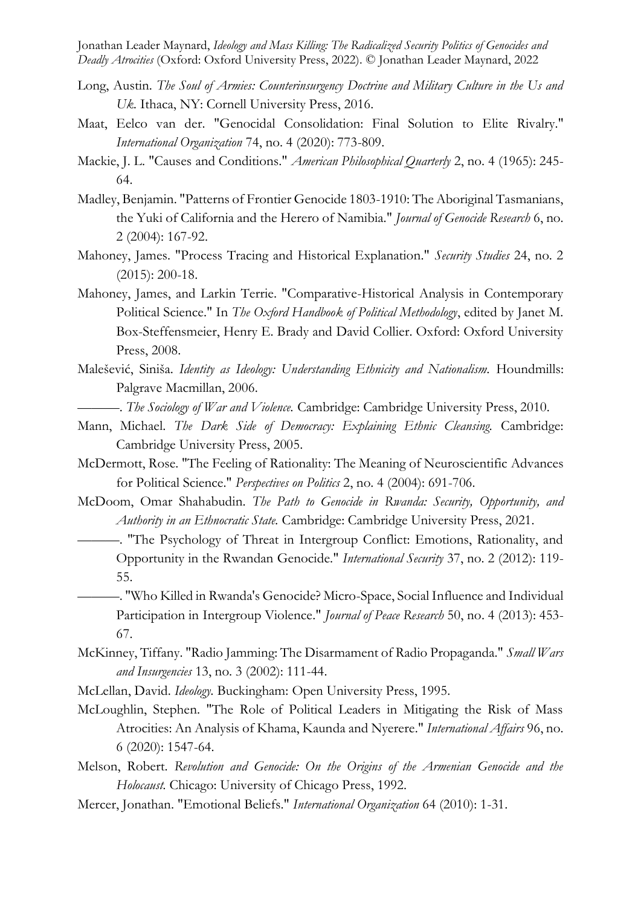Long, Austin. *The Soul of Armies: Counterinsurgency Doctrine and Military Culture in the Us and Uk*. Ithaca, NY: Cornell University Press, 2016.

Maat, Eelco van der. "Genocidal Consolidation: Final Solution to Elite Rivalry." *International Organization* 74, no. 4 (2020): 773-809.

Mackie, J. L. "Causes and Conditions." *American Philosophical Quarterly* 2, no. 4 (1965): 245-64.

Madley, Benjamin. "Patterns of Frontier Genocide 1803-1910: The Aboriginal Tasmanians, the Yuki of California and the Herero of Namibia." *Journal of Genocide Research* 6, no. 2 (2004): 167-92.

Mahoney, James. "Process Tracing and Historical Explanation." *Security Studies* 24, no. 2 (2015): 200-18.

Mahoney, James, and Larkin Terrie. "Comparative-Historical Analysis in Contemporary Political Science." In *The Oxford Handbook of Political Methodology*, edited by Janet M. Box-Steffensmeier, Henry E. Brady and David Collier. Oxford: Oxford University Press, 2008.

Malešević, Siniša. *Identity as Ideology: Understanding Ethnicity and Nationalism*. Houndmills: Palgrave Macmillan, 2006.

———. *The Sociology of War and Violence*. Cambridge: Cambridge University Press, 2010.

Mann, Michael. *The Dark Side of Democracy: Explaining Ethnic Cleansing*. Cambridge: Cambridge University Press, 2005.

McDermott, Rose. "The Feeling of Rationality: The Meaning of Neuroscientific Advances for Political Science." *Perspectives on Politics* 2, no. 4 (2004): 691-706.

McDoom, Omar Shahabudin. *The Path to Genocide in Rwanda: Security, Opportunity, and Authority in an Ethnocratic State*. Cambridge: Cambridge University Press, 2021.

———. "The Psychology of Threat in Intergroup Conflict: Emotions, Rationality, and Opportunity in the Rwandan Genocide." *International Security* 37, no. 2 (2012): 119-55.

———. "Who Killed in Rwanda's Genocide? Micro-Space, Social Influence and Individual Participation in Intergroup Violence." *Journal of Peace Research* 50, no. 4 (2013): 453-67.

McKinney, Tiffany. "Radio Jamming: The Disarmament of Radio Propaganda." *Small Wars and Insurgencies* 13, no. 3 (2002): 111-44.

McLellan, David. *Ideology*. Buckingham: Open University Press, 1995.

McLoughlin, Stephen. "The Role of Political Leaders in Mitigating the Risk of Mass Atrocities: An Analysis of Khama, Kaunda and Nyerere." *International Affairs* 96, no. 6 (2020): 1547-64.

Melson, Robert. *Revolution and Genocide: On the Origins of the Armenian Genocide and the Holocaust*. Chicago: University of Chicago Press, 1992.

Mercer, Jonathan. "Emotional Beliefs." *International Organization* 64 (2010): 1-31.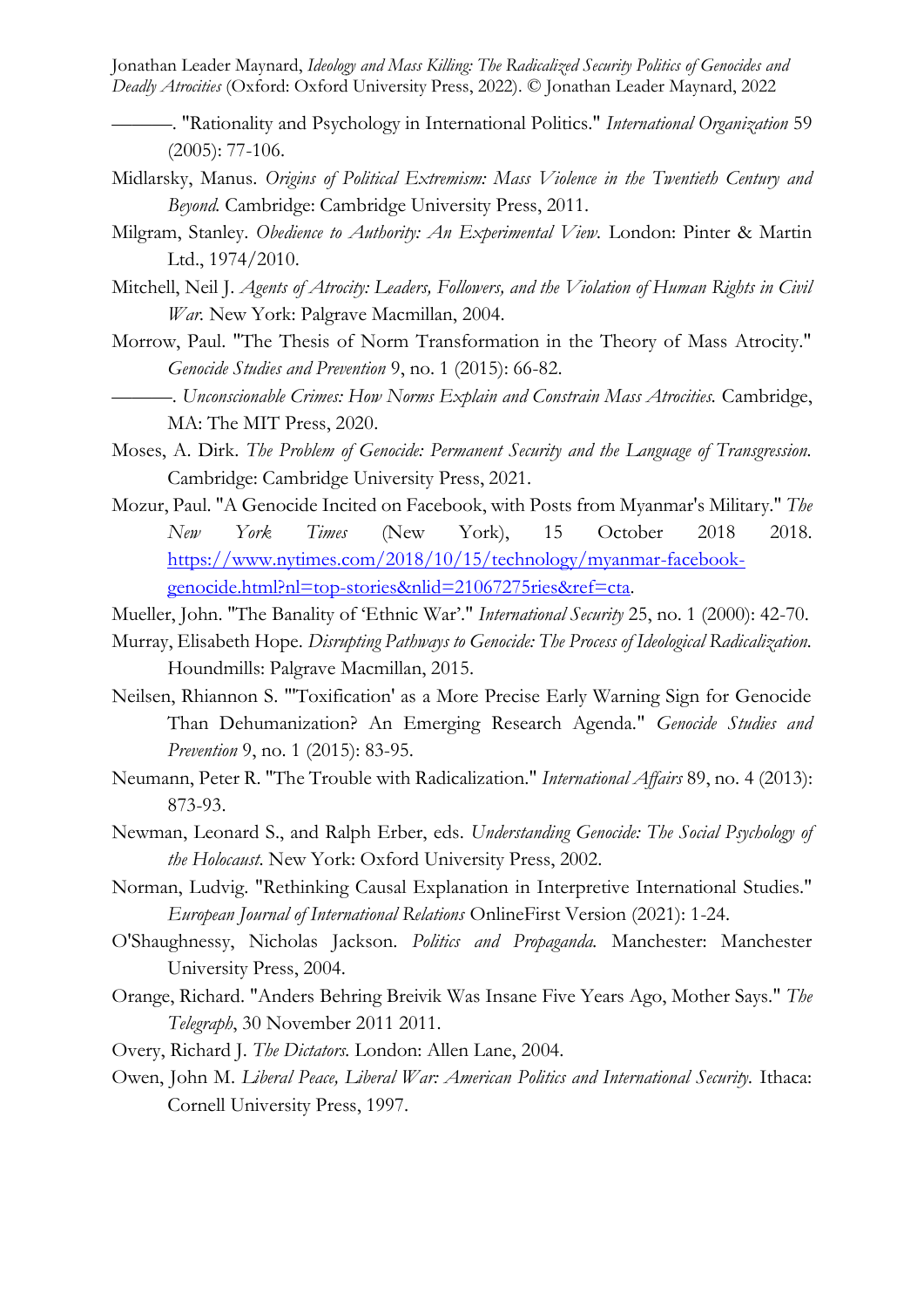———. "Rationality and Psychology in International Politics." *International Organization* 59 (2005): 77-106.

Midlarsky, Manus. *Origins of Political Extremism: Mass Violence in the Twentieth Century and Beyond.* Cambridge: Cambridge University Press, 2011.

Milgram, Stanley. *Obedience to Authority: An Experimental View.* London: Pinter & Martin Ltd., 1974/2010.

Mitchell, Neil J. *Agents of Atrocity: Leaders, Followers, and the Violation of Human Rights in Civil War.* New York: Palgrave Macmillan, 2004.

Morrow, Paul. "The Thesis of Norm Transformation in the Theory of Mass Atrocity." *Genocide Studies and Prevention* 9, no. 1 (2015): 66-82.

———. *Unconscionable Crimes: How Norms Explain and Constrain Mass Atrocities.* Cambridge, MA: The MIT Press, 2020.

Moses, A. Dirk. *The Problem of Genocide: Permanent Security and the Language of Transgression.* Cambridge: Cambridge University Press, 2021.

Mozur, Paul. "A Genocide Incited on Facebook, with Posts from Myanmar's Military." *The New York Times* (New York), 15 October 2018 2018. https://www.nytimes.com/2018/10/15/technology/myanmar-facebook-genocide.html?nl=top-stories&nlid=21067275ries&ref=cta.

Mueller, John. "The Banality of 'Ethnic War'." *International Security* 25, no. 1 (2000): 42-70.

Murray, Elisabeth Hope. *Disrupting Pathways to Genocide: The Process of Ideological Radicalization.* Houndmills: Palgrave Macmillan, 2015.

Neilsen, Rhiannon S. "'Toxification' as a More Precise Early Warning Sign for Genocide Than Dehumanization? An Emerging Research Agenda." *Genocide Studies and Prevention* 9, no. 1 (2015): 83-95.

Neumann, Peter R. "The Trouble with Radicalization." *International Affairs* 89, no. 4 (2013): 873-93.

Newman, Leonard S., and Ralph Erber, eds. *Understanding Genocide: The Social Psychology of the Holocaust.* New York: Oxford University Press, 2002.

Norman, Ludvig. "Rethinking Causal Explanation in Interpretive International Studies." *European Journal of International Relations* OnlineFirst Version (2021): 1-24.

O'Shaughnessy, Nicholas Jackson. *Politics and Propaganda.* Manchester: Manchester University Press, 2004.

Orange, Richard. "Anders Behring Breivik Was Insane Five Years Ago, Mother Says." *The Telegraph*, 30 November 2011 2011.

Overy, Richard J. *The Dictators.* London: Allen Lane, 2004.

Owen, John M. *Liberal Peace, Liberal War: American Politics and International Security.* Ithaca: Cornell University Press, 1997.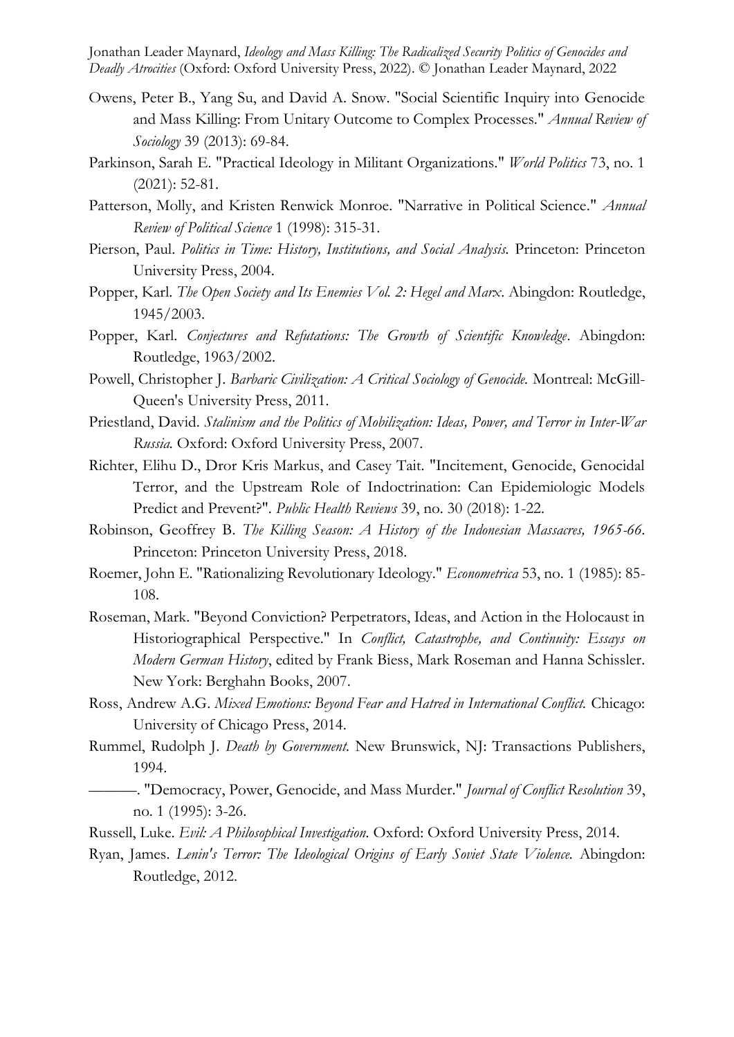Owens, Peter B., Yang Su, and David A. Snow. "Social Scientific Inquiry into Genocide and Mass Killing: From Unitary Outcome to Complex Processes." *Annual Review of Sociology* 39 (2013): 69-84.

Parkinson, Sarah E. "Practical Ideology in Militant Organizations." *World Politics* 73, no. 1 (2021): 52-81.

Patterson, Molly, and Kristen Renwick Monroe. "Narrative in Political Science." *Annual Review of Political Science* 1 (1998): 315-31.

Pierson, Paul. *Politics in Time: History, Institutions, and Social Analysis.* Princeton: Princeton University Press, 2004.

Popper, Karl. *The Open Society and Its Enemies Vol. 2: Hegel and Marx*. Abingdon: Routledge, 1945/2003.

Popper, Karl. *Conjectures and Refutations: The Growth of Scientific Knowledge*. Abingdon: Routledge, 1963/2002.

Powell, Christopher J. *Barbaric Civilization: A Critical Sociology of Genocide.* Montreal: McGill-Queen's University Press, 2011.

Priestland, David. *Stalinism and the Politics of Mobilization: Ideas, Power, and Terror in Inter-War Russia.* Oxford: Oxford University Press, 2007.

Richter, Elihu D., Dror Kris Markus, and Casey Tait. "Incitement, Genocide, Genocidal Terror, and the Upstream Role of Indoctrination: Can Epidemiologic Models Predict and Prevent?". *Public Health Reviews* 39, no. 30 (2018): 1-22.

Robinson, Geoffrey B. *The Killing Season: A History of the Indonesian Massacres, 1965-66.* Princeton: Princeton University Press, 2018.

Roemer, John E. "Rationalizing Revolutionary Ideology." *Econometrica* 53, no. 1 (1985): 85-108.

Roseman, Mark. "Beyond Conviction? Perpetrators, Ideas, and Action in the Holocaust in Historiographical Perspective." In *Conflict, Catastrophe, and Continuity: Essays on Modern German History*, edited by Frank Biess, Mark Roseman and Hanna Schissler. New York: Berghahn Books, 2007.

Ross, Andrew A.G. *Mixed Emotions: Beyond Fear and Hatred in International Conflict.* Chicago: University of Chicago Press, 2014.

Rummel, Rudolph J. *Death by Government.* New Brunswick, NJ: Transactions Publishers, 1994.

———. "Democracy, Power, Genocide, and Mass Murder." *Journal of Conflict Resolution* 39, no. 1 (1995): 3-26.

Russell, Luke. *Evil: A Philosophical Investigation.* Oxford: Oxford University Press, 2014.

Ryan, James. *Lenin's Terror: The Ideological Origins of Early Soviet State Violence.* Abingdon: Routledge, 2012.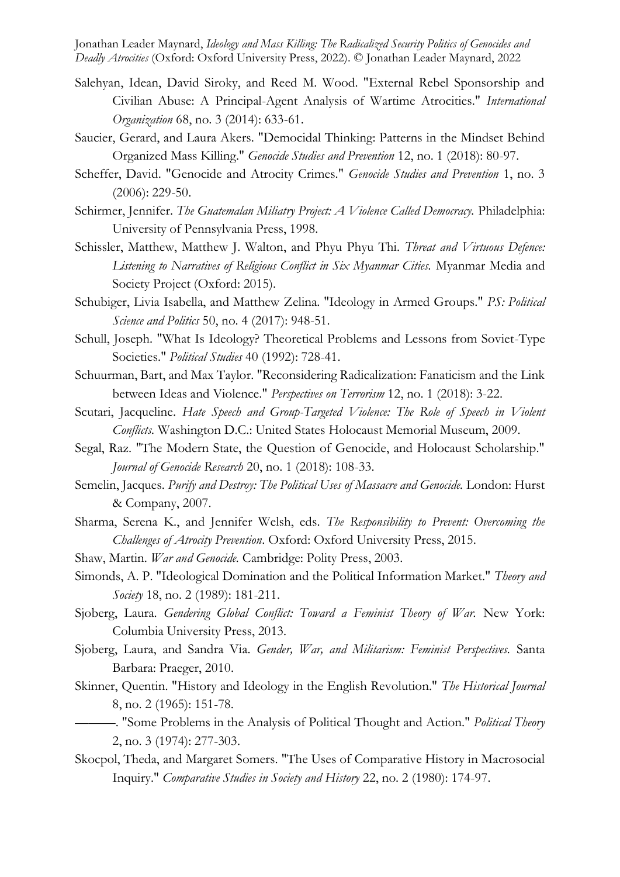Salehyan, Idean, David Siroky, and Reed M. Wood. "External Rebel Sponsorship and Civilian Abuse: A Principal-Agent Analysis of Wartime Atrocities." *International Organization* 68, no. 3 (2014): 633-61.

Saucier, Gerard, and Laura Akers. "Democidal Thinking: Patterns in the Mindset Behind Organized Mass Killing." *Genocide Studies and Prevention* 12, no. 1 (2018): 80-97.

Scheffer, David. "Genocide and Atrocity Crimes." *Genocide Studies and Prevention* 1, no. 3 (2006): 229-50.

Schirmer, Jennifer. *The Guatemalan Miliatry Project: A Violence Called Democracy.* Philadelphia: University of Pennsylvania Press, 1998.

Schissler, Matthew, Matthew J. Walton, and Phyu Phyu Thi. *Threat and Virtuous Defence: Listening to Narratives of Religious Conflict in Six Myanmar Cities.* Myanmar Media and Society Project (Oxford: 2015).

Schubiger, Livia Isabella, and Matthew Zelina. "Ideology in Armed Groups." *PS: Political Science and Politics* 50, no. 4 (2017): 948-51.

Schull, Joseph. "What Is Ideology? Theoretical Problems and Lessons from Soviet-Type Societies." *Political Studies* 40 (1992): 728-41.

Schuurman, Bart, and Max Taylor. "Reconsidering Radicalization: Fanaticism and the Link between Ideas and Violence." *Perspectives on Terrorism* 12, no. 1 (2018): 3-22.

Scutari, Jacqueline. *Hate Speech and Group-Targeted Violence: The Role of Speech in Violent Conflicts.* Washington D.C.: United States Holocaust Memorial Museum, 2009.

Segal, Raz. "The Modern State, the Question of Genocide, and Holocaust Scholarship." *Journal of Genocide Research* 20, no. 1 (2018): 108-33.

Semelin, Jacques. *Purify and Destroy: The Political Uses of Massacre and Genocide.* London: Hurst & Company, 2007.

Sharma, Serena K., and Jennifer Welsh, eds. *The Responsibility to Prevent: Overcoming the Challenges of Atrocity Prevention*. Oxford: Oxford University Press, 2015.

Shaw, Martin. *War and Genocide.* Cambridge: Polity Press, 2003.

Simonds, A. P. "Ideological Domination and the Political Information Market." *Theory and Society* 18, no. 2 (1989): 181-211.

Sjoberg, Laura. *Gendering Global Conflict: Toward a Feminist Theory of War.* New York: Columbia University Press, 2013.

Sjoberg, Laura, and Sandra Via. *Gender, War, and Militarism: Feminist Perspectives.* Santa Barbara: Praeger, 2010.

Skinner, Quentin. "History and Ideology in the English Revolution." *The Historical Journal* 8, no. 2 (1965): 151-78.

———. "Some Problems in the Analysis of Political Thought and Action." *Political Theory* 2, no. 3 (1974): 277-303.

Skocpol, Theda, and Margaret Somers. "The Uses of Comparative History in Macrosocial Inquiry." *Comparative Studies in Society and History* 22, no. 2 (1980): 174-97.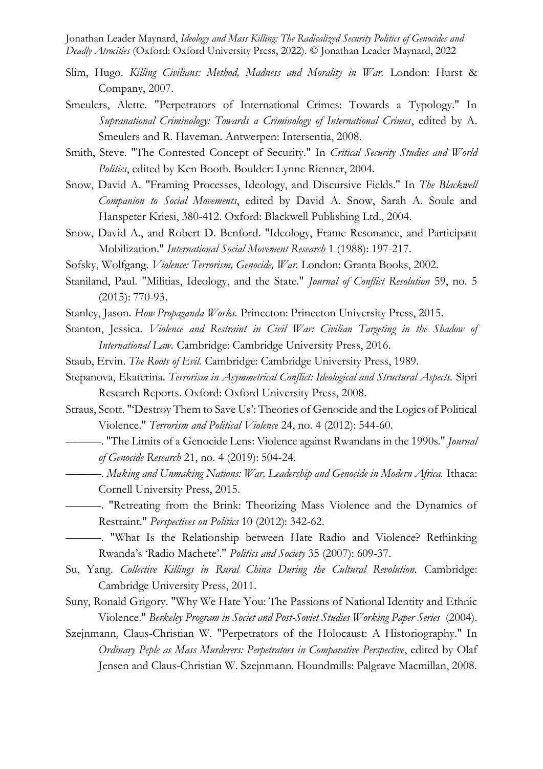Slim, Hugo. *Killing Civilians: Method, Madness and Morality in War.* London: Hurst & Company, 2007.

Smeulers, Alette. "Perpetrators of International Crimes: Towards a Typology." In *Supranational Criminology: Towards a Criminology of International Crimes*, edited by A. Smeulers and R. Haveman. Antwerpen: Intersentia, 2008.

Smith, Steve. "The Contested Concept of Security." In *Critical Security Studies and World Politics*, edited by Ken Booth. Boulder: Lynne Rienner, 2004.

Snow, David A. "Framing Processes, Ideology, and Discursive Fields." In *The Blackwell Companion to Social Movements*, edited by David A. Snow, Sarah A. Soule and Hanspeter Kriesi, 380-412. Oxford: Blackwell Publishing Ltd., 2004.

Snow, David A., and Robert D. Benford. "Ideology, Frame Resonance, and Participant Mobilization." *International Social Movement Research* 1 (1988): 197-217.

Sofsky, Wolfgang. *Violence: Terrorism, Genocide, War.* London: Granta Books, 2002.

Staniland, Paul. "Militias, Ideology, and the State." *Journal of Conflict Resolution* 59, no. 5 (2015): 770-93.

Stanley, Jason. *How Propaganda Works.* Princeton: Princeton University Press, 2015.

Stanton, Jessica. *Violence and Restraint in Civil War: Civilian Targeting in the Shadow of International Law.* Cambridge: Cambridge University Press, 2016.

Staub, Ervin. *The Roots of Evil.* Cambridge: Cambridge University Press, 1989.

Stepanova, Ekaterina. *Terrorism in Asymmetrical Conflict: Ideological and Structural Aspects.* Sipri Research Reports. Oxford: Oxford University Press, 2008.

Straus, Scott. "'Destroy Them to Save Us': Theories of Genocide and the Logics of Political Violence." *Terrorism and Political Violence* 24, no. 4 (2012): 544-60.

———. "The Limits of a Genocide Lens: Violence against Rwandans in the 1990s." *Journal of Genocide Research* 21, no. 4 (2019): 504-24.

———. *Making and Unmaking Nations: War, Leadership and Genocide in Modern Africa.* Ithaca: Cornell University Press, 2015.

———. "Retreating from the Brink: Theorizing Mass Violence and the Dynamics of Restraint." *Perspectives on Politics* 10 (2012): 342-62.

———. "What Is the Relationship between Hate Radio and Violence? Rethinking Rwanda's 'Radio Machete'." *Politics and Society* 35 (2007): 609-37.

Su, Yang. *Collective Killings in Rural China During the Cultural Revolution.* Cambridge: Cambridge University Press, 2011.

Suny, Ronald Grigory. "Why We Hate You: The Passions of National Identity and Ethnic Violence." *Berkeley Program in Societ and Post-Soviet Studies Working Paper Series* (2004).

Szejnmann, Claus-Christian W. "Perpetrators of the Holocaust: A Historiography." In *Ordinary Peple as Mass Murderers: Perpetrators in Comparative Perspective*, edited by Olaf Jensen and Claus-Christian W. Szejnmann. Houndmills: Palgrave Macmillan, 2008.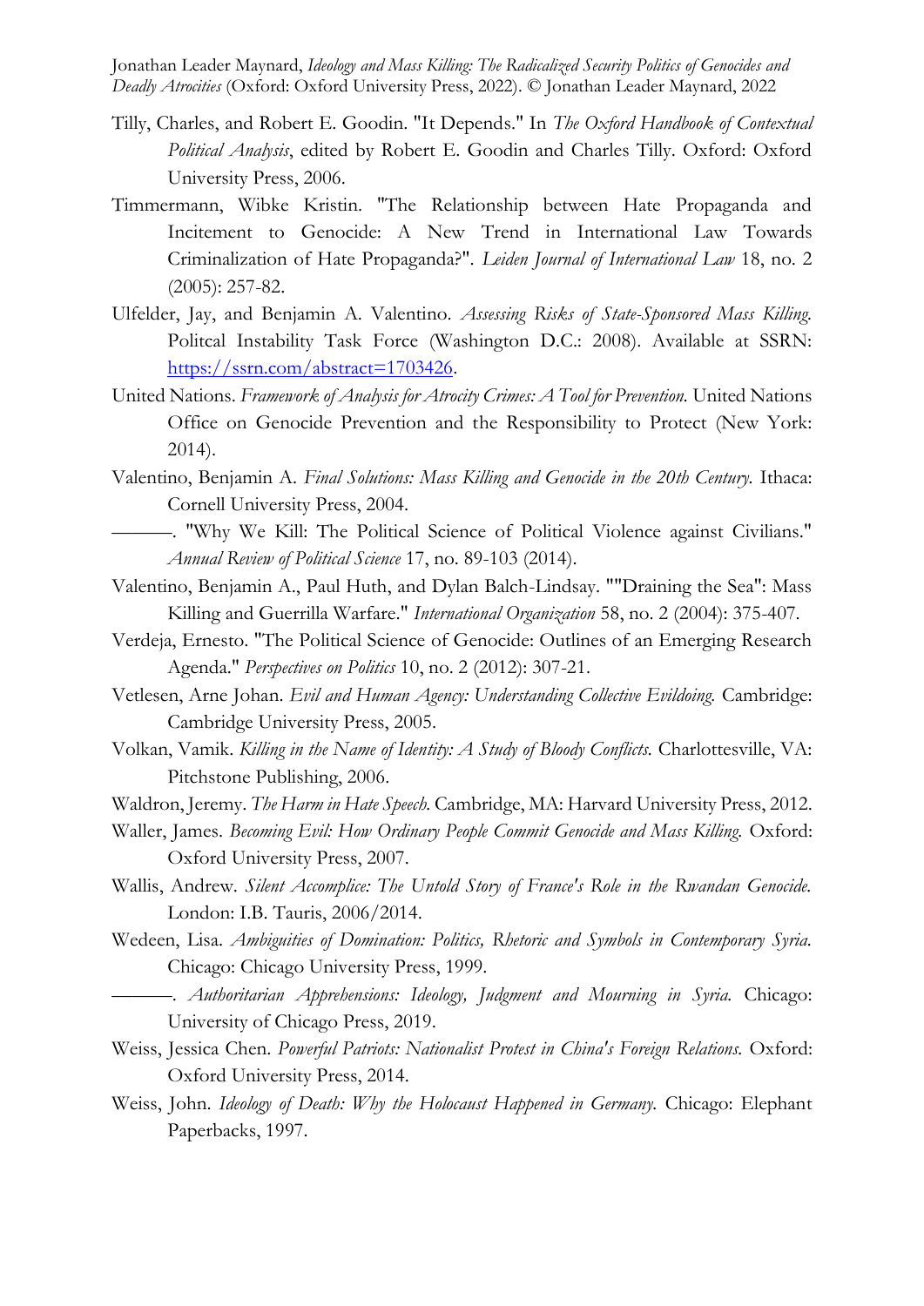Tilly, Charles, and Robert E. Goodin. "It Depends." In *The Oxford Handbook of Contextual Political Analysis*, edited by Robert E. Goodin and Charles Tilly. Oxford: Oxford University Press, 2006.

Timmermann, Wibke Kristin. "The Relationship between Hate Propaganda and Incitement to Genocide: A New Trend in International Law Towards Criminalization of Hate Propaganda?". *Leiden Journal of International Law* 18, no. 2 (2005): 257-82.

Ulfelder, Jay, and Benjamin A. Valentino. *Assessing Risks of State-Sponsored Mass Killing.* Politcal Instability Task Force (Washington D.C.: 2008). Available at SSRN: https://ssrn.com/abstract=1703426.

United Nations. *Framework of Analysis for Atrocity Crimes: A Tool for Prevention.* United Nations Office on Genocide Prevention and the Responsibility to Protect (New York: 2014).

Valentino, Benjamin A. *Final Solutions: Mass Killing and Genocide in the 20th Century.* Ithaca: Cornell University Press, 2004.

———. "Why We Kill: The Political Science of Political Violence against Civilians." *Annual Review of Political Science* 17, no. 89-103 (2014).

Valentino, Benjamin A., Paul Huth, and Dylan Balch-Lindsay. ""Draining the Sea": Mass Killing and Guerrilla Warfare." *International Organization* 58, no. 2 (2004): 375-407.

Verdeja, Ernesto. "The Political Science of Genocide: Outlines of an Emerging Research Agenda." *Perspectives on Politics* 10, no. 2 (2012): 307-21.

Vetlesen, Arne Johan. *Evil and Human Agency: Understanding Collective Evildoing.* Cambridge: Cambridge University Press, 2005.

Volkan, Vamik. *Killing in the Name of Identity: A Study of Bloody Conflicts.* Charlottesville, VA: Pitchstone Publishing, 2006.

Waldron, Jeremy. *The Harm in Hate Speech.* Cambridge, MA: Harvard University Press, 2012.

Waller, James. *Becoming Evil: How Ordinary People Commit Genocide and Mass Killing.* Oxford: Oxford University Press, 2007.

Wallis, Andrew. *Silent Accomplice: The Untold Story of France's Role in the Rwandan Genocide.* London: I.B. Tauris, 2006/2014.

Wedeen, Lisa. *Ambiguities of Domination: Politics, Rhetoric and Symbols in Contemporary Syria.* Chicago: Chicago University Press, 1999.

———. *Authoritarian Apprehensions: Ideology, Judgment and Mourning in Syria.* Chicago: University of Chicago Press, 2019.

Weiss, Jessica Chen. *Powerful Patriots: Nationalist Protest in China's Foreign Relations.* Oxford: Oxford University Press, 2014.

Weiss, John. *Ideology of Death: Why the Holocaust Happened in Germany.* Chicago: Elephant Paperbacks, 1997.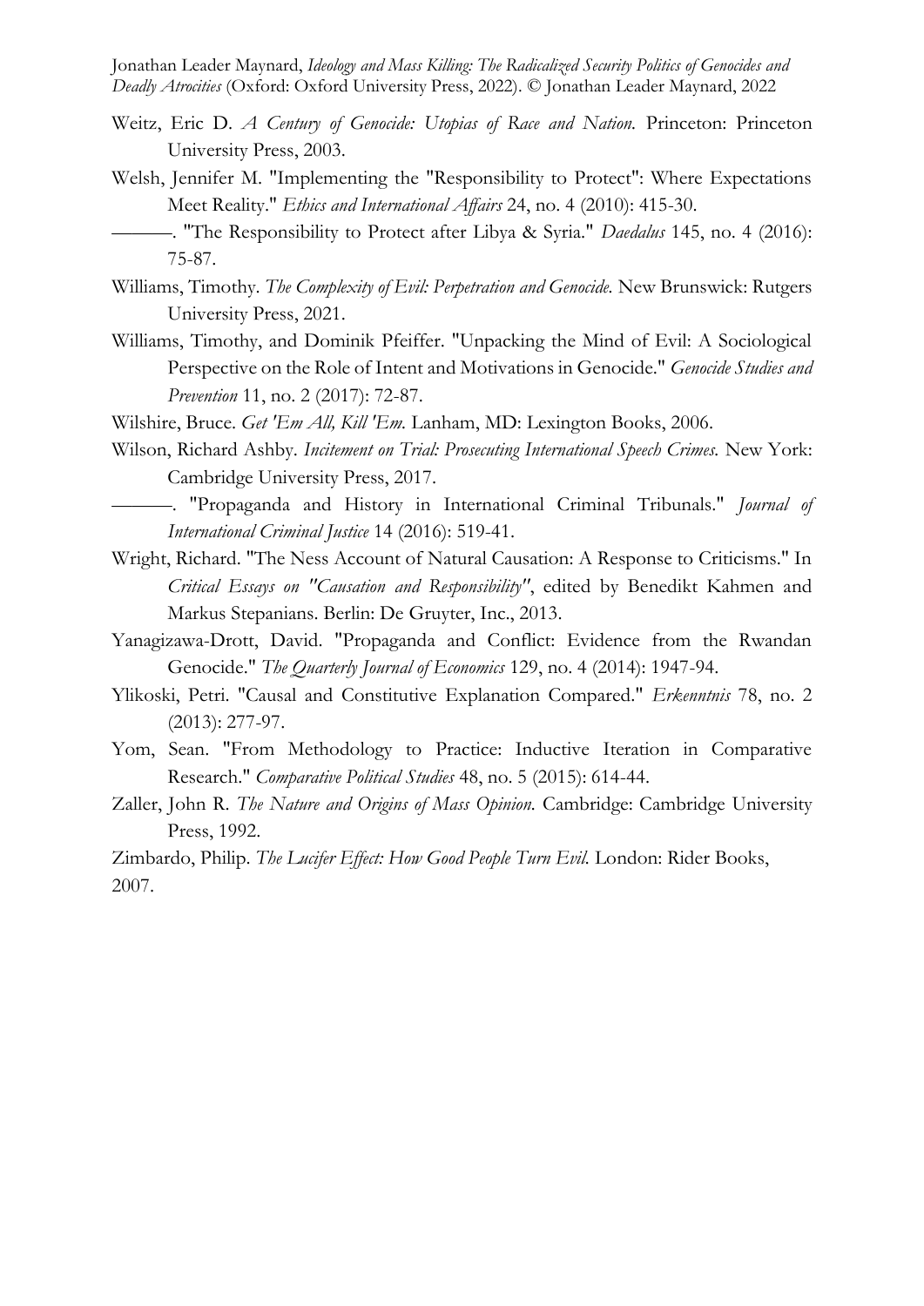Weitz, Eric D. *A Century of Genocide: Utopias of Race and Nation.* Princeton: Princeton University Press, 2003.

Welsh, Jennifer M. "Implementing the "Responsibility to Protect": Where Expectations Meet Reality." *Ethics and International Affairs* 24, no. 4 (2010): 415-30.

———. "The Responsibility to Protect after Libya & Syria." *Daedalus* 145, no. 4 (2016): 75-87.

Williams, Timothy. *The Complexity of Evil: Perpetration and Genocide.* New Brunswick: Rutgers University Press, 2021.

Williams, Timothy, and Dominik Pfeiffer. "Unpacking the Mind of Evil: A Sociological Perspective on the Role of Intent and Motivations in Genocide." *Genocide Studies and Prevention* 11, no. 2 (2017): 72-87.

Wilshire, Bruce. *Get 'Em All, Kill 'Em.* Lanham, MD: Lexington Books, 2006.

Wilson, Richard Ashby. *Incitement on Trial: Prosecuting International Speech Crimes.* New York: Cambridge University Press, 2017.

———. "Propaganda and History in International Criminal Tribunals." *Journal of International Criminal Justice* 14 (2016): 519-41.

Wright, Richard. "The Ness Account of Natural Causation: A Response to Criticisms." In *Critical Essays on "Causation and Responsibility"*, edited by Benedikt Kahmen and Markus Stepanians. Berlin: De Gruyter, Inc., 2013.

Yanagizawa-Drott, David. "Propaganda and Conflict: Evidence from the Rwandan Genocide." *The Quarterly Journal of Economics* 129, no. 4 (2014): 1947-94.

Ylikoski, Petri. "Causal and Constitutive Explanation Compared." *Erkenntnis* 78, no. 2 (2013): 277-97.

Yom, Sean. "From Methodology to Practice: Inductive Iteration in Comparative Research." *Comparative Political Studies* 48, no. 5 (2015): 614-44.

Zaller, John R. *The Nature and Origins of Mass Opinion.* Cambridge: Cambridge University Press, 1992.

Zimbardo, Philip. *The Lucifer Effect: How Good People Turn Evil.* London: Rider Books, 2007.